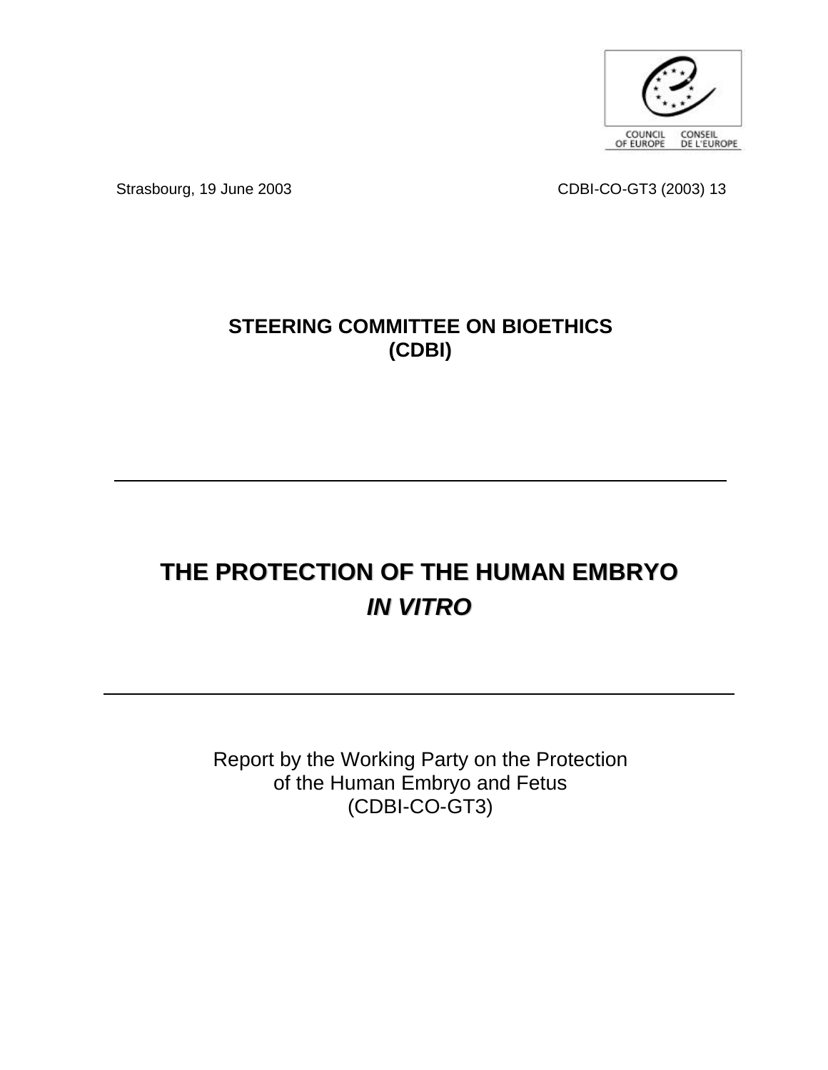COUNCIL OF EUROPE CONSEIL DE L'EUROPE

Strasbourg, 19 June 2003 CDBI-CO-GT3 (2003) 13

**STEERING COMMITTEE ON BIOETHICS (CDBI)**

---

# THE PROTECTION OF THE HUMAN EMBRYO *IN VITRO*

---

Report by the Working Party on the Protection of the Human Embryo and Fetus (CDBI-CO-GT3)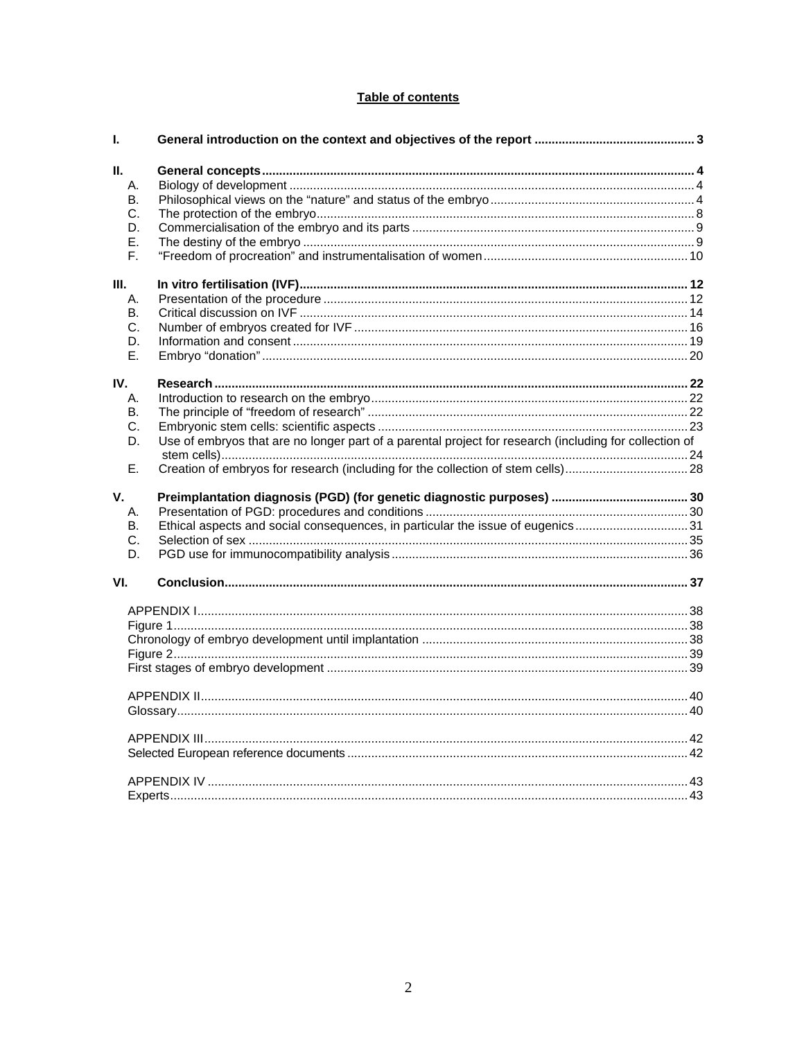## Table of contents

**I. General introduction on the context and objectives of the report .............................................. 3**

**II. General concepts ............................................................................................................................ 4**

- A. Biology of development ..................................................................................................................... 4
- B. Philosophical views on the "nature" and status of the embryo ........................................................... 4
- C. The protection of the embryo ............................................................................................................. 8
- D. Commercialisation of the embryo and its parts .................................................................................. 9
- E. The destiny of the embryo ................................................................................................................. 9
- F. "Freedom of procreation" and instrumentalisation of women ............................................................ 10

**III. In vitro fertilisation (IVF) ................................................................................................................ 12**

- A. Presentation of the procedure ......................................................................................................... 12
- B. Critical discussion on IVF ................................................................................................................ 14
- C. Number of embryos created for IVF ................................................................................................ 16
- D. Information and consent .................................................................................................................. 19
- E. Embryo "donation" ........................................................................................................................... 20

**IV. Research ......................................................................................................................................... 22**

- A. Introduction to research on the embryo ........................................................................................... 22
- B. The principle of "freedom of research" ............................................................................................. 22
- C. Embryonic stem cells: scientific aspects .......................................................................................... 23
- D. Use of embryos that are no longer part of a parental project for research (including for collection of stem cells) ....................................................................................................................................... 24
- E. Creation of embryos for research (including for the collection of stem cells) .................................... 28

**V. Preimplantation diagnosis (PGD) (for genetic diagnostic purposes) ........................................ 30**

- A. Presentation of PGD: procedures and conditions ............................................................................ 30
- B. Ethical aspects and social consequences, in particular the issue of eugenics ................................. 31
- C. Selection of sex ............................................................................................................................... 35
- D. PGD use for immunocompatibility analysis ...................................................................................... 36

**VI. Conclusion ...................................................................................................................................... 37**

APPENDIX I ............................................................................................................................................. 38
Figure 1 ................................................................................................................................................... 38
Chronology of embryo development until implantation ............................................................................ 38
Figure 2 ................................................................................................................................................... 39
First stages of embryo development ........................................................................................................ 39

APPENDIX II ............................................................................................................................................ 40
Glossary ................................................................................................................................................... 40

APPENDIX III ........................................................................................................................................... 42
Selected European reference documents ................................................................................................. 42

APPENDIX IV .......................................................................................................................................... 43
Experts ..................................................................................................................................................... 43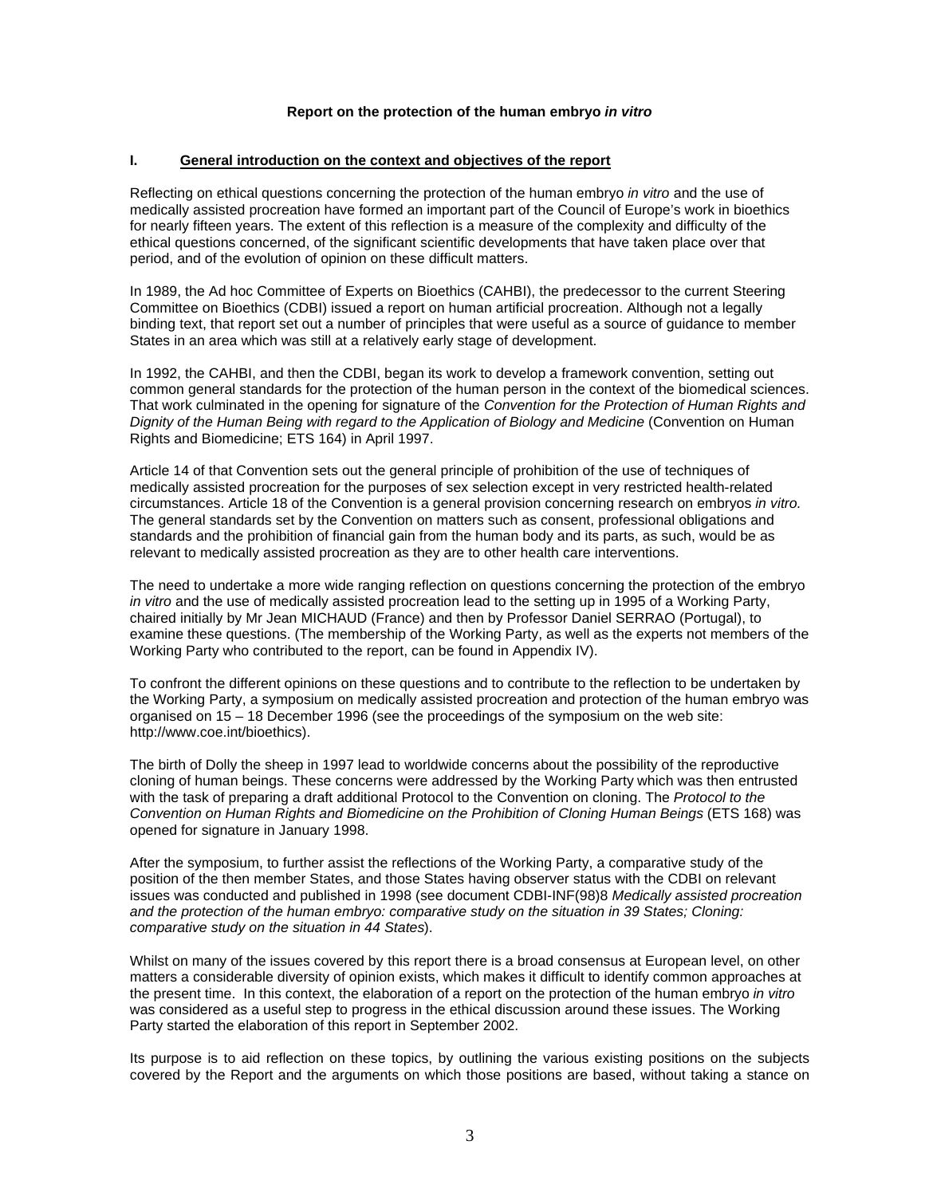# Report on the protection of the human embryo *in vitro*

## I. General introduction on the context and objectives of the report

Reflecting on ethical questions concerning the protection of the human embryo *in vitro* and the use of medically assisted procreation have formed an important part of the Council of Europe's work in bioethics for nearly fifteen years. The extent of this reflection is a measure of the complexity and difficulty of the ethical questions concerned, of the significant scientific developments that have taken place over that period, and of the evolution of opinion on these difficult matters.

In 1989, the Ad hoc Committee of Experts on Bioethics (CAHBI), the predecessor to the current Steering Committee on Bioethics (CDBI) issued a report on human artificial procreation. Although not a legally binding text, that report set out a number of principles that were useful as a source of guidance to member States in an area which was still at a relatively early stage of development.

In 1992, the CAHBI, and then the CDBI, began its work to develop a framework convention, setting out common general standards for the protection of the human person in the context of the biomedical sciences. That work culminated in the opening for signature of the *Convention for the Protection of Human Rights and Dignity of the Human Being with regard to the Application of Biology and Medicine* (Convention on Human Rights and Biomedicine; ETS 164) in April 1997.

Article 14 of that Convention sets out the general principle of prohibition of the use of techniques of medically assisted procreation for the purposes of sex selection except in very restricted health-related circumstances. Article 18 of the Convention is a general provision concerning research on embryos *in vitro.* The general standards set by the Convention on matters such as consent, professional obligations and standards and the prohibition of financial gain from the human body and its parts, as such, would be as relevant to medically assisted procreation as they are to other health care interventions.

The need to undertake a more wide ranging reflection on questions concerning the protection of the embryo *in vitro* and the use of medically assisted procreation lead to the setting up in 1995 of a Working Party, chaired initially by Mr Jean MICHAUD (France) and then by Professor Daniel SERRAO (Portugal), to examine these questions. (The membership of the Working Party, as well as the experts not members of the Working Party who contributed to the report, can be found in Appendix IV).

To confront the different opinions on these questions and to contribute to the reflection to be undertaken by the Working Party, a symposium on medically assisted procreation and protection of the human embryo was organised on 15 – 18 December 1996 (see the proceedings of the symposium on the web site: http://www.coe.int/bioethics).

The birth of Dolly the sheep in 1997 lead to worldwide concerns about the possibility of the reproductive cloning of human beings. These concerns were addressed by the Working Party which was then entrusted with the task of preparing a draft additional Protocol to the Convention on cloning. The *Protocol to the Convention on Human Rights and Biomedicine on the Prohibition of Cloning Human Beings* (ETS 168) was opened for signature in January 1998.

After the symposium, to further assist the reflections of the Working Party, a comparative study of the position of the then member States, and those States having observer status with the CDBI on relevant issues was conducted and published in 1998 (see document CDBI-INF(98)8 *Medically assisted procreation and the protection of the human embryo: comparative study on the situation in 39 States; Cloning: comparative study on the situation in 44 States*).

Whilst on many of the issues covered by this report there is a broad consensus at European level, on other matters a considerable diversity of opinion exists, which makes it difficult to identify common approaches at the present time. In this context, the elaboration of a report on the protection of the human embryo *in vitro* was considered as a useful step to progress in the ethical discussion around these issues. The Working Party started the elaboration of this report in September 2002.

Its purpose is to aid reflection on these topics, by outlining the various existing positions on the subjects covered by the Report and the arguments on which those positions are based, without taking a stance on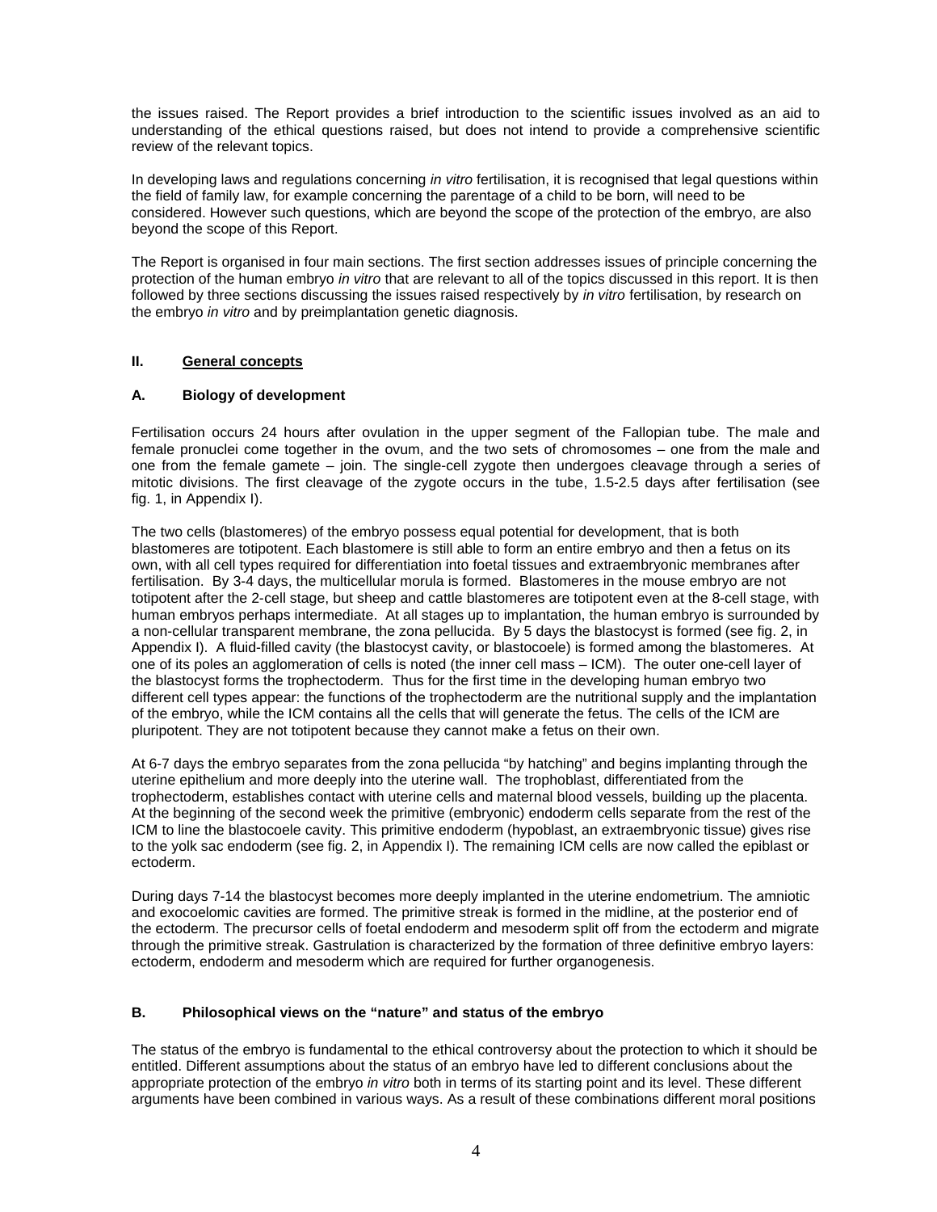the issues raised. The Report provides a brief introduction to the scientific issues involved as an aid to understanding of the ethical questions raised, but does not intend to provide a comprehensive scientific review of the relevant topics.

In developing laws and regulations concerning *in vitro* fertilisation, it is recognised that legal questions within the field of family law, for example concerning the parentage of a child to be born, will need to be considered. However such questions, which are beyond the scope of the protection of the embryo, are also beyond the scope of this Report.

The Report is organised in four main sections. The first section addresses issues of principle concerning the protection of the human embryo *in vitro* that are relevant to all of the topics discussed in this report. It is then followed by three sections discussing the issues raised respectively by *in vitro* fertilisation, by research on the embryo *in vitro* and by preimplantation genetic diagnosis.

## II. General concepts

### A. Biology of development

Fertilisation occurs 24 hours after ovulation in the upper segment of the Fallopian tube. The male and female pronuclei come together in the ovum, and the two sets of chromosomes – one from the male and one from the female gamete – join. The single-cell zygote then undergoes cleavage through a series of mitotic divisions. The first cleavage of the zygote occurs in the tube, 1.5-2.5 days after fertilisation (see fig. 1, in Appendix I).

The two cells (blastomeres) of the embryo possess equal potential for development, that is both blastomeres are totipotent. Each blastomere is still able to form an entire embryo and then a fetus on its own, with all cell types required for differentiation into foetal tissues and extraembryonic membranes after fertilisation. By 3-4 days, the multicellular morula is formed. Blastomeres in the mouse embryo are not totipotent after the 2-cell stage, but sheep and cattle blastomeres are totipotent even at the 8-cell stage, with human embryos perhaps intermediate. At all stages up to implantation, the human embryo is surrounded by a non-cellular transparent membrane, the zona pellucida. By 5 days the blastocyst is formed (see fig. 2, in Appendix I). A fluid-filled cavity (the blastocyst cavity, or blastocoele) is formed among the blastomeres. At one of its poles an agglomeration of cells is noted (the inner cell mass – ICM). The outer one-cell layer of the blastocyst forms the trophectoderm. Thus for the first time in the developing human embryo two different cell types appear: the functions of the trophectoderm are the nutritional supply and the implantation of the embryo, while the ICM contains all the cells that will generate the fetus. The cells of the ICM are pluripotent. They are not totipotent because they cannot make a fetus on their own.

At 6-7 days the embryo separates from the zona pellucida "by hatching" and begins implanting through the uterine epithelium and more deeply into the uterine wall. The trophoblast, differentiated from the trophectoderm, establishes contact with uterine cells and maternal blood vessels, building up the placenta. At the beginning of the second week the primitive (embryonic) endoderm cells separate from the rest of the ICM to line the blastocoele cavity. This primitive endoderm (hypoblast, an extraembryonic tissue) gives rise to the yolk sac endoderm (see fig. 2, in Appendix I). The remaining ICM cells are now called the epiblast or ectoderm.

During days 7-14 the blastocyst becomes more deeply implanted in the uterine endometrium. The amniotic and exocoelomic cavities are formed. The primitive streak is formed in the midline, at the posterior end of the ectoderm. The precursor cells of foetal endoderm and mesoderm split off from the ectoderm and migrate through the primitive streak. Gastrulation is characterized by the formation of three definitive embryo layers: ectoderm, endoderm and mesoderm which are required for further organogenesis.

### B. Philosophical views on the "nature" and status of the embryo

The status of the embryo is fundamental to the ethical controversy about the protection to which it should be entitled. Different assumptions about the status of an embryo have led to different conclusions about the appropriate protection of the embryo *in vitro* both in terms of its starting point and its level. These different arguments have been combined in various ways. As a result of these combinations different moral positions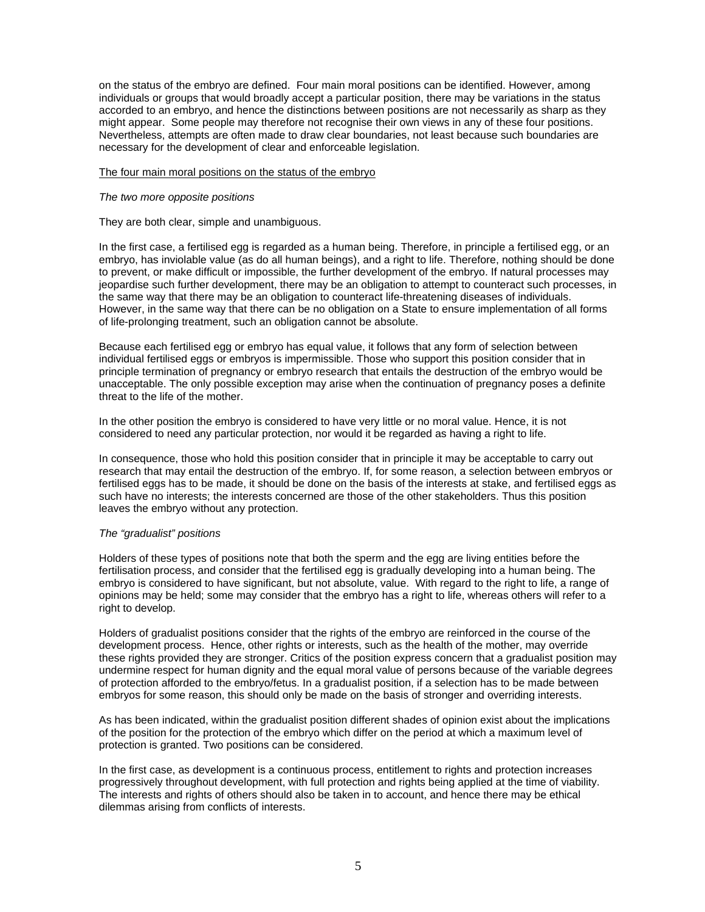on the status of the embryo are defined. Four main moral positions can be identified. However, among individuals or groups that would broadly accept a particular position, there may be variations in the status accorded to an embryo, and hence the distinctions between positions are not necessarily as sharp as they might appear. Some people may therefore not recognise their own views in any of these four positions. Nevertheless, attempts are often made to draw clear boundaries, not least because such boundaries are necessary for the development of clear and enforceable legislation.

<u>The four main moral positions on the status of the embryo</u>

*The two more opposite positions*

They are both clear, simple and unambiguous.

In the first case, a fertilised egg is regarded as a human being. Therefore, in principle a fertilised egg, or an embryo, has inviolable value (as do all human beings), and a right to life. Therefore, nothing should be done to prevent, or make difficult or impossible, the further development of the embryo. If natural processes may jeopardise such further development, there may be an obligation to attempt to counteract such processes, in the same way that there may be an obligation to counteract life-threatening diseases of individuals. However, in the same way that there can be no obligation on a State to ensure implementation of all forms of life-prolonging treatment, such an obligation cannot be absolute.

Because each fertilised egg or embryo has equal value, it follows that any form of selection between individual fertilised eggs or embryos is impermissible. Those who support this position consider that in principle termination of pregnancy or embryo research that entails the destruction of the embryo would be unacceptable. The only possible exception may arise when the continuation of pregnancy poses a definite threat to the life of the mother.

In the other position the embryo is considered to have very little or no moral value. Hence, it is not considered to need any particular protection, nor would it be regarded as having a right to life.

In consequence, those who hold this position consider that in principle it may be acceptable to carry out research that may entail the destruction of the embryo. If, for some reason, a selection between embryos or fertilised eggs has to be made, it should be done on the basis of the interests at stake, and fertilised eggs as such have no interests; the interests concerned are those of the other stakeholders. Thus this position leaves the embryo without any protection.

*The "gradualist" positions*

Holders of these types of positions note that both the sperm and the egg are living entities before the fertilisation process, and consider that the fertilised egg is gradually developing into a human being. The embryo is considered to have significant, but not absolute, value. With regard to the right to life, a range of opinions may be held; some may consider that the embryo has a right to life, whereas others will refer to a right to develop.

Holders of gradualist positions consider that the rights of the embryo are reinforced in the course of the development process. Hence, other rights or interests, such as the health of the mother, may override these rights provided they are stronger. Critics of the position express concern that a gradualist position may undermine respect for human dignity and the equal moral value of persons because of the variable degrees of protection afforded to the embryo/fetus. In a gradualist position, if a selection has to be made between embryos for some reason, this should only be made on the basis of stronger and overriding interests.

As has been indicated, within the gradualist position different shades of opinion exist about the implications of the position for the protection of the embryo which differ on the period at which a maximum level of protection is granted. Two positions can be considered.

In the first case, as development is a continuous process, entitlement to rights and protection increases progressively throughout development, with full protection and rights being applied at the time of viability. The interests and rights of others should also be taken in to account, and hence there may be ethical dilemmas arising from conflicts of interests.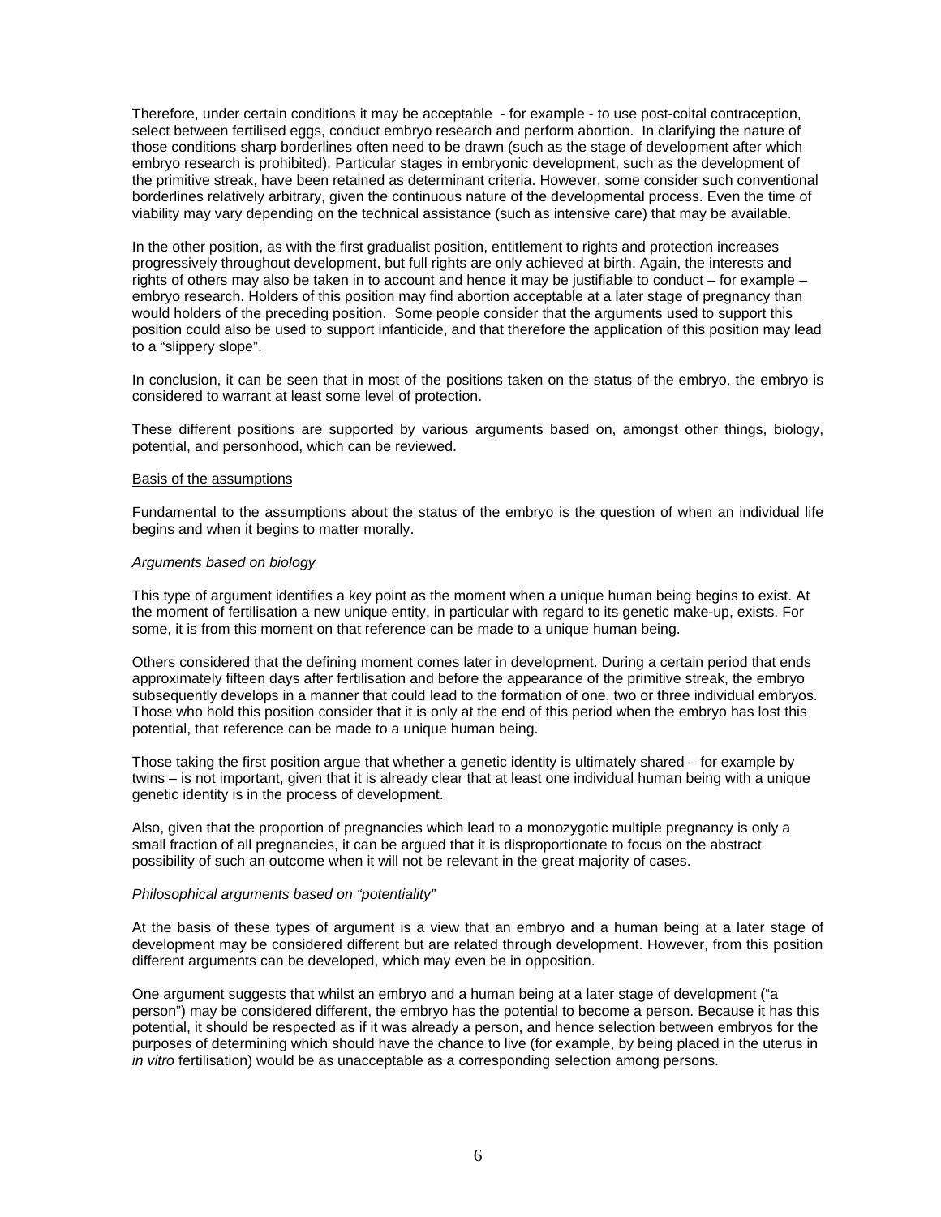Therefore, under certain conditions it may be acceptable - for example - to use post-coital contraception, select between fertilised eggs, conduct embryo research and perform abortion. In clarifying the nature of those conditions sharp borderlines often need to be drawn (such as the stage of development after which embryo research is prohibited). Particular stages in embryonic development, such as the development of the primitive streak, have been retained as determinant criteria. However, some consider such conventional borderlines relatively arbitrary, given the continuous nature of the developmental process. Even the time of viability may vary depending on the technical assistance (such as intensive care) that may be available.

In the other position, as with the first gradualist position, entitlement to rights and protection increases progressively throughout development, but full rights are only achieved at birth. Again, the interests and rights of others may also be taken in to account and hence it may be justifiable to conduct – for example – embryo research. Holders of this position may find abortion acceptable at a later stage of pregnancy than would holders of the preceding position. Some people consider that the arguments used to support this position could also be used to support infanticide, and that therefore the application of this position may lead to a "slippery slope".

In conclusion, it can be seen that in most of the positions taken on the status of the embryo, the embryo is considered to warrant at least some level of protection.

These different positions are supported by various arguments based on, amongst other things, biology, potential, and personhood, which can be reviewed.

<u>Basis of the assumptions</u>

Fundamental to the assumptions about the status of the embryo is the question of when an individual life begins and when it begins to matter morally.

*Arguments based on biology*

This type of argument identifies a key point as the moment when a unique human being begins to exist. At the moment of fertilisation a new unique entity, in particular with regard to its genetic make-up, exists. For some, it is from this moment on that reference can be made to a unique human being.

Others considered that the defining moment comes later in development. During a certain period that ends approximately fifteen days after fertilisation and before the appearance of the primitive streak, the embryo subsequently develops in a manner that could lead to the formation of one, two or three individual embryos. Those who hold this position consider that it is only at the end of this period when the embryo has lost this potential, that reference can be made to a unique human being.

Those taking the first position argue that whether a genetic identity is ultimately shared – for example by twins – is not important, given that it is already clear that at least one individual human being with a unique genetic identity is in the process of development.

Also, given that the proportion of pregnancies which lead to a monozygotic multiple pregnancy is only a small fraction of all pregnancies, it can be argued that it is disproportionate to focus on the abstract possibility of such an outcome when it will not be relevant in the great majority of cases.

*Philosophical arguments based on "potentiality"*

At the basis of these types of argument is a view that an embryo and a human being at a later stage of development may be considered different but are related through development. However, from this position different arguments can be developed, which may even be in opposition.

One argument suggests that whilst an embryo and a human being at a later stage of development ("a person") may be considered different, the embryo has the potential to become a person. Because it has this potential, it should be respected as if it was already a person, and hence selection between embryos for the purposes of determining which should have the chance to live (for example, by being placed in the uterus in *in vitro* fertilisation) would be as unacceptable as a corresponding selection among persons.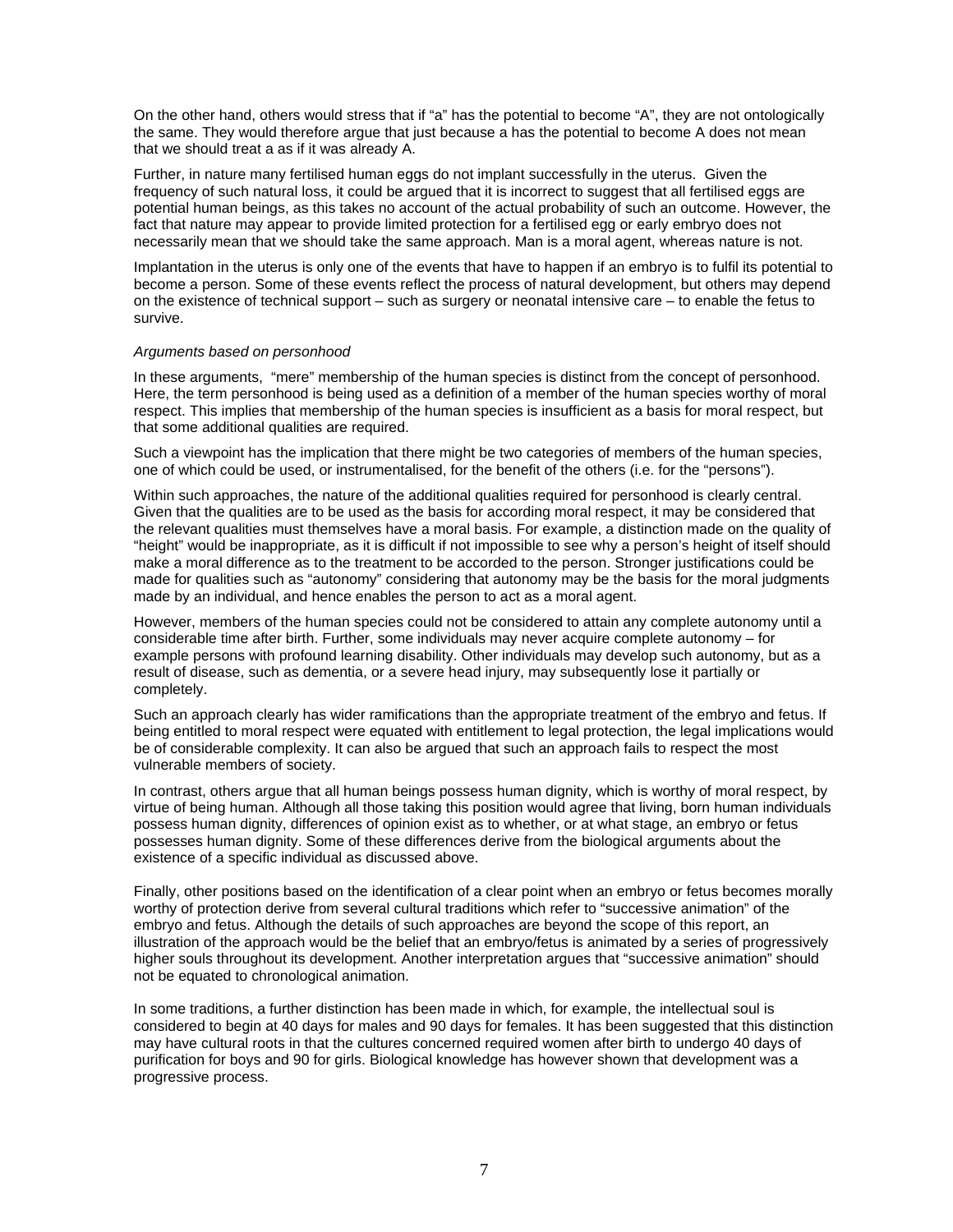On the other hand, others would stress that if “a” has the potential to become “A”, they are not ontologically the same. They would therefore argue that just because a has the potential to become A does not mean that we should treat a as if it was already A.

Further, in nature many fertilised human eggs do not implant successfully in the uterus. Given the frequency of such natural loss, it could be argued that it is incorrect to suggest that all fertilised eggs are potential human beings, as this takes no account of the actual probability of such an outcome. However, the fact that nature may appear to provide limited protection for a fertilised egg or early embryo does not necessarily mean that we should take the same approach. Man is a moral agent, whereas nature is not.

Implantation in the uterus is only one of the events that have to happen if an embryo is to fulfil its potential to become a person. Some of these events reflect the process of natural development, but others may depend on the existence of technical support – such as surgery or neonatal intensive care – to enable the fetus to survive.

*Arguments based on personhood*

In these arguments, “mere” membership of the human species is distinct from the concept of personhood. Here, the term personhood is being used as a definition of a member of the human species worthy of moral respect. This implies that membership of the human species is insufficient as a basis for moral respect, but that some additional qualities are required.

Such a viewpoint has the implication that there might be two categories of members of the human species, one of which could be used, or instrumentalised, for the benefit of the others (i.e. for the “persons”).

Within such approaches, the nature of the additional qualities required for personhood is clearly central. Given that the qualities are to be used as the basis for according moral respect, it may be considered that the relevant qualities must themselves have a moral basis. For example, a distinction made on the quality of “height” would be inappropriate, as it is difficult if not impossible to see why a person’s height of itself should make a moral difference as to the treatment to be accorded to the person. Stronger justifications could be made for qualities such as “autonomy” considering that autonomy may be the basis for the moral judgments made by an individual, and hence enables the person to act as a moral agent.

However, members of the human species could not be considered to attain any complete autonomy until a considerable time after birth. Further, some individuals may never acquire complete autonomy – for example persons with profound learning disability. Other individuals may develop such autonomy, but as a result of disease, such as dementia, or a severe head injury, may subsequently lose it partially or completely.

Such an approach clearly has wider ramifications than the appropriate treatment of the embryo and fetus. If being entitled to moral respect were equated with entitlement to legal protection, the legal implications would be of considerable complexity. It can also be argued that such an approach fails to respect the most vulnerable members of society.

In contrast, others argue that all human beings possess human dignity, which is worthy of moral respect, by virtue of being human. Although all those taking this position would agree that living, born human individuals possess human dignity, differences of opinion exist as to whether, or at what stage, an embryo or fetus possesses human dignity. Some of these differences derive from the biological arguments about the existence of a specific individual as discussed above.

Finally, other positions based on the identification of a clear point when an embryo or fetus becomes morally worthy of protection derive from several cultural traditions which refer to “successive animation” of the embryo and fetus. Although the details of such approaches are beyond the scope of this report, an illustration of the approach would be the belief that an embryo/fetus is animated by a series of progressively higher souls throughout its development. Another interpretation argues that “successive animation” should not be equated to chronological animation.

In some traditions, a further distinction has been made in which, for example, the intellectual soul is considered to begin at 40 days for males and 90 days for females. It has been suggested that this distinction may have cultural roots in that the cultures concerned required women after birth to undergo 40 days of purification for boys and 90 for girls. Biological knowledge has however shown that development was a progressive process.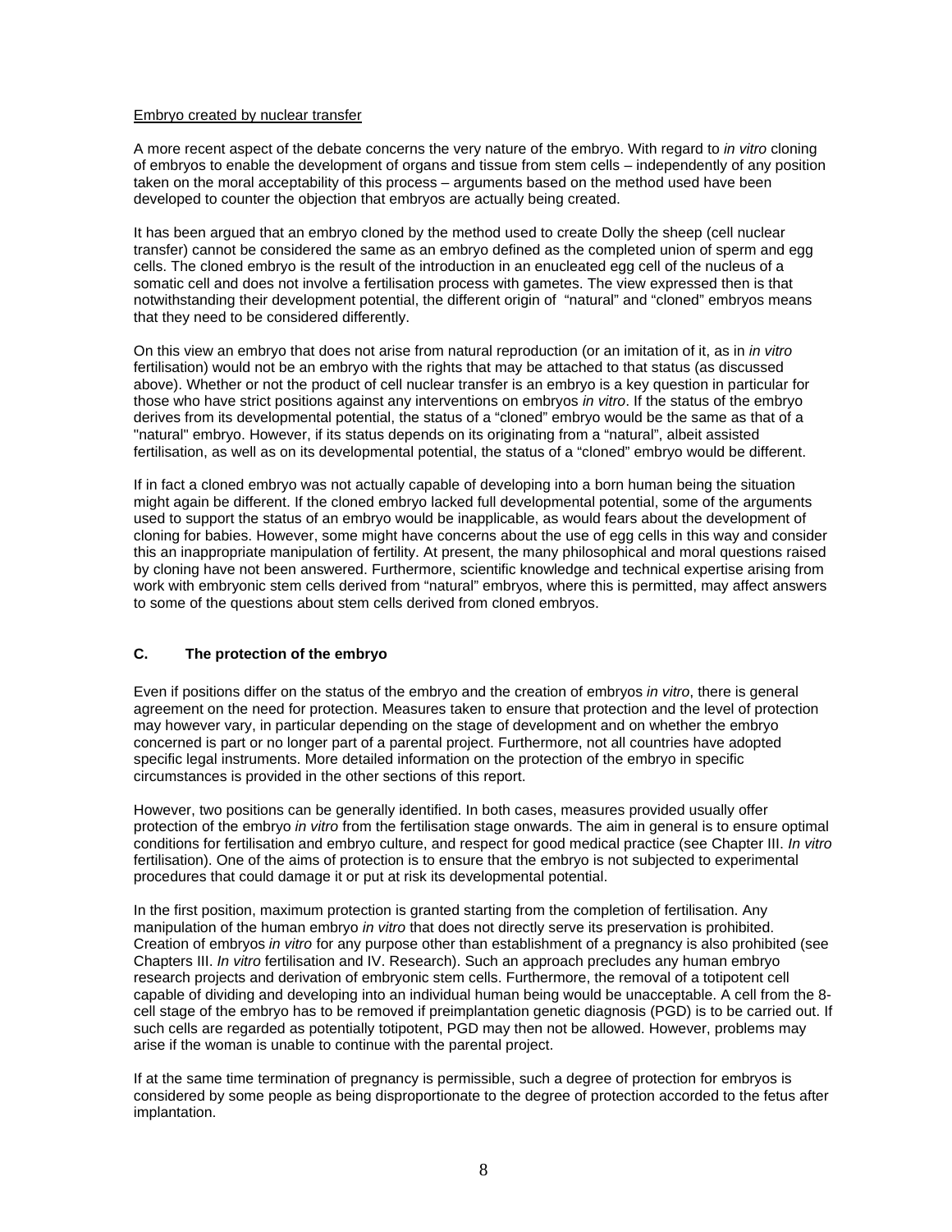<u>Embryo created by nuclear transfer</u>

A more recent aspect of the debate concerns the very nature of the embryo. With regard to *in vitro* cloning of embryos to enable the development of organs and tissue from stem cells – independently of any position taken on the moral acceptability of this process – arguments based on the method used have been developed to counter the objection that embryos are actually being created.

It has been argued that an embryo cloned by the method used to create Dolly the sheep (cell nuclear transfer) cannot be considered the same as an embryo defined as the completed union of sperm and egg cells. The cloned embryo is the result of the introduction in an enucleated egg cell of the nucleus of a somatic cell and does not involve a fertilisation process with gametes. The view expressed then is that notwithstanding their development potential, the different origin of "natural" and "cloned" embryos means that they need to be considered differently.

On this view an embryo that does not arise from natural reproduction (or an imitation of it, as in *in vitro* fertilisation) would not be an embryo with the rights that may be attached to that status (as discussed above). Whether or not the product of cell nuclear transfer is an embryo is a key question in particular for those who have strict positions against any interventions on embryos *in vitro*. If the status of the embryo derives from its developmental potential, the status of a "cloned" embryo would be the same as that of a "natural" embryo. However, if its status depends on its originating from a "natural", albeit assisted fertilisation, as well as on its developmental potential, the status of a "cloned" embryo would be different.

If in fact a cloned embryo was not actually capable of developing into a born human being the situation might again be different. If the cloned embryo lacked full developmental potential, some of the arguments used to support the status of an embryo would be inapplicable, as would fears about the development of cloning for babies. However, some might have concerns about the use of egg cells in this way and consider this an inappropriate manipulation of fertility. At present, the many philosophical and moral questions raised by cloning have not been answered. Furthermore, scientific knowledge and technical expertise arising from work with embryonic stem cells derived from "natural" embryos, where this is permitted, may affect answers to some of the questions about stem cells derived from cloned embryos.

### C. The protection of the embryo

Even if positions differ on the status of the embryo and the creation of embryos *in vitro*, there is general agreement on the need for protection. Measures taken to ensure that protection and the level of protection may however vary, in particular depending on the stage of development and on whether the embryo concerned is part or no longer part of a parental project. Furthermore, not all countries have adopted specific legal instruments. More detailed information on the protection of the embryo in specific circumstances is provided in the other sections of this report.

However, two positions can be generally identified. In both cases, measures provided usually offer protection of the embryo *in vitro* from the fertilisation stage onwards. The aim in general is to ensure optimal conditions for fertilisation and embryo culture, and respect for good medical practice (see Chapter III. *In vitro* fertilisation). One of the aims of protection is to ensure that the embryo is not subjected to experimental procedures that could damage it or put at risk its developmental potential.

In the first position, maximum protection is granted starting from the completion of fertilisation. Any manipulation of the human embryo *in vitro* that does not directly serve its preservation is prohibited. Creation of embryos *in vitro* for any purpose other than establishment of a pregnancy is also prohibited (see Chapters III. *In vitro* fertilisation and IV. Research). Such an approach precludes any human embryo research projects and derivation of embryonic stem cells. Furthermore, the removal of a totipotent cell capable of dividing and developing into an individual human being would be unacceptable. A cell from the 8-cell stage of the embryo has to be removed if preimplantation genetic diagnosis (PGD) is to be carried out. If such cells are regarded as potentially totipotent, PGD may then not be allowed. However, problems may arise if the woman is unable to continue with the parental project.

If at the same time termination of pregnancy is permissible, such a degree of protection for embryos is considered by some people as being disproportionate to the degree of protection accorded to the fetus after implantation.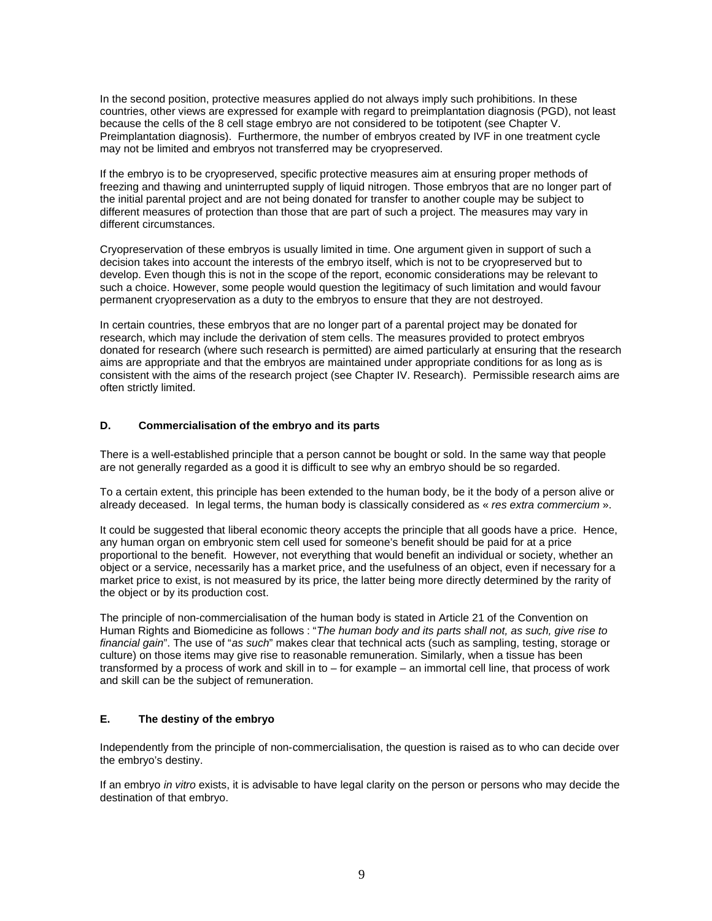In the second position, protective measures applied do not always imply such prohibitions. In these countries, other views are expressed for example with regard to preimplantation diagnosis (PGD), not least because the cells of the 8 cell stage embryo are not considered to be totipotent (see Chapter V. Preimplantation diagnosis). Furthermore, the number of embryos created by IVF in one treatment cycle may not be limited and embryos not transferred may be cryopreserved.

If the embryo is to be cryopreserved, specific protective measures aim at ensuring proper methods of freezing and thawing and uninterrupted supply of liquid nitrogen. Those embryos that are no longer part of the initial parental project and are not being donated for transfer to another couple may be subject to different measures of protection than those that are part of such a project. The measures may vary in different circumstances.

Cryopreservation of these embryos is usually limited in time. One argument given in support of such a decision takes into account the interests of the embryo itself, which is not to be cryopreserved but to develop. Even though this is not in the scope of the report, economic considerations may be relevant to such a choice. However, some people would question the legitimacy of such limitation and would favour permanent cryopreservation as a duty to the embryos to ensure that they are not destroyed.

In certain countries, these embryos that are no longer part of a parental project may be donated for research, which may include the derivation of stem cells. The measures provided to protect embryos donated for research (where such research is permitted) are aimed particularly at ensuring that the research aims are appropriate and that the embryos are maintained under appropriate conditions for as long as is consistent with the aims of the research project (see Chapter IV. Research). Permissible research aims are often strictly limited.

## D. Commercialisation of the embryo and its parts

There is a well-established principle that a person cannot be bought or sold. In the same way that people are not generally regarded as a good it is difficult to see why an embryo should be so regarded.

To a certain extent, this principle has been extended to the human body, be it the body of a person alive or already deceased. In legal terms, the human body is classically considered as « *res extra commercium* ».

It could be suggested that liberal economic theory accepts the principle that all goods have a price. Hence, any human organ on embryonic stem cell used for someone's benefit should be paid for at a price proportional to the benefit. However, not everything that would benefit an individual or society, whether an object or a service, necessarily has a market price, and the usefulness of an object, even if necessary for a market price to exist, is not measured by its price, the latter being more directly determined by the rarity of the object or by its production cost.

The principle of non-commercialisation of the human body is stated in Article 21 of the Convention on Human Rights and Biomedicine as follows : "*The human body and its parts shall not, as such, give rise to financial gain*". The use of "*as such*" makes clear that technical acts (such as sampling, testing, storage or culture) on those items may give rise to reasonable remuneration. Similarly, when a tissue has been transformed by a process of work and skill in to – for example – an immortal cell line, that process of work and skill can be the subject of remuneration.

## E. The destiny of the embryo

Independently from the principle of non-commercialisation, the question is raised as to who can decide over the embryo's destiny.

If an embryo *in vitro* exists, it is advisable to have legal clarity on the person or persons who may decide the destination of that embryo.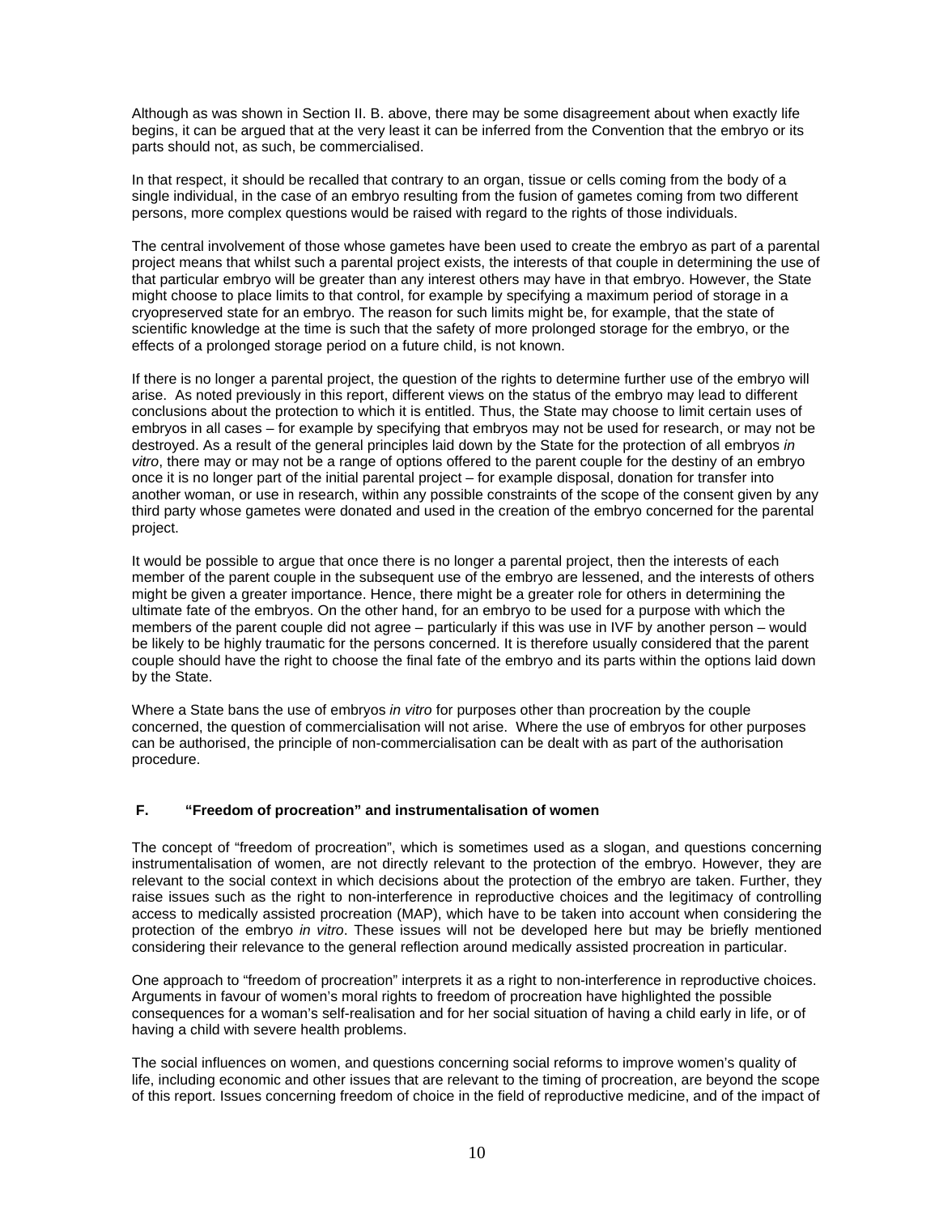Although as was shown in Section II. B. above, there may be some disagreement about when exactly life begins, it can be argued that at the very least it can be inferred from the Convention that the embryo or its parts should not, as such, be commercialised.

In that respect, it should be recalled that contrary to an organ, tissue or cells coming from the body of a single individual, in the case of an embryo resulting from the fusion of gametes coming from two different persons, more complex questions would be raised with regard to the rights of those individuals.

The central involvement of those whose gametes have been used to create the embryo as part of a parental project means that whilst such a parental project exists, the interests of that couple in determining the use of that particular embryo will be greater than any interest others may have in that embryo. However, the State might choose to place limits to that control, for example by specifying a maximum period of storage in a cryopreserved state for an embryo. The reason for such limits might be, for example, that the state of scientific knowledge at the time is such that the safety of more prolonged storage for the embryo, or the effects of a prolonged storage period on a future child, is not known.

If there is no longer a parental project, the question of the rights to determine further use of the embryo will arise. As noted previously in this report, different views on the status of the embryo may lead to different conclusions about the protection to which it is entitled. Thus, the State may choose to limit certain uses of embryos in all cases – for example by specifying that embryos may not be used for research, or may not be destroyed. As a result of the general principles laid down by the State for the protection of all embryos *in vitro*, there may or may not be a range of options offered to the parent couple for the destiny of an embryo once it is no longer part of the initial parental project – for example disposal, donation for transfer into another woman, or use in research, within any possible constraints of the scope of the consent given by any third party whose gametes were donated and used in the creation of the embryo concerned for the parental project.

It would be possible to argue that once there is no longer a parental project, then the interests of each member of the parent couple in the subsequent use of the embryo are lessened, and the interests of others might be given a greater importance. Hence, there might be a greater role for others in determining the ultimate fate of the embryos. On the other hand, for an embryo to be used for a purpose with which the members of the parent couple did not agree – particularly if this was use in IVF by another person – would be likely to be highly traumatic for the persons concerned. It is therefore usually considered that the parent couple should have the right to choose the final fate of the embryo and its parts within the options laid down by the State.

Where a State bans the use of embryos *in vitro* for purposes other than procreation by the couple concerned, the question of commercialisation will not arise. Where the use of embryos for other purposes can be authorised, the principle of non-commercialisation can be dealt with as part of the authorisation procedure.

### F. “Freedom of procreation” and instrumentalisation of women

The concept of “freedom of procreation”, which is sometimes used as a slogan, and questions concerning instrumentalisation of women, are not directly relevant to the protection of the embryo. However, they are relevant to the social context in which decisions about the protection of the embryo are taken. Further, they raise issues such as the right to non-interference in reproductive choices and the legitimacy of controlling access to medically assisted procreation (MAP), which have to be taken into account when considering the protection of the embryo *in vitro*. These issues will not be developed here but may be briefly mentioned considering their relevance to the general reflection around medically assisted procreation in particular.

One approach to “freedom of procreation” interprets it as a right to non-interference in reproductive choices. Arguments in favour of women’s moral rights to freedom of procreation have highlighted the possible consequences for a woman’s self-realisation and for her social situation of having a child early in life, or of having a child with severe health problems.

The social influences on women, and questions concerning social reforms to improve women’s quality of life, including economic and other issues that are relevant to the timing of procreation, are beyond the scope of this report. Issues concerning freedom of choice in the field of reproductive medicine, and of the impact of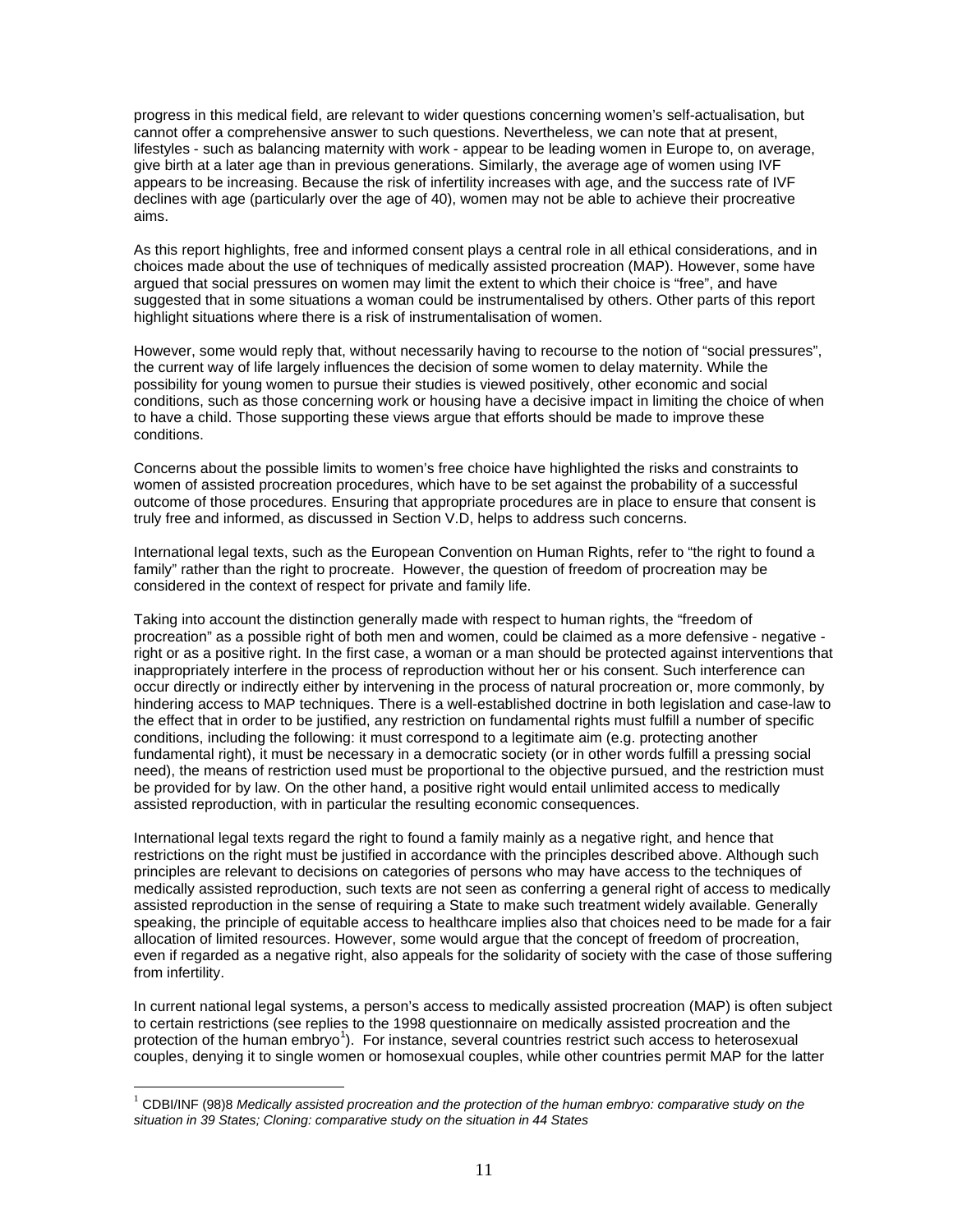progress in this medical field, are relevant to wider questions concerning women's self-actualisation, but cannot offer a comprehensive answer to such questions. Nevertheless, we can note that at present, lifestyles - such as balancing maternity with work - appear to be leading women in Europe to, on average, give birth at a later age than in previous generations. Similarly, the average age of women using IVF appears to be increasing. Because the risk of infertility increases with age, and the success rate of IVF declines with age (particularly over the age of 40), women may not be able to achieve their procreative aims.

As this report highlights, free and informed consent plays a central role in all ethical considerations, and in choices made about the use of techniques of medically assisted procreation (MAP). However, some have argued that social pressures on women may limit the extent to which their choice is "free", and have suggested that in some situations a woman could be instrumentalised by others. Other parts of this report highlight situations where there is a risk of instrumentalisation of women.

However, some would reply that, without necessarily having to recourse to the notion of "social pressures", the current way of life largely influences the decision of some women to delay maternity. While the possibility for young women to pursue their studies is viewed positively, other economic and social conditions, such as those concerning work or housing have a decisive impact in limiting the choice of when to have a child. Those supporting these views argue that efforts should be made to improve these conditions.

Concerns about the possible limits to women's free choice have highlighted the risks and constraints to women of assisted procreation procedures, which have to be set against the probability of a successful outcome of those procedures. Ensuring that appropriate procedures are in place to ensure that consent is truly free and informed, as discussed in Section V.D, helps to address such concerns.

International legal texts, such as the European Convention on Human Rights, refer to "the right to found a family" rather than the right to procreate. However, the question of freedom of procreation may be considered in the context of respect for private and family life.

Taking into account the distinction generally made with respect to human rights, the "freedom of procreation" as a possible right of both men and women, could be claimed as a more defensive - negative - right or as a positive right. In the first case, a woman or a man should be protected against interventions that inappropriately interfere in the process of reproduction without her or his consent. Such interference can occur directly or indirectly either by intervening in the process of natural procreation or, more commonly, by hindering access to MAP techniques. There is a well-established doctrine in both legislation and case-law to the effect that in order to be justified, any restriction on fundamental rights must fulfill a number of specific conditions, including the following: it must correspond to a legitimate aim (e.g. protecting another fundamental right), it must be necessary in a democratic society (or in other words fulfill a pressing social need), the means of restriction used must be proportional to the objective pursued, and the restriction must be provided for by law. On the other hand, a positive right would entail unlimited access to medically assisted reproduction, with in particular the resulting economic consequences.

International legal texts regard the right to found a family mainly as a negative right, and hence that restrictions on the right must be justified in accordance with the principles described above. Although such principles are relevant to decisions on categories of persons who may have access to the techniques of medically assisted reproduction, such texts are not seen as conferring a general right of access to medically assisted reproduction in the sense of requiring a State to make such treatment widely available. Generally speaking, the principle of equitable access to healthcare implies also that choices need to be made for a fair allocation of limited resources. However, some would argue that the concept of freedom of procreation, even if regarded as a negative right, also appeals for the solidarity of society with the case of those suffering from infertility.

In current national legal systems, a person's access to medically assisted procreation (MAP) is often subject to certain restrictions (see replies to the 1998 questionnaire on medically assisted procreation and the protection of the human embryo[1]). For instance, several countries restrict such access to heterosexual couples, denying it to single women or homosexual couples, while other countries permit MAP for the latter

[1] CDBI/INF (98)8 *Medically assisted procreation and the protection of the human embryo: comparative study on the situation in 39 States; Cloning: comparative study on the situation in 44 States*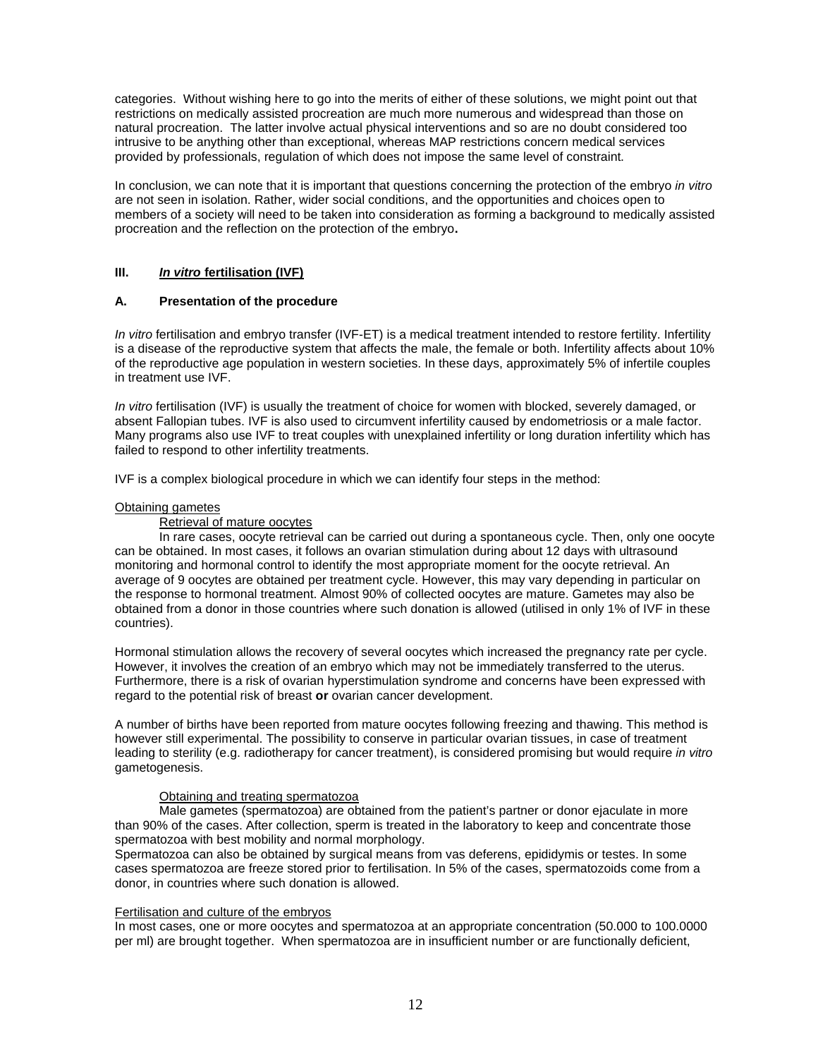categories. Without wishing here to go into the merits of either of these solutions, we might point out that restrictions on medically assisted procreation are much more numerous and widespread than those on natural procreation. The latter involve actual physical interventions and so are no doubt considered too intrusive to be anything other than exceptional, whereas MAP restrictions concern medical services provided by professionals, regulation of which does not impose the same level of constraint.

In conclusion, we can note that it is important that questions concerning the protection of the embryo *in vitro* are not seen in isolation. Rather, wider social conditions, and the opportunities and choices open to members of a society will need to be taken into consideration as forming a background to medically assisted procreation and the reflection on the protection of the embryo**.**

## III. *In vitro* fertilisation (IVF)

### A. Presentation of the procedure

*In vitro* fertilisation and embryo transfer (IVF-ET) is a medical treatment intended to restore fertility. Infertility is a disease of the reproductive system that affects the male, the female or both. Infertility affects about 10% of the reproductive age population in western societies. In these days, approximately 5% of infertile couples in treatment use IVF.

*In vitro* fertilisation (IVF) is usually the treatment of choice for women with blocked, severely damaged, or absent Fallopian tubes. IVF is also used to circumvent infertility caused by endometriosis or a male factor. Many programs also use IVF to treat couples with unexplained infertility or long duration infertility which has failed to respond to other infertility treatments.

IVF is a complex biological procedure in which we can identify four steps in the method:

Obtaining gametes

Retrieval of mature oocytes

In rare cases, oocyte retrieval can be carried out during a spontaneous cycle. Then, only one oocyte can be obtained. In most cases, it follows an ovarian stimulation during about 12 days with ultrasound monitoring and hormonal control to identify the most appropriate moment for the oocyte retrieval. An average of 9 oocytes are obtained per treatment cycle. However, this may vary depending in particular on the response to hormonal treatment. Almost 90% of collected oocytes are mature. Gametes may also be obtained from a donor in those countries where such donation is allowed (utilised in only 1% of IVF in these countries).

Hormonal stimulation allows the recovery of several oocytes which increased the pregnancy rate per cycle. However, it involves the creation of an embryo which may not be immediately transferred to the uterus. Furthermore, there is a risk of ovarian hyperstimulation syndrome and concerns have been expressed with regard to the potential risk of breast **or** ovarian cancer development.

A number of births have been reported from mature oocytes following freezing and thawing. This method is however still experimental. The possibility to conserve in particular ovarian tissues, in case of treatment leading to sterility (e.g. radiotherapy for cancer treatment), is considered promising but would require *in vitro* gametogenesis.

Obtaining and treating spermatozoa

Male gametes (spermatozoa) are obtained from the patient's partner or donor ejaculate in more than 90% of the cases. After collection, sperm is treated in the laboratory to keep and concentrate those spermatozoa with best mobility and normal morphology.
Spermatozoa can also be obtained by surgical means from vas deferens, epididymis or testes. In some cases spermatozoa are freeze stored prior to fertilisation. In 5% of the cases, spermatozoids come from a donor, in countries where such donation is allowed.

Fertilisation and culture of the embryos

In most cases, one or more oocytes and spermatozoa at an appropriate concentration (50.000 to 100.0000 per ml) are brought together. When spermatozoa are in insufficient number or are functionally deficient,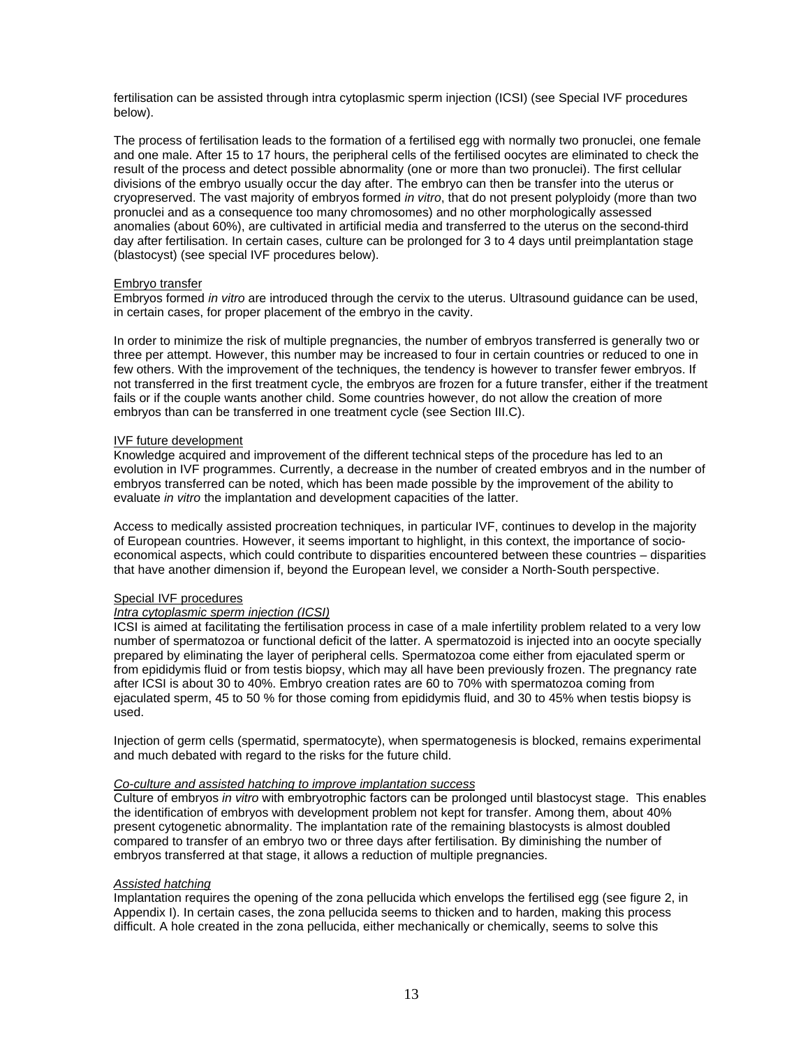fertilisation can be assisted through intra cytoplasmic sperm injection (ICSI) (see Special IVF procedures below).

The process of fertilisation leads to the formation of a fertilised egg with normally two pronuclei, one female and one male. After 15 to 17 hours, the peripheral cells of the fertilised oocytes are eliminated to check the result of the process and detect possible abnormality (one or more than two pronuclei). The first cellular divisions of the embryo usually occur the day after. The embryo can then be transfer into the uterus or cryopreserved. The vast majority of embryos formed *in vitro*, that do not present polyploidy (more than two pronuclei and as a consequence too many chromosomes) and no other morphologically assessed anomalies (about 60%), are cultivated in artificial media and transferred to the uterus on the second-third day after fertilisation. In certain cases, culture can be prolonged for 3 to 4 days until preimplantation stage (blastocyst) (see special IVF procedures below).

<u>Embryo transfer</u>

Embryos formed *in vitro* are introduced through the cervix to the uterus. Ultrasound guidance can be used, in certain cases, for proper placement of the embryo in the cavity.

In order to minimize the risk of multiple pregnancies, the number of embryos transferred is generally two or three per attempt. However, this number may be increased to four in certain countries or reduced to one in few others. With the improvement of the techniques, the tendency is however to transfer fewer embryos. If not transferred in the first treatment cycle, the embryos are frozen for a future transfer, either if the treatment fails or if the couple wants another child. Some countries however, do not allow the creation of more embryos than can be transferred in one treatment cycle (see Section III.C).

<u>IVF future development</u>

Knowledge acquired and improvement of the different technical steps of the procedure has led to an evolution in IVF programmes. Currently, a decrease in the number of created embryos and in the number of embryos transferred can be noted, which has been made possible by the improvement of the ability to evaluate *in vitro* the implantation and development capacities of the latter.

Access to medically assisted procreation techniques, in particular IVF, continues to develop in the majority of European countries. However, it seems important to highlight, in this context, the importance of socio-economical aspects, which could contribute to disparities encountered between these countries – disparities that have another dimension if, beyond the European level, we consider a North-South perspective.

<u>Special IVF procedures</u>

<u>*Intra cytoplasmic sperm injection (ICSI)*</u>

ICSI is aimed at facilitating the fertilisation process in case of a male infertility problem related to a very low number of spermatozoa or functional deficit of the latter. A spermatozoid is injected into an oocyte specially prepared by eliminating the layer of peripheral cells. Spermatozoa come either from ejaculated sperm or from epididymis fluid or from testis biopsy, which may all have been previously frozen. The pregnancy rate after ICSI is about 30 to 40%. Embryo creation rates are 60 to 70% with spermatozoa coming from ejaculated sperm, 45 to 50 % for those coming from epididymis fluid, and 30 to 45% when testis biopsy is used.

Injection of germ cells (spermatid, spermatocyte), when spermatogenesis is blocked, remains experimental and much debated with regard to the risks for the future child.

<u>*Co-culture and assisted hatching to improve implantation success*</u>

Culture of embryos *in vitro* with embryotrophic factors can be prolonged until blastocyst stage. This enables the identification of embryos with development problem not kept for transfer. Among them, about 40% present cytogenetic abnormality. The implantation rate of the remaining blastocysts is almost doubled compared to transfer of an embryo two or three days after fertilisation. By diminishing the number of embryos transferred at that stage, it allows a reduction of multiple pregnancies.

<u>*Assisted hatching*</u>

Implantation requires the opening of the zona pellucida which envelops the fertilised egg (see figure 2, in Appendix I). In certain cases, the zona pellucida seems to thicken and to harden, making this process difficult. A hole created in the zona pellucida, either mechanically or chemically, seems to solve this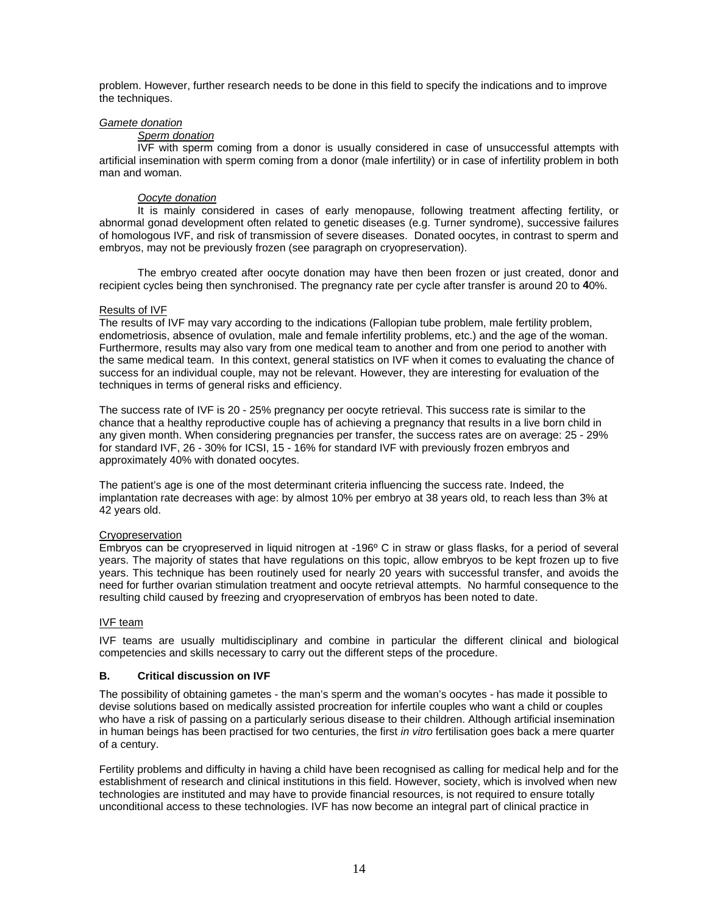problem. However, further research needs to be done in this field to specify the indications and to improve the techniques.

*Gamete donation*

*Sperm donation*

IVF with sperm coming from a donor is usually considered in case of unsuccessful attempts with artificial insemination with sperm coming from a donor (male infertility) or in case of infertility problem in both man and woman.

*Oocyte donation*

It is mainly considered in cases of early menopause, following treatment affecting fertility, or abnormal gonad development often related to genetic diseases (e.g. Turner syndrome), successive failures of homologous IVF, and risk of transmission of severe diseases. Donated oocytes, in contrast to sperm and embryos, may not be previously frozen (see paragraph on cryopreservation).

The embryo created after oocyte donation may have then been frozen or just created, donor and recipient cycles being then synchronised. The pregnancy rate per cycle after transfer is around 20 to 40%.

Results of IVF

The results of IVF may vary according to the indications (Fallopian tube problem, male fertility problem, endometriosis, absence of ovulation, male and female infertility problems, etc.) and the age of the woman. Furthermore, results may also vary from one medical team to another and from one period to another with the same medical team. In this context, general statistics on IVF when it comes to evaluating the chance of success for an individual couple, may not be relevant. However, they are interesting for evaluation of the techniques in terms of general risks and efficiency.

The success rate of IVF is 20 - 25% pregnancy per oocyte retrieval. This success rate is similar to the chance that a healthy reproductive couple has of achieving a pregnancy that results in a live born child in any given month. When considering pregnancies per transfer, the success rates are on average: 25 - 29% for standard IVF, 26 - 30% for ICSI, 15 - 16% for standard IVF with previously frozen embryos and approximately 40% with donated oocytes.

The patient's age is one of the most determinant criteria influencing the success rate. Indeed, the implantation rate decreases with age: by almost 10% per embryo at 38 years old, to reach less than 3% at 42 years old.

Cryopreservation

Embryos can be cryopreserved in liquid nitrogen at -196º C in straw or glass flasks, for a period of several years. The majority of states that have regulations on this topic, allow embryos to be kept frozen up to five years. This technique has been routinely used for nearly 20 years with successful transfer, and avoids the need for further ovarian stimulation treatment and oocyte retrieval attempts. No harmful consequence to the resulting child caused by freezing and cryopreservation of embryos has been noted to date.

IVF team

IVF teams are usually multidisciplinary and combine in particular the different clinical and biological competencies and skills necessary to carry out the different steps of the procedure.

### B. Critical discussion on IVF

The possibility of obtaining gametes - the man's sperm and the woman's oocytes - has made it possible to devise solutions based on medically assisted procreation for infertile couples who want a child or couples who have a risk of passing on a particularly serious disease to their children. Although artificial insemination in human beings has been practised for two centuries, the first *in vitro* fertilisation goes back a mere quarter of a century.

Fertility problems and difficulty in having a child have been recognised as calling for medical help and for the establishment of research and clinical institutions in this field. However, society, which is involved when new technologies are instituted and may have to provide financial resources, is not required to ensure totally unconditional access to these technologies. IVF has now become an integral part of clinical practice in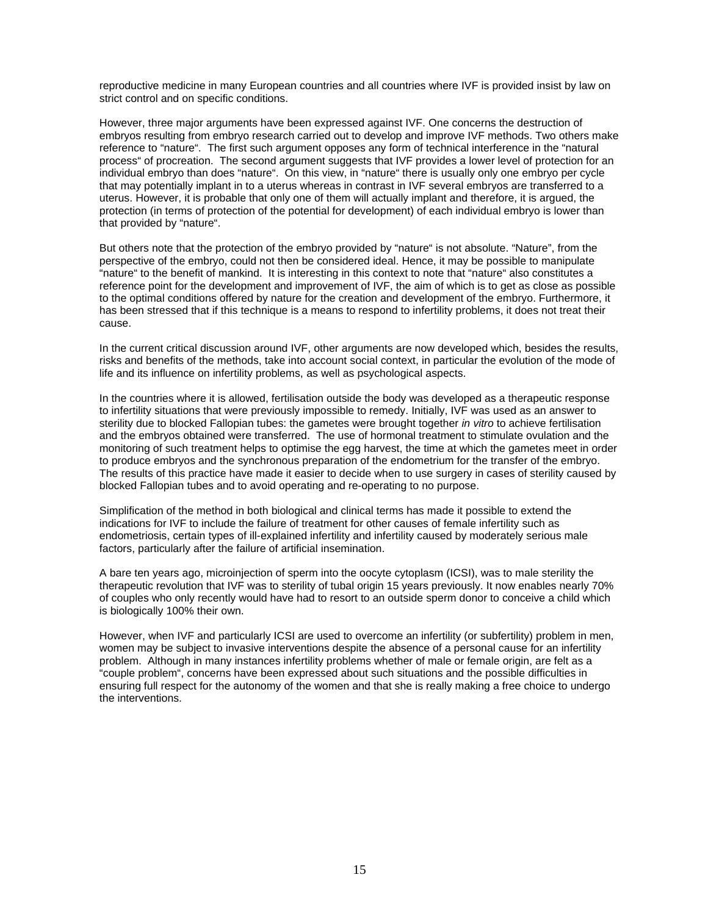reproductive medicine in many European countries and all countries where IVF is provided insist by law on strict control and on specific conditions.

However, three major arguments have been expressed against IVF. One concerns the destruction of embryos resulting from embryo research carried out to develop and improve IVF methods. Two others make reference to "nature". The first such argument opposes any form of technical interference in the "natural process" of procreation. The second argument suggests that IVF provides a lower level of protection for an individual embryo than does "nature". On this view, in "nature" there is usually only one embryo per cycle that may potentially implant in to a uterus whereas in contrast in IVF several embryos are transferred to a uterus. However, it is probable that only one of them will actually implant and therefore, it is argued, the protection (in terms of protection of the potential for development) of each individual embryo is lower than that provided by "nature".

But others note that the protection of the embryo provided by "nature" is not absolute. "Nature", from the perspective of the embryo, could not then be considered ideal. Hence, it may be possible to manipulate "nature" to the benefit of mankind. It is interesting in this context to note that "nature" also constitutes a reference point for the development and improvement of IVF, the aim of which is to get as close as possible to the optimal conditions offered by nature for the creation and development of the embryo. Furthermore, it has been stressed that if this technique is a means to respond to infertility problems, it does not treat their cause.

In the current critical discussion around IVF, other arguments are now developed which, besides the results, risks and benefits of the methods, take into account social context, in particular the evolution of the mode of life and its influence on infertility problems, as well as psychological aspects.

In the countries where it is allowed, fertilisation outside the body was developed as a therapeutic response to infertility situations that were previously impossible to remedy. Initially, IVF was used as an answer to sterility due to blocked Fallopian tubes: the gametes were brought together *in vitro* to achieve fertilisation and the embryos obtained were transferred. The use of hormonal treatment to stimulate ovulation and the monitoring of such treatment helps to optimise the egg harvest, the time at which the gametes meet in order to produce embryos and the synchronous preparation of the endometrium for the transfer of the embryo. The results of this practice have made it easier to decide when to use surgery in cases of sterility caused by blocked Fallopian tubes and to avoid operating and re-operating to no purpose.

Simplification of the method in both biological and clinical terms has made it possible to extend the indications for IVF to include the failure of treatment for other causes of female infertility such as endometriosis, certain types of ill-explained infertility and infertility caused by moderately serious male factors, particularly after the failure of artificial insemination.

A bare ten years ago, microinjection of sperm into the oocyte cytoplasm (ICSI), was to male sterility the therapeutic revolution that IVF was to sterility of tubal origin 15 years previously. It now enables nearly 70% of couples who only recently would have had to resort to an outside sperm donor to conceive a child which is biologically 100% their own.

However, when IVF and particularly ICSI are used to overcome an infertility (or subfertility) problem in men, women may be subject to invasive interventions despite the absence of a personal cause for an infertility problem. Although in many instances infertility problems whether of male or female origin, are felt as a "couple problem", concerns have been expressed about such situations and the possible difficulties in ensuring full respect for the autonomy of the women and that she is really making a free choice to undergo the interventions.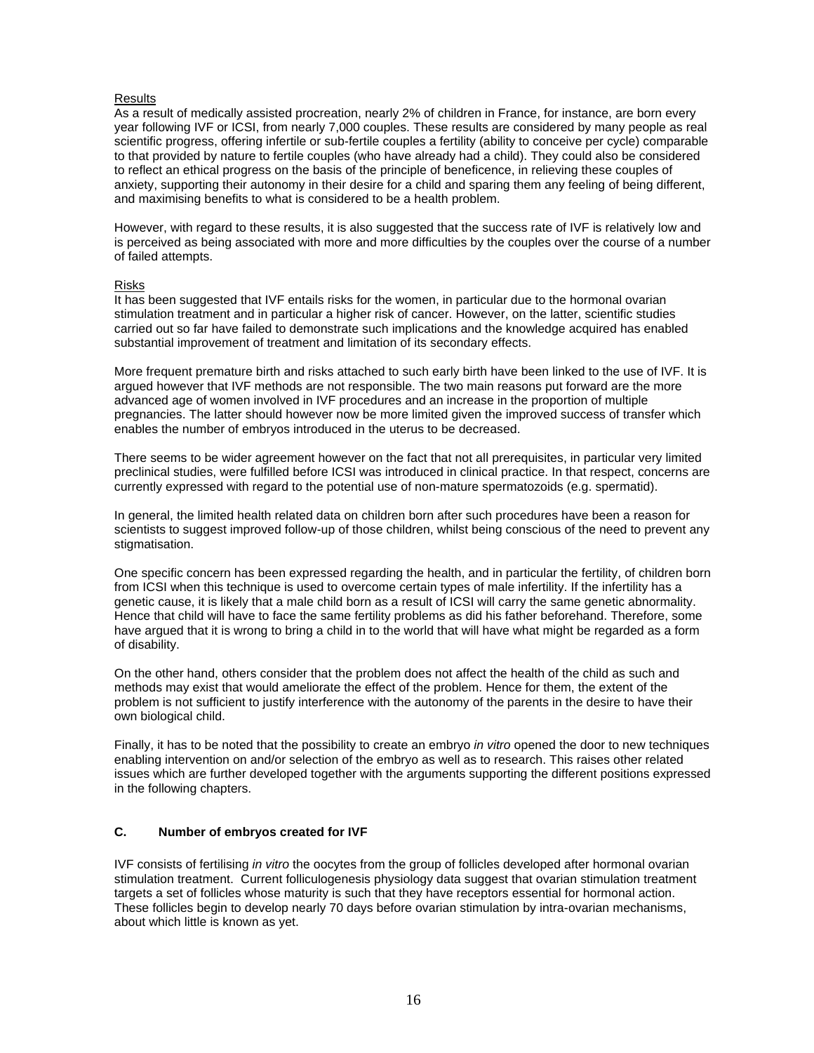Results

As a result of medically assisted procreation, nearly 2% of children in France, for instance, are born every year following IVF or ICSI, from nearly 7,000 couples. These results are considered by many people as real scientific progress, offering infertile or sub-fertile couples a fertility (ability to conceive per cycle) comparable to that provided by nature to fertile couples (who have already had a child). They could also be considered to reflect an ethical progress on the basis of the principle of beneficence, in relieving these couples of anxiety, supporting their autonomy in their desire for a child and sparing them any feeling of being different, and maximising benefits to what is considered to be a health problem.

However, with regard to these results, it is also suggested that the success rate of IVF is relatively low and is perceived as being associated with more and more difficulties by the couples over the course of a number of failed attempts.

Risks

It has been suggested that IVF entails risks for the women, in particular due to the hormonal ovarian stimulation treatment and in particular a higher risk of cancer. However, on the latter, scientific studies carried out so far have failed to demonstrate such implications and the knowledge acquired has enabled substantial improvement of treatment and limitation of its secondary effects.

More frequent premature birth and risks attached to such early birth have been linked to the use of IVF. It is argued however that IVF methods are not responsible. The two main reasons put forward are the more advanced age of women involved in IVF procedures and an increase in the proportion of multiple pregnancies. The latter should however now be more limited given the improved success of transfer which enables the number of embryos introduced in the uterus to be decreased.

There seems to be wider agreement however on the fact that not all prerequisites, in particular very limited preclinical studies, were fulfilled before ICSI was introduced in clinical practice. In that respect, concerns are currently expressed with regard to the potential use of non-mature spermatozoids (e.g. spermatid).

In general, the limited health related data on children born after such procedures have been a reason for scientists to suggest improved follow-up of those children, whilst being conscious of the need to prevent any stigmatisation.

One specific concern has been expressed regarding the health, and in particular the fertility, of children born from ICSI when this technique is used to overcome certain types of male infertility. If the infertility has a genetic cause, it is likely that a male child born as a result of ICSI will carry the same genetic abnormality. Hence that child will have to face the same fertility problems as did his father beforehand. Therefore, some have argued that it is wrong to bring a child in to the world that will have what might be regarded as a form of disability.

On the other hand, others consider that the problem does not affect the health of the child as such and methods may exist that would ameliorate the effect of the problem. Hence for them, the extent of the problem is not sufficient to justify interference with the autonomy of the parents in the desire to have their own biological child.

Finally, it has to be noted that the possibility to create an embryo *in vitro* opened the door to new techniques enabling intervention on and/or selection of the embryo as well as to research. This raises other related issues which are further developed together with the arguments supporting the different positions expressed in the following chapters.

### C. Number of embryos created for IVF

IVF consists of fertilising *in vitro* the oocytes from the group of follicles developed after hormonal ovarian stimulation treatment. Current folliculogenesis physiology data suggest that ovarian stimulation treatment targets a set of follicles whose maturity is such that they have receptors essential for hormonal action. These follicles begin to develop nearly 70 days before ovarian stimulation by intra-ovarian mechanisms, about which little is known as yet.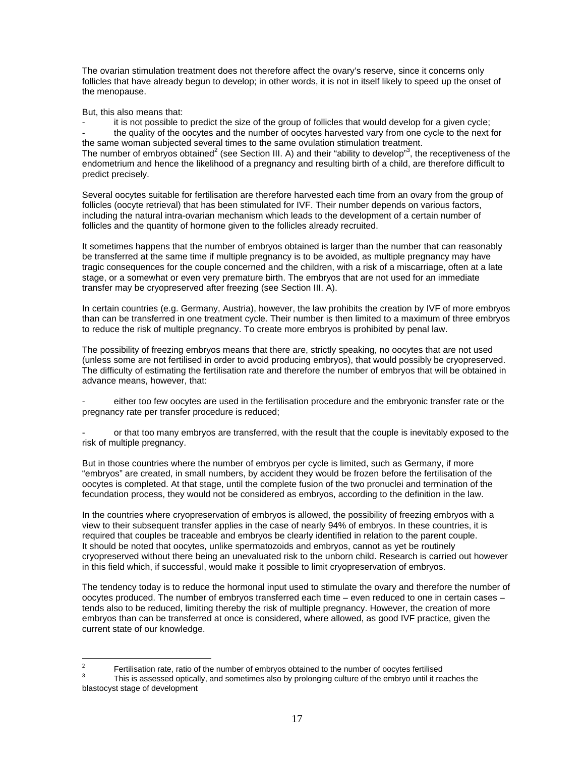The ovarian stimulation treatment does not therefore affect the ovary's reserve, since it concerns only follicles that have already begun to develop; in other words, it is not in itself likely to speed up the onset of the menopause.

But, this also means that:

- it is not possible to predict the size of the group of follicles that would develop for a given cycle;
- the quality of the oocytes and the number of oocytes harvested vary from one cycle to the next for the same woman subjected several times to the same ovulation stimulation treatment.

The number of embryos obtained[2] (see Section III. A) and their "ability to develop"[3], the receptiveness of the endometrium and hence the likelihood of a pregnancy and resulting birth of a child, are therefore difficult to predict precisely.

Several oocytes suitable for fertilisation are therefore harvested each time from an ovary from the group of follicles (oocyte retrieval) that has been stimulated for IVF. Their number depends on various factors, including the natural intra-ovarian mechanism which leads to the development of a certain number of follicles and the quantity of hormone given to the follicles already recruited.

It sometimes happens that the number of embryos obtained is larger than the number that can reasonably be transferred at the same time if multiple pregnancy is to be avoided, as multiple pregnancy may have tragic consequences for the couple concerned and the children, with a risk of a miscarriage, often at a late stage, or a somewhat or even very premature birth. The embryos that are not used for an immediate transfer may be cryopreserved after freezing (see Section III. A).

In certain countries (e.g. Germany, Austria), however, the law prohibits the creation by IVF of more embryos than can be transferred in one treatment cycle. Their number is then limited to a maximum of three embryos to reduce the risk of multiple pregnancy. To create more embryos is prohibited by penal law.

The possibility of freezing embryos means that there are, strictly speaking, no oocytes that are not used (unless some are not fertilised in order to avoid producing embryos), that would possibly be cryopreserved. The difficulty of estimating the fertilisation rate and therefore the number of embryos that will be obtained in advance means, however, that:

- either too few oocytes are used in the fertilisation procedure and the embryonic transfer rate or the pregnancy rate per transfer procedure is reduced;

- or that too many embryos are transferred, with the result that the couple is inevitably exposed to the risk of multiple pregnancy.

But in those countries where the number of embryos per cycle is limited, such as Germany, if more "embryos" are created, in small numbers, by accident they would be frozen before the fertilisation of the oocytes is completed. At that stage, until the complete fusion of the two pronuclei and termination of the fecundation process, they would not be considered as embryos, according to the definition in the law.

In the countries where cryopreservation of embryos is allowed, the possibility of freezing embryos with a view to their subsequent transfer applies in the case of nearly 94% of embryos. In these countries, it is required that couples be traceable and embryos be clearly identified in relation to the parent couple. It should be noted that oocytes, unlike spermatozoids and embryos, cannot as yet be routinely cryopreserved without there being an unevaluated risk to the unborn child. Research is carried out however in this field which, if successful, would make it possible to limit cryopreservation of embryos.

The tendency today is to reduce the hormonal input used to stimulate the ovary and therefore the number of oocytes produced. The number of embryos transferred each time – even reduced to one in certain cases – tends also to be reduced, limiting thereby the risk of multiple pregnancy. However, the creation of more embryos than can be transferred at once is considered, where allowed, as good IVF practice, given the current state of our knowledge.

---

[2] Fertilisation rate, ratio of the number of embryos obtained to the number of oocytes fertilised

[3] This is assessed optically, and sometimes also by prolonging culture of the embryo until it reaches the blastocyst stage of development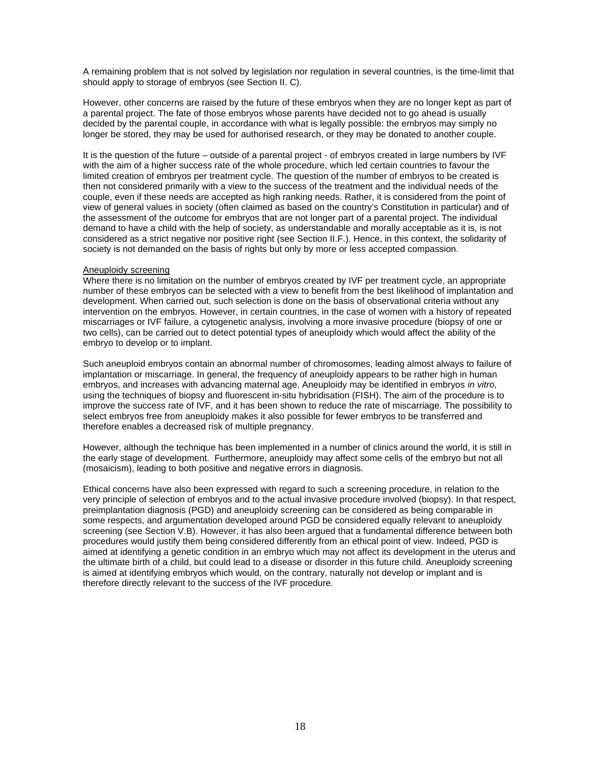A remaining problem that is not solved by legislation nor regulation in several countries, is the time-limit that should apply to storage of embryos (see Section II. C).

However, other concerns are raised by the future of these embryos when they are no longer kept as part of a parental project. The fate of those embryos whose parents have decided not to go ahead is usually decided by the parental couple, in accordance with what is legally possible: the embryos may simply no longer be stored, they may be used for authorised research, or they may be donated to another couple.

It is the question of the future – outside of a parental project - of embryos created in large numbers by IVF with the aim of a higher success rate of the whole procedure, which led certain countries to favour the limited creation of embryos per treatment cycle. The question of the number of embryos to be created is then not considered primarily with a view to the success of the treatment and the individual needs of the couple, even if these needs are accepted as high ranking needs. Rather, it is considered from the point of view of general values in society (often claimed as based on the country's Constitution in particular) and of the assessment of the outcome for embryos that are not longer part of a parental project. The individual demand to have a child with the help of society, as understandable and morally acceptable as it is, is not considered as a strict negative nor positive right (see Section II.F.). Hence, in this context, the solidarity of society is not demanded on the basis of rights but only by more or less accepted compassion.

<u>Aneuploidy screening</u>

Where there is no limitation on the number of embryos created by IVF per treatment cycle, an appropriate number of these embryos can be selected with a view to benefit from the best likelihood of implantation and development. When carried out, such selection is done on the basis of observational criteria without any intervention on the embryos. However, in certain countries, in the case of women with a history of repeated miscarriages or IVF failure, a cytogenetic analysis, involving a more invasive procedure (biopsy of one or two cells), can be carried out to detect potential types of aneuploidy which would affect the ability of the embryo to develop or to implant.

Such aneuploid embryos contain an abnormal number of chromosomes, leading almost always to failure of implantation or miscarriage. In general, the frequency of aneuploidy appears to be rather high in human embryos, and increases with advancing maternal age. Aneuploidy may be identified in embryos *in vitro*, using the techniques of biopsy and fluorescent in-situ hybridisation (FISH). The aim of the procedure is to improve the success rate of IVF, and it has been shown to reduce the rate of miscarriage. The possibility to select embryos free from aneuploidy makes it also possible for fewer embryos to be transferred and therefore enables a decreased risk of multiple pregnancy.

However, although the technique has been implemented in a number of clinics around the world, it is still in the early stage of development. Furthermore, aneuploidy may affect some cells of the embryo but not all (mosaicism), leading to both positive and negative errors in diagnosis.

Ethical concerns have also been expressed with regard to such a screening procedure, in relation to the very principle of selection of embryos and to the actual invasive procedure involved (biopsy). In that respect, preimplantation diagnosis (PGD) and aneuploidy screening can be considered as being comparable in some respects, and argumentation developed around PGD be considered equally relevant to aneuploidy screening (see Section V.B). However, it has also been argued that a fundamental difference between both procedures would justify them being considered differently from an ethical point of view. Indeed, PGD is aimed at identifying a genetic condition in an embryo which may not affect its development in the uterus and the ultimate birth of a child, but could lead to a disease or disorder in this future child. Aneuploidy screening is aimed at identifying embryos which would, on the contrary, naturally not develop or implant and is therefore directly relevant to the success of the IVF procedure.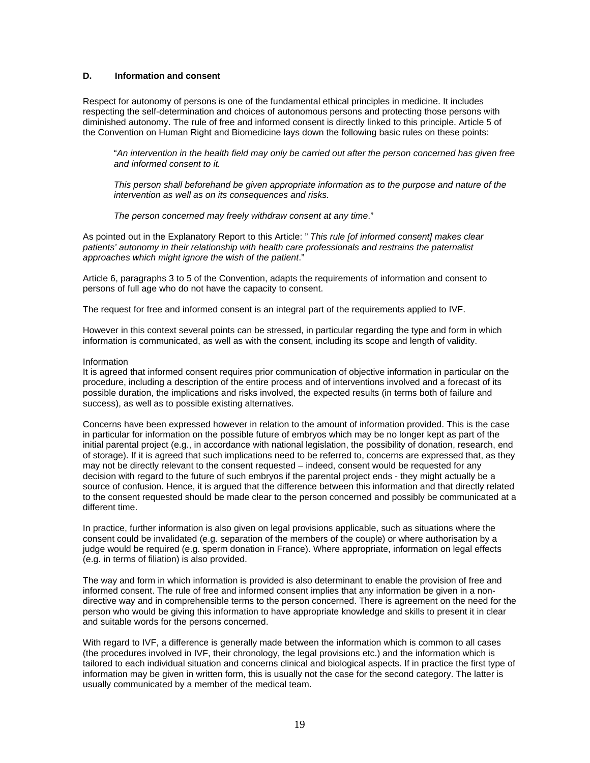## D. Information and consent

Respect for autonomy of persons is one of the fundamental ethical principles in medicine. It includes respecting the self-determination and choices of autonomous persons and protecting those persons with diminished autonomy. The rule of free and informed consent is directly linked to this principle. Article 5 of the Convention on Human Right and Biomedicine lays down the following basic rules on these points:

> "*An intervention in the health field may only be carried out after the person concerned has given free and informed consent to it.*
>
> *This person shall beforehand be given appropriate information as to the purpose and nature of the intervention as well as on its consequences and risks.*
>
> *The person concerned may freely withdraw consent at any time*."

As pointed out in the Explanatory Report to this Article: " *This rule [of informed consent] makes clear patients' autonomy in their relationship with health care professionals and restrains the paternalist approaches which might ignore the wish of the patient*."

Article 6, paragraphs 3 to 5 of the Convention, adapts the requirements of information and consent to persons of full age who do not have the capacity to consent.

The request for free and informed consent is an integral part of the requirements applied to IVF.

However in this context several points can be stressed, in particular regarding the type and form in which information is communicated, as well as with the consent, including its scope and length of validity.

<u>Information</u>

It is agreed that informed consent requires prior communication of objective information in particular on the procedure, including a description of the entire process and of interventions involved and a forecast of its possible duration, the implications and risks involved, the expected results (in terms both of failure and success), as well as to possible existing alternatives.

Concerns have been expressed however in relation to the amount of information provided. This is the case in particular for information on the possible future of embryos which may be no longer kept as part of the initial parental project (e.g., in accordance with national legislation, the possibility of donation, research, end of storage). If it is agreed that such implications need to be referred to, concerns are expressed that, as they may not be directly relevant to the consent requested – indeed, consent would be requested for any decision with regard to the future of such embryos if the parental project ends - they might actually be a source of confusion. Hence, it is argued that the difference between this information and that directly related to the consent requested should be made clear to the person concerned and possibly be communicated at a different time.

In practice, further information is also given on legal provisions applicable, such as situations where the consent could be invalidated (e.g. separation of the members of the couple) or where authorisation by a judge would be required (e.g. sperm donation in France). Where appropriate, information on legal effects (e.g. in terms of filiation) is also provided.

The way and form in which information is provided is also determinant to enable the provision of free and informed consent. The rule of free and informed consent implies that any information be given in a non-directive way and in comprehensible terms to the person concerned. There is agreement on the need for the person who would be giving this information to have appropriate knowledge and skills to present it in clear and suitable words for the persons concerned.

With regard to IVF, a difference is generally made between the information which is common to all cases (the procedures involved in IVF, their chronology, the legal provisions etc.) and the information which is tailored to each individual situation and concerns clinical and biological aspects. If in practice the first type of information may be given in written form, this is usually not the case for the second category. The latter is usually communicated by a member of the medical team.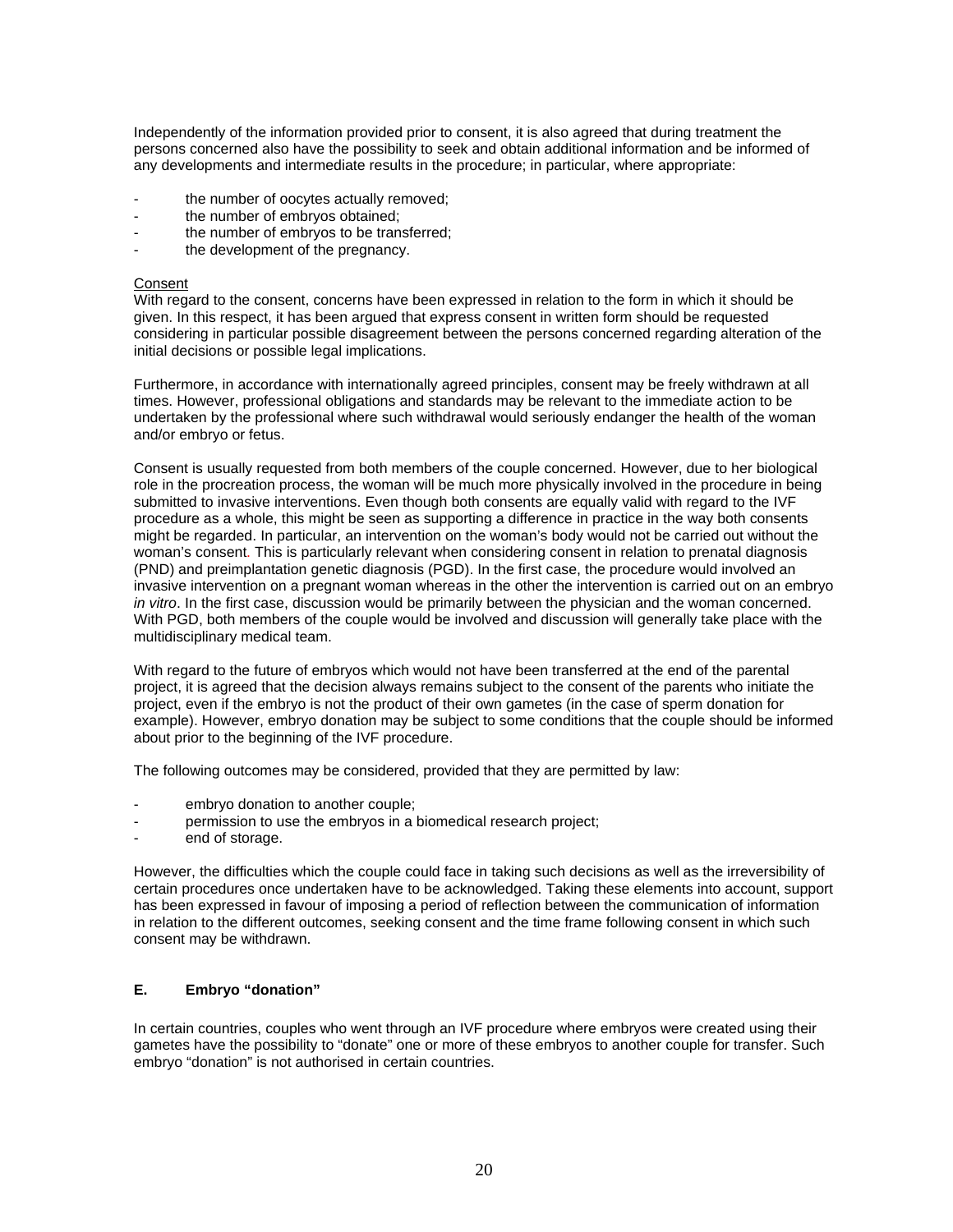Independently of the information provided prior to consent, it is also agreed that during treatment the persons concerned also have the possibility to seek and obtain additional information and be informed of any developments and intermediate results in the procedure; in particular, where appropriate:

- the number of oocytes actually removed;
- the number of embryos obtained;
- the number of embryos to be transferred;
- the development of the pregnancy.

Consent

With regard to the consent, concerns have been expressed in relation to the form in which it should be given. In this respect, it has been argued that express consent in written form should be requested considering in particular possible disagreement between the persons concerned regarding alteration of the initial decisions or possible legal implications.

Furthermore, in accordance with internationally agreed principles, consent may be freely withdrawn at all times. However, professional obligations and standards may be relevant to the immediate action to be undertaken by the professional where such withdrawal would seriously endanger the health of the woman and/or embryo or fetus.

Consent is usually requested from both members of the couple concerned. However, due to her biological role in the procreation process, the woman will be much more physically involved in the procedure in being submitted to invasive interventions. Even though both consents are equally valid with regard to the IVF procedure as a whole, this might be seen as supporting a difference in practice in the way both consents might be regarded. In particular, an intervention on the woman's body would not be carried out without the woman's consent. This is particularly relevant when considering consent in relation to prenatal diagnosis (PND) and preimplantation genetic diagnosis (PGD). In the first case, the procedure would involved an invasive intervention on a pregnant woman whereas in the other the intervention is carried out on an embryo *in vitro*. In the first case, discussion would be primarily between the physician and the woman concerned. With PGD, both members of the couple would be involved and discussion will generally take place with the multidisciplinary medical team.

With regard to the future of embryos which would not have been transferred at the end of the parental project, it is agreed that the decision always remains subject to the consent of the parents who initiate the project, even if the embryo is not the product of their own gametes (in the case of sperm donation for example). However, embryo donation may be subject to some conditions that the couple should be informed about prior to the beginning of the IVF procedure.

The following outcomes may be considered, provided that they are permitted by law:

- embryo donation to another couple;
- permission to use the embryos in a biomedical research project;
- end of storage.

However, the difficulties which the couple could face in taking such decisions as well as the irreversibility of certain procedures once undertaken have to be acknowledged. Taking these elements into account, support has been expressed in favour of imposing a period of reflection between the communication of information in relation to the different outcomes, seeking consent and the time frame following consent in which such consent may be withdrawn.

### E. Embryo "donation"

In certain countries, couples who went through an IVF procedure where embryos were created using their gametes have the possibility to "donate" one or more of these embryos to another couple for transfer. Such embryo "donation" is not authorised in certain countries.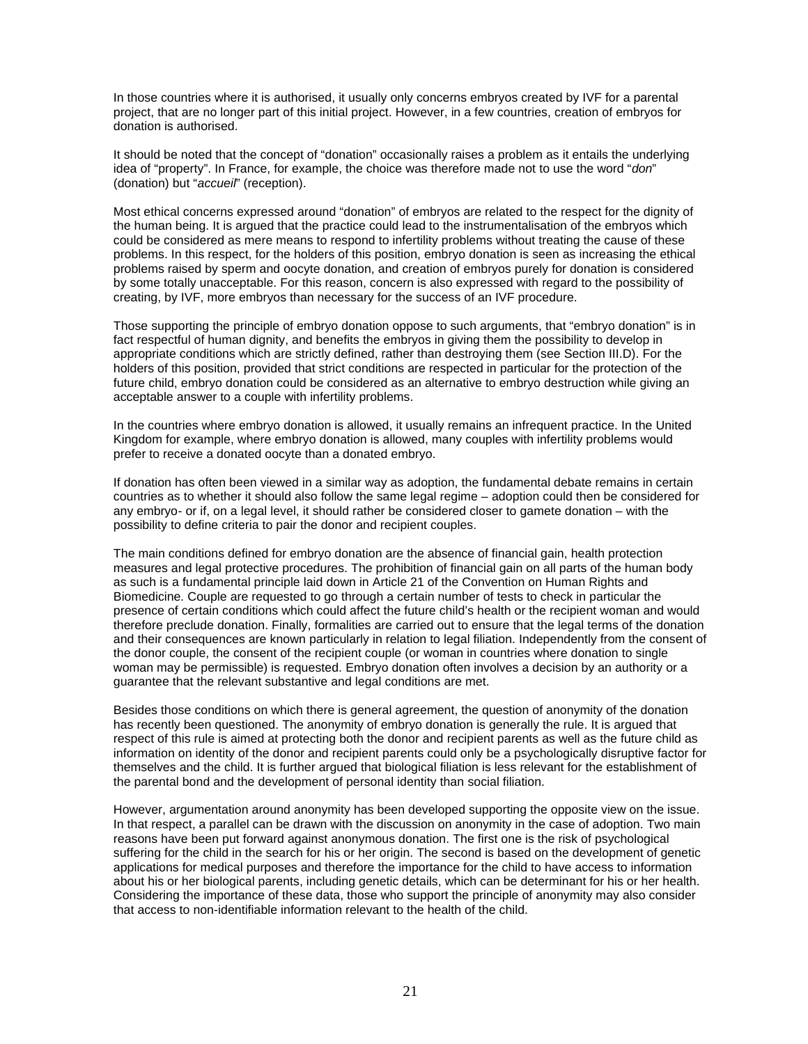In those countries where it is authorised, it usually only concerns embryos created by IVF for a parental project, that are no longer part of this initial project. However, in a few countries, creation of embryos for donation is authorised.

It should be noted that the concept of "donation" occasionally raises a problem as it entails the underlying idea of "property". In France, for example, the choice was therefore made not to use the word "*don*" (donation) but "*accueil*" (reception).

Most ethical concerns expressed around "donation" of embryos are related to the respect for the dignity of the human being. It is argued that the practice could lead to the instrumentalisation of the embryos which could be considered as mere means to respond to infertility problems without treating the cause of these problems. In this respect, for the holders of this position, embryo donation is seen as increasing the ethical problems raised by sperm and oocyte donation, and creation of embryos purely for donation is considered by some totally unacceptable. For this reason, concern is also expressed with regard to the possibility of creating, by IVF, more embryos than necessary for the success of an IVF procedure.

Those supporting the principle of embryo donation oppose to such arguments, that "embryo donation" is in fact respectful of human dignity, and benefits the embryos in giving them the possibility to develop in appropriate conditions which are strictly defined, rather than destroying them (see Section III.D). For the holders of this position, provided that strict conditions are respected in particular for the protection of the future child, embryo donation could be considered as an alternative to embryo destruction while giving an acceptable answer to a couple with infertility problems.

In the countries where embryo donation is allowed, it usually remains an infrequent practice. In the United Kingdom for example, where embryo donation is allowed, many couples with infertility problems would prefer to receive a donated oocyte than a donated embryo.

If donation has often been viewed in a similar way as adoption, the fundamental debate remains in certain countries as to whether it should also follow the same legal regime – adoption could then be considered for any embryo- or if, on a legal level, it should rather be considered closer to gamete donation – with the possibility to define criteria to pair the donor and recipient couples.

The main conditions defined for embryo donation are the absence of financial gain, health protection measures and legal protective procedures. The prohibition of financial gain on all parts of the human body as such is a fundamental principle laid down in Article 21 of the Convention on Human Rights and Biomedicine. Couple are requested to go through a certain number of tests to check in particular the presence of certain conditions which could affect the future child's health or the recipient woman and would therefore preclude donation. Finally, formalities are carried out to ensure that the legal terms of the donation and their consequences are known particularly in relation to legal filiation. Independently from the consent of the donor couple, the consent of the recipient couple (or woman in countries where donation to single woman may be permissible) is requested. Embryo donation often involves a decision by an authority or a guarantee that the relevant substantive and legal conditions are met.

Besides those conditions on which there is general agreement, the question of anonymity of the donation has recently been questioned. The anonymity of embryo donation is generally the rule. It is argued that respect of this rule is aimed at protecting both the donor and recipient parents as well as the future child as information on identity of the donor and recipient parents could only be a psychologically disruptive factor for themselves and the child. It is further argued that biological filiation is less relevant for the establishment of the parental bond and the development of personal identity than social filiation.

However, argumentation around anonymity has been developed supporting the opposite view on the issue. In that respect, a parallel can be drawn with the discussion on anonymity in the case of adoption. Two main reasons have been put forward against anonymous donation. The first one is the risk of psychological suffering for the child in the search for his or her origin. The second is based on the development of genetic applications for medical purposes and therefore the importance for the child to have access to information about his or her biological parents, including genetic details, which can be determinant for his or her health. Considering the importance of these data, those who support the principle of anonymity may also consider that access to non-identifiable information relevant to the health of the child.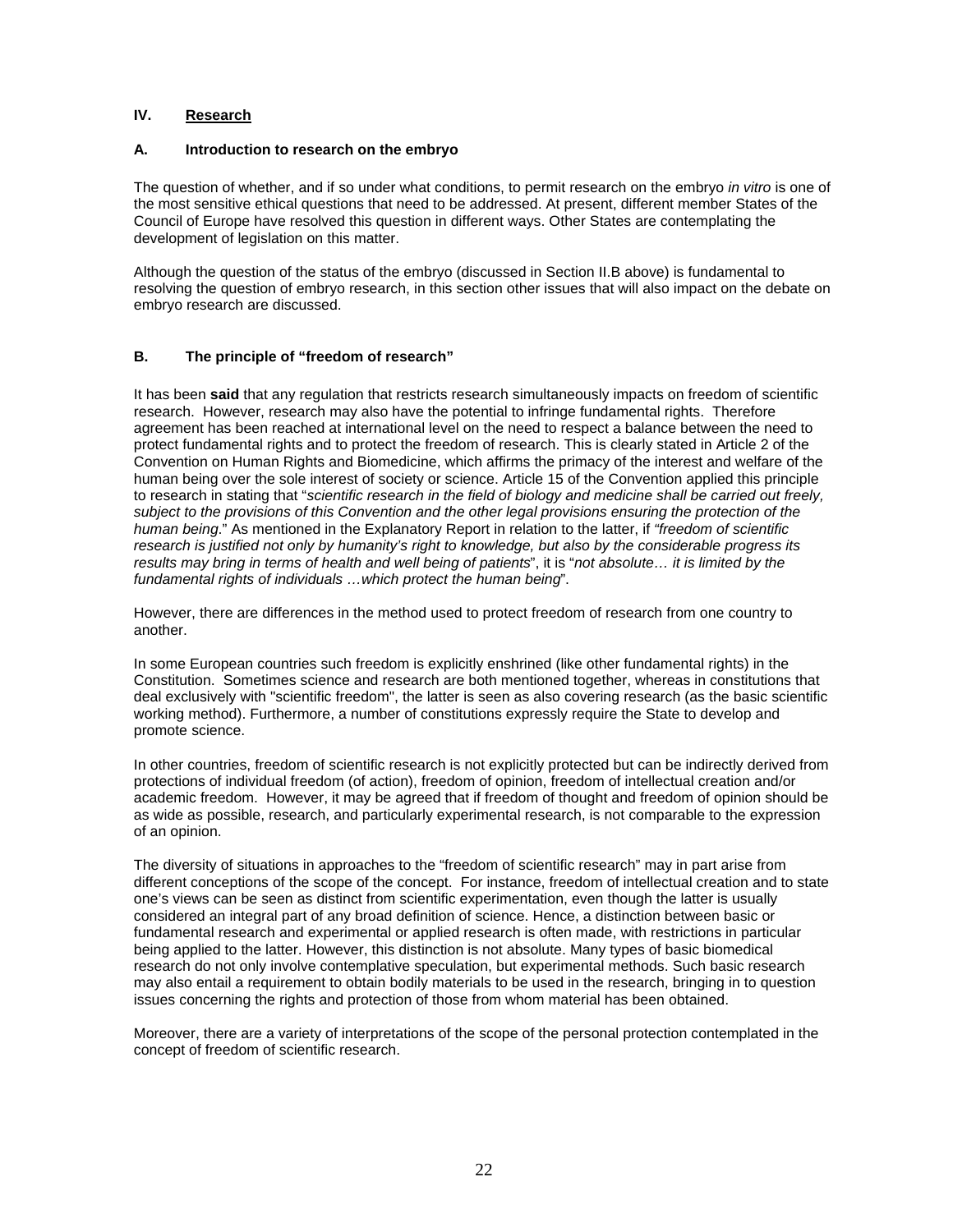## IV. Research

### A. Introduction to research on the embryo

The question of whether, and if so under what conditions, to permit research on the embryo *in vitro* is one of the most sensitive ethical questions that need to be addressed. At present, different member States of the Council of Europe have resolved this question in different ways. Other States are contemplating the development of legislation on this matter.

Although the question of the status of the embryo (discussed in Section II.B above) is fundamental to resolving the question of embryo research, in this section other issues that will also impact on the debate on embryo research are discussed.

### B. The principle of "freedom of research"

It has been **said** that any regulation that restricts research simultaneously impacts on freedom of scientific research. However, research may also have the potential to infringe fundamental rights. Therefore agreement has been reached at international level on the need to respect a balance between the need to protect fundamental rights and to protect the freedom of research. This is clearly stated in Article 2 of the Convention on Human Rights and Biomedicine, which affirms the primacy of the interest and welfare of the human being over the sole interest of society or science. Article 15 of the Convention applied this principle to research in stating that "*scientific research in the field of biology and medicine shall be carried out freely, subject to the provisions of this Convention and the other legal provisions ensuring the protection of the human being*." As mentioned in the Explanatory Report in relation to the latter, if *"freedom of scientific research is justified not only by humanity's right to knowledge, but also by the considerable progress its results may bring in terms of health and well being of patients*", it is "*not absolute… it is limited by the fundamental rights of individuals …which protect the human being*".

However, there are differences in the method used to protect freedom of research from one country to another.

In some European countries such freedom is explicitly enshrined (like other fundamental rights) in the Constitution. Sometimes science and research are both mentioned together, whereas in constitutions that deal exclusively with "scientific freedom", the latter is seen as also covering research (as the basic scientific working method). Furthermore, a number of constitutions expressly require the State to develop and promote science.

In other countries, freedom of scientific research is not explicitly protected but can be indirectly derived from protections of individual freedom (of action), freedom of opinion, freedom of intellectual creation and/or academic freedom. However, it may be agreed that if freedom of thought and freedom of opinion should be as wide as possible, research, and particularly experimental research, is not comparable to the expression of an opinion.

The diversity of situations in approaches to the "freedom of scientific research" may in part arise from different conceptions of the scope of the concept. For instance, freedom of intellectual creation and to state one's views can be seen as distinct from scientific experimentation, even though the latter is usually considered an integral part of any broad definition of science. Hence, a distinction between basic or fundamental research and experimental or applied research is often made, with restrictions in particular being applied to the latter. However, this distinction is not absolute. Many types of basic biomedical research do not only involve contemplative speculation, but experimental methods. Such basic research may also entail a requirement to obtain bodily materials to be used in the research, bringing in to question issues concerning the rights and protection of those from whom material has been obtained.

Moreover, there are a variety of interpretations of the scope of the personal protection contemplated in the concept of freedom of scientific research.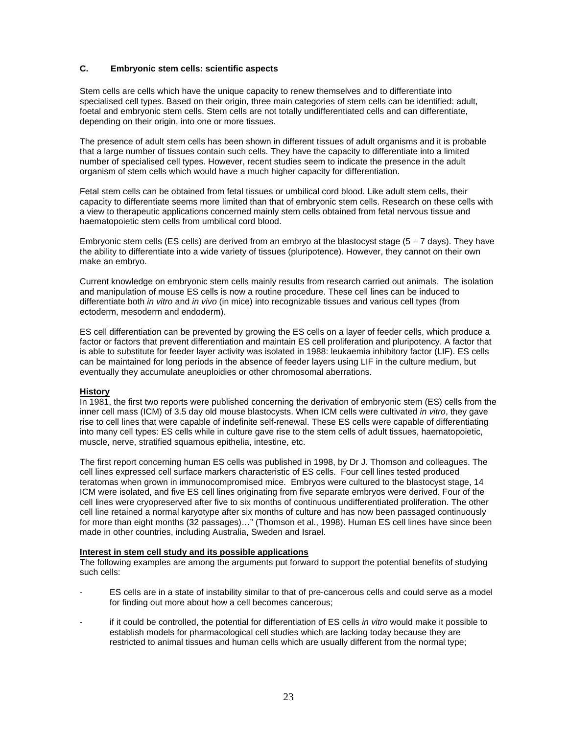## C. Embryonic stem cells: scientific aspects

Stem cells are cells which have the unique capacity to renew themselves and to differentiate into specialised cell types. Based on their origin, three main categories of stem cells can be identified: adult, foetal and embryonic stem cells. Stem cells are not totally undifferentiated cells and can differentiate, depending on their origin, into one or more tissues.

The presence of adult stem cells has been shown in different tissues of adult organisms and it is probable that a large number of tissues contain such cells. They have the capacity to differentiate into a limited number of specialised cell types. However, recent studies seem to indicate the presence in the adult organism of stem cells which would have a much higher capacity for differentiation.

Fetal stem cells can be obtained from fetal tissues or umbilical cord blood. Like adult stem cells, their capacity to differentiate seems more limited than that of embryonic stem cells. Research on these cells with a view to therapeutic applications concerned mainly stem cells obtained from fetal nervous tissue and haematopoietic stem cells from umbilical cord blood.

Embryonic stem cells (ES cells) are derived from an embryo at the blastocyst stage (5 – 7 days). They have the ability to differentiate into a wide variety of tissues (pluripotence). However, they cannot on their own make an embryo.

Current knowledge on embryonic stem cells mainly results from research carried out animals. The isolation and manipulation of mouse ES cells is now a routine procedure. These cell lines can be induced to differentiate both *in vitro* and *in vivo* (in mice) into recognizable tissues and various cell types (from ectoderm, mesoderm and endoderm).

ES cell differentiation can be prevented by growing the ES cells on a layer of feeder cells, which produce a factor or factors that prevent differentiation and maintain ES cell proliferation and pluripotency. A factor that is able to substitute for feeder layer activity was isolated in 1988: leukaemia inhibitory factor (LIF). ES cells can be maintained for long periods in the absence of feeder layers using LIF in the culture medium, but eventually they accumulate aneuploidies or other chromosomal aberrations.

**History**

In 1981, the first two reports were published concerning the derivation of embryonic stem (ES) cells from the inner cell mass (ICM) of 3.5 day old mouse blastocysts. When ICM cells were cultivated *in vitro*, they gave rise to cell lines that were capable of indefinite self-renewal. These ES cells were capable of differentiating into many cell types: ES cells while in culture gave rise to the stem cells of adult tissues, haematopoietic, muscle, nerve, stratified squamous epithelia, intestine, etc.

The first report concerning human ES cells was published in 1998, by Dr J. Thomson and colleagues. The cell lines expressed cell surface markers characteristic of ES cells. Four cell lines tested produced teratomas when grown in immunocompromised mice. Embryos were cultured to the blastocyst stage, 14 ICM were isolated, and five ES cell lines originating from five separate embryos were derived. Four of the cell lines were cryopreserved after five to six months of continuous undifferentiated proliferation. The other cell line retained a normal karyotype after six months of culture and has now been passaged continuously for more than eight months (32 passages)…" (Thomson et al., 1998). Human ES cell lines have since been made in other countries, including Australia, Sweden and Israel.

**Interest in stem cell study and its possible applications**

The following examples are among the arguments put forward to support the potential benefits of studying such cells:

- ES cells are in a state of instability similar to that of pre-cancerous cells and could serve as a model for finding out more about how a cell becomes cancerous;
- if it could be controlled, the potential for differentiation of ES cells *in vitro* would make it possible to establish models for pharmacological cell studies which are lacking today because they are restricted to animal tissues and human cells which are usually different from the normal type;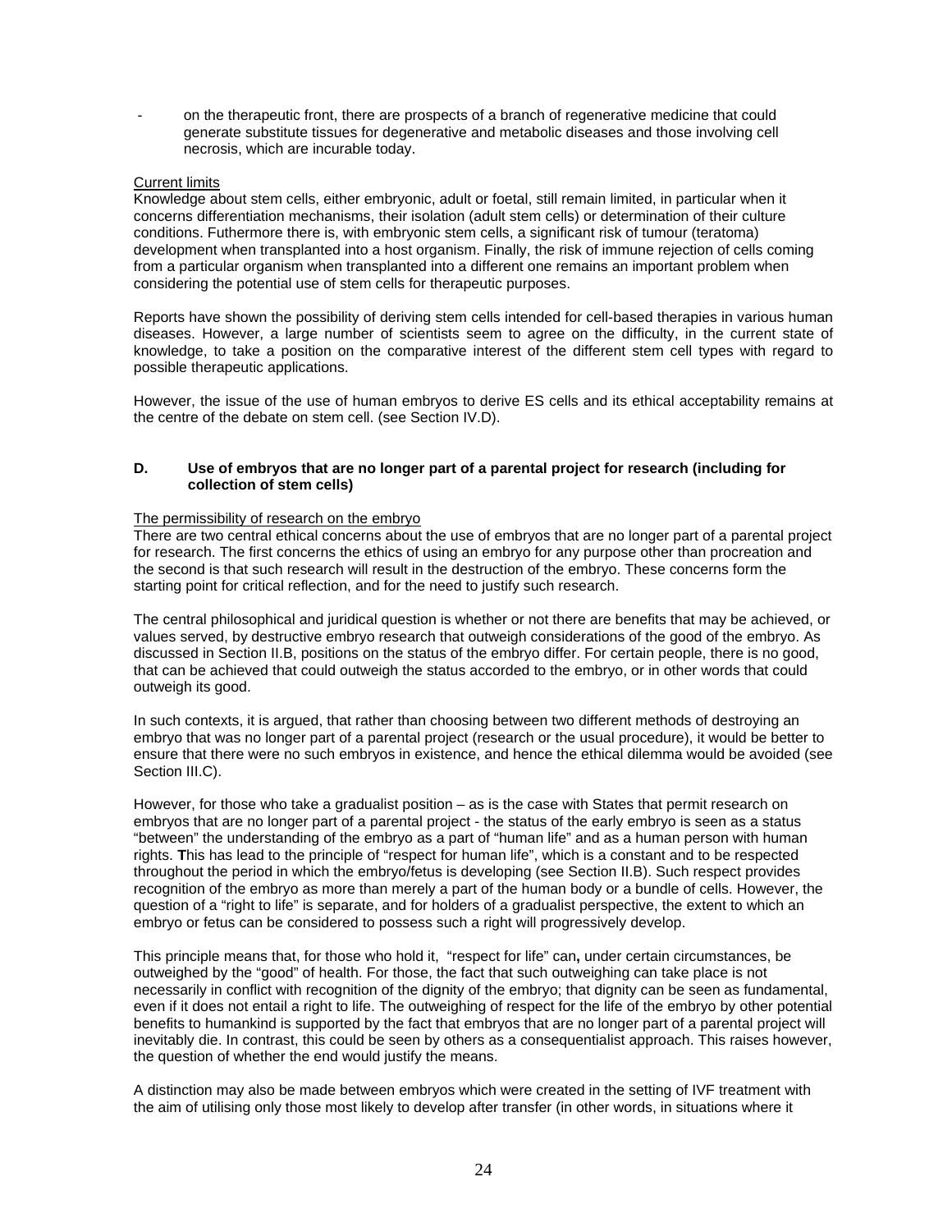- on the therapeutic front, there are prospects of a branch of regenerative medicine that could generate substitute tissues for degenerative and metabolic diseases and those involving cell necrosis, which are incurable today.

Current limits

Knowledge about stem cells, either embryonic, adult or foetal, still remain limited, in particular when it concerns differentiation mechanisms, their isolation (adult stem cells) or determination of their culture conditions. Futhermore there is, with embryonic stem cells, a significant risk of tumour (teratoma) development when transplanted into a host organism. Finally, the risk of immune rejection of cells coming from a particular organism when transplanted into a different one remains an important problem when considering the potential use of stem cells for therapeutic purposes.

Reports have shown the possibility of deriving stem cells intended for cell-based therapies in various human diseases. However, a large number of scientists seem to agree on the difficulty, in the current state of knowledge, to take a position on the comparative interest of the different stem cell types with regard to possible therapeutic applications.

However, the issue of the use of human embryos to derive ES cells and its ethical acceptability remains at the centre of the debate on stem cell. (see Section IV.D).

### D. Use of embryos that are no longer part of a parental project for research (including for collection of stem cells)

The permissibility of research on the embryo

There are two central ethical concerns about the use of embryos that are no longer part of a parental project for research. The first concerns the ethics of using an embryo for any purpose other than procreation and the second is that such research will result in the destruction of the embryo. These concerns form the starting point for critical reflection, and for the need to justify such research.

The central philosophical and juridical question is whether or not there are benefits that may be achieved, or values served, by destructive embryo research that outweigh considerations of the good of the embryo. As discussed in Section II.B, positions on the status of the embryo differ. For certain people, there is no good, that can be achieved that could outweigh the status accorded to the embryo, or in other words that could outweigh its good.

In such contexts, it is argued, that rather than choosing between two different methods of destroying an embryo that was no longer part of a parental project (research or the usual procedure), it would be better to ensure that there were no such embryos in existence, and hence the ethical dilemma would be avoided (see Section III.C).

However, for those who take a gradualist position – as is the case with States that permit research on embryos that are no longer part of a parental project - the status of the early embryo is seen as a status "between" the understanding of the embryo as a part of "human life" and as a human person with human rights. **T**his has lead to the principle of "respect for human life", which is a constant and to be respected throughout the period in which the embryo/fetus is developing (see Section II.B). Such respect provides recognition of the embryo as more than merely a part of the human body or a bundle of cells. However, the question of a "right to life" is separate, and for holders of a gradualist perspective, the extent to which an embryo or fetus can be considered to possess such a right will progressively develop.

This principle means that, for those who hold it, "respect for life" can**,** under certain circumstances, be outweighed by the "good" of health. For those, the fact that such outweighing can take place is not necessarily in conflict with recognition of the dignity of the embryo; that dignity can be seen as fundamental, even if it does not entail a right to life. The outweighing of respect for the life of the embryo by other potential benefits to humankind is supported by the fact that embryos that are no longer part of a parental project will inevitably die. In contrast, this could be seen by others as a consequentialist approach. This raises however, the question of whether the end would justify the means.

A distinction may also be made between embryos which were created in the setting of IVF treatment with the aim of utilising only those most likely to develop after transfer (in other words, in situations where it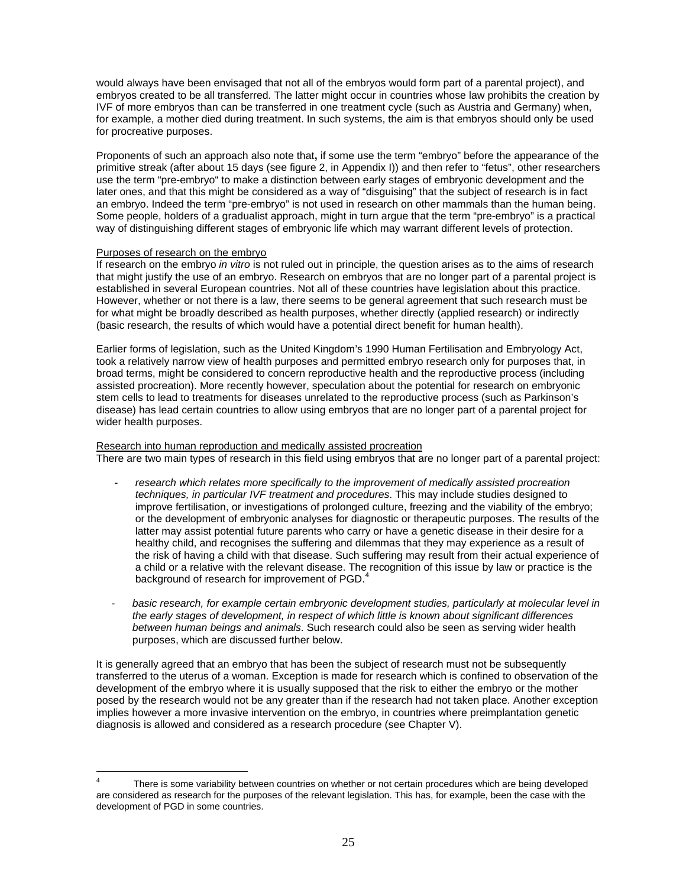would always have been envisaged that not all of the embryos would form part of a parental project), and embryos created to be all transferred. The latter might occur in countries whose law prohibits the creation by IVF of more embryos than can be transferred in one treatment cycle (such as Austria and Germany) when, for example, a mother died during treatment. In such systems, the aim is that embryos should only be used for procreative purposes.

Proponents of such an approach also note that**,** if some use the term "embryo" before the appearance of the primitive streak (after about 15 days (see figure 2, in Appendix I)) and then refer to "fetus", other researchers use the term "pre-embryo" to make a distinction between early stages of embryonic development and the later ones, and that this might be considered as a way of "disguising" that the subject of research is in fact an embryo. Indeed the term "pre-embryo" is not used in research on other mammals than the human being. Some people, holders of a gradualist approach, might in turn argue that the term "pre-embryo" is a practical way of distinguishing different stages of embryonic life which may warrant different levels of protection.

<u>Purposes of research on the embryo</u>

If research on the embryo *in vitro* is not ruled out in principle, the question arises as to the aims of research that might justify the use of an embryo. Research on embryos that are no longer part of a parental project is established in several European countries. Not all of these countries have legislation about this practice. However, whether or not there is a law, there seems to be general agreement that such research must be for what might be broadly described as health purposes, whether directly (applied research) or indirectly (basic research, the results of which would have a potential direct benefit for human health).

Earlier forms of legislation, such as the United Kingdom's 1990 Human Fertilisation and Embryology Act, took a relatively narrow view of health purposes and permitted embryo research only for purposes that, in broad terms, might be considered to concern reproductive health and the reproductive process (including assisted procreation). More recently however, speculation about the potential for research on embryonic stem cells to lead to treatments for diseases unrelated to the reproductive process (such as Parkinson's disease) has lead certain countries to allow using embryos that are no longer part of a parental project for wider health purposes.

<u>Research into human reproduction and medically assisted procreation</u>

There are two main types of research in this field using embryos that are no longer part of a parental project:

- *research which relates more specifically to the improvement of medically assisted procreation techniques, in particular IVF treatment and procedures*. This may include studies designed to improve fertilisation, or investigations of prolonged culture, freezing and the viability of the embryo; or the development of embryonic analyses for diagnostic or therapeutic purposes. The results of the latter may assist potential future parents who carry or have a genetic disease in their desire for a healthy child, and recognises the suffering and dilemmas that they may experience as a result of the risk of having a child with that disease. Such suffering may result from their actual experience of a child or a relative with the relevant disease. The recognition of this issue by law or practice is the background of research for improvement of PGD.[4]

- *basic research, for example certain embryonic development studies, particularly at molecular level in the early stages of development, in respect of which little is known about significant differences between human beings and animals*. Such research could also be seen as serving wider health purposes, which are discussed further below.

It is generally agreed that an embryo that has been the subject of research must not be subsequently transferred to the uterus of a woman. Exception is made for research which is confined to observation of the development of the embryo where it is usually supposed that the risk to either the embryo or the mother posed by the research would not be any greater than if the research had not taken place. Another exception implies however a more invasive intervention on the embryo, in countries where preimplantation genetic diagnosis is allowed and considered as a research procedure (see Chapter V).

[4] There is some variability between countries on whether or not certain procedures which are being developed are considered as research for the purposes of the relevant legislation. This has, for example, been the case with the development of PGD in some countries.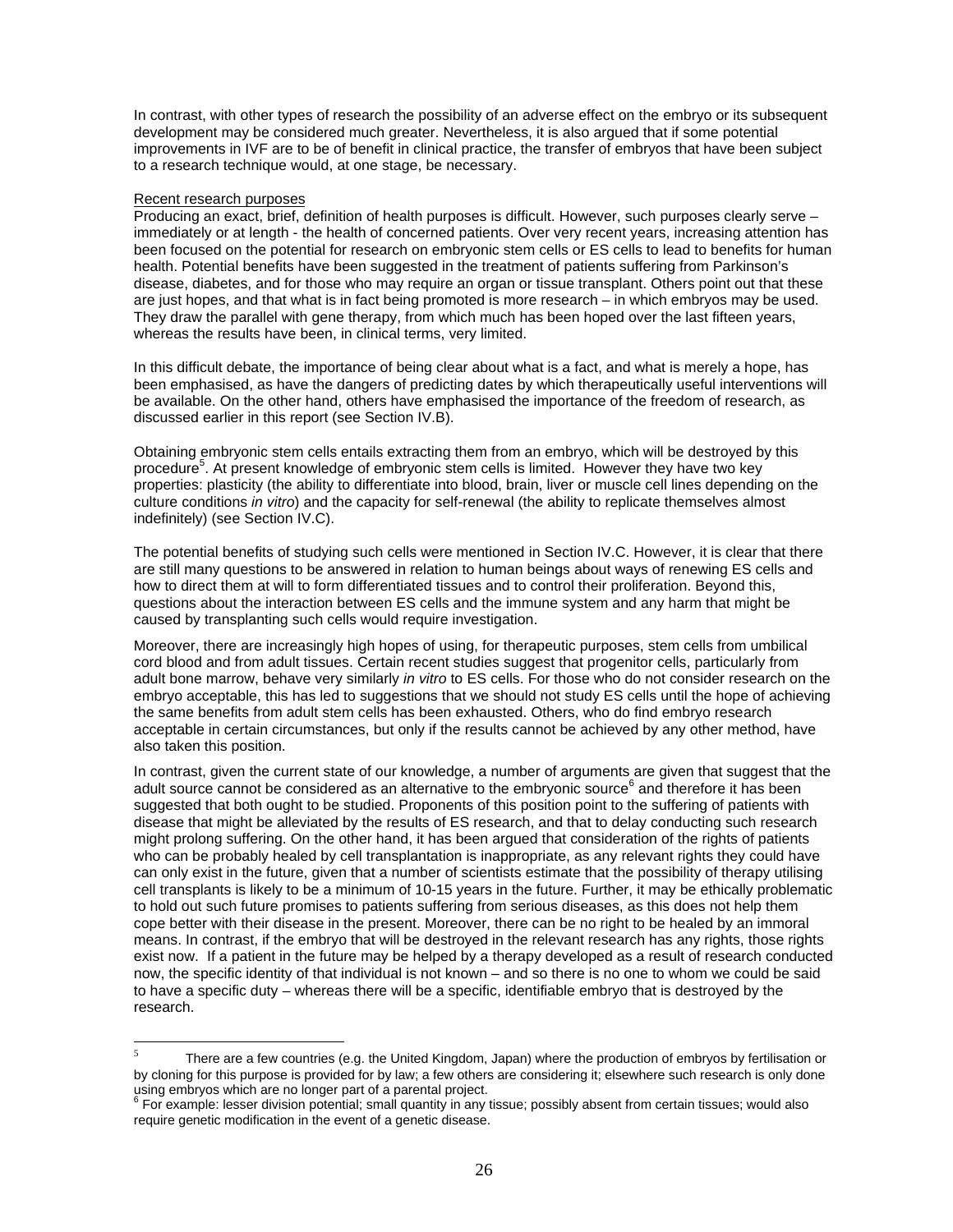In contrast, with other types of research the possibility of an adverse effect on the embryo or its subsequent development may be considered much greater. Nevertheless, it is also argued that if some potential improvements in IVF are to be of benefit in clinical practice, the transfer of embryos that have been subject to a research technique would, at one stage, be necessary.

Recent research purposes

Producing an exact, brief, definition of health purposes is difficult. However, such purposes clearly serve – immediately or at length - the health of concerned patients. Over very recent years, increasing attention has been focused on the potential for research on embryonic stem cells or ES cells to lead to benefits for human health. Potential benefits have been suggested in the treatment of patients suffering from Parkinson's disease, diabetes, and for those who may require an organ or tissue transplant. Others point out that these are just hopes, and that what is in fact being promoted is more research – in which embryos may be used. They draw the parallel with gene therapy, from which much has been hoped over the last fifteen years, whereas the results have been, in clinical terms, very limited.

In this difficult debate, the importance of being clear about what is a fact, and what is merely a hope, has been emphasised, as have the dangers of predicting dates by which therapeutically useful interventions will be available. On the other hand, others have emphasised the importance of the freedom of research, as discussed earlier in this report (see Section IV.B).

Obtaining embryonic stem cells entails extracting them from an embryo, which will be destroyed by this procedure[5]. At present knowledge of embryonic stem cells is limited. However they have two key properties: plasticity (the ability to differentiate into blood, brain, liver or muscle cell lines depending on the culture conditions *in vitro*) and the capacity for self-renewal (the ability to replicate themselves almost indefinitely) (see Section IV.C).

The potential benefits of studying such cells were mentioned in Section IV.C. However, it is clear that there are still many questions to be answered in relation to human beings about ways of renewing ES cells and how to direct them at will to form differentiated tissues and to control their proliferation. Beyond this, questions about the interaction between ES cells and the immune system and any harm that might be caused by transplanting such cells would require investigation.

Moreover, there are increasingly high hopes of using, for therapeutic purposes, stem cells from umbilical cord blood and from adult tissues. Certain recent studies suggest that progenitor cells, particularly from adult bone marrow, behave very similarly *in vitro* to ES cells. For those who do not consider research on the embryo acceptable, this has led to suggestions that we should not study ES cells until the hope of achieving the same benefits from adult stem cells has been exhausted. Others, who do find embryo research acceptable in certain circumstances, but only if the results cannot be achieved by any other method, have also taken this position.

In contrast, given the current state of our knowledge, a number of arguments are given that suggest that the adult source cannot be considered as an alternative to the embryonic source[6] and therefore it has been suggested that both ought to be studied. Proponents of this position point to the suffering of patients with disease that might be alleviated by the results of ES research, and that to delay conducting such research might prolong suffering. On the other hand, it has been argued that consideration of the rights of patients who can be probably healed by cell transplantation is inappropriate, as any relevant rights they could have can only exist in the future, given that a number of scientists estimate that the possibility of therapy utilising cell transplants is likely to be a minimum of 10-15 years in the future. Further, it may be ethically problematic to hold out such future promises to patients suffering from serious diseases, as this does not help them cope better with their disease in the present. Moreover, there can be no right to be healed by an immoral means. In contrast, if the embryo that will be destroyed in the relevant research has any rights, those rights exist now. If a patient in the future may be helped by a therapy developed as a result of research conducted now, the specific identity of that individual is not known – and so there is no one to whom we could be said to have a specific duty – whereas there will be a specific, identifiable embryo that is destroyed by the research.

---

[5] There are a few countries (e.g. the United Kingdom, Japan) where the production of embryos by fertilisation or by cloning for this purpose is provided for by law; a few others are considering it; elsewhere such research is only done using embryos which are no longer part of a parental project.

[6] For example: lesser division potential; small quantity in any tissue; possibly absent from certain tissues; would also require genetic modification in the event of a genetic disease.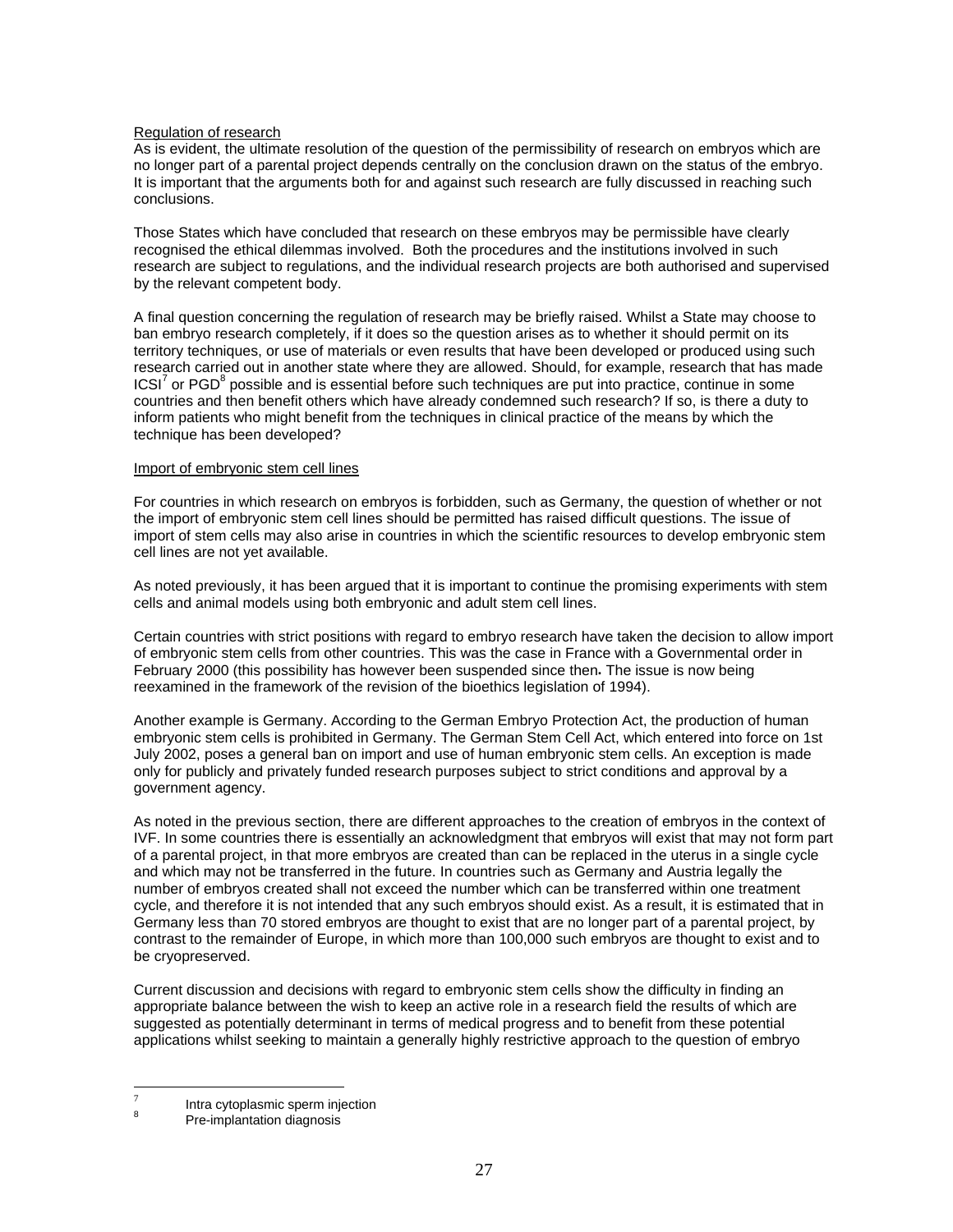Regulation of research

As is evident, the ultimate resolution of the question of the permissibility of research on embryos which are no longer part of a parental project depends centrally on the conclusion drawn on the status of the embryo. It is important that the arguments both for and against such research are fully discussed in reaching such conclusions.

Those States which have concluded that research on these embryos may be permissible have clearly recognised the ethical dilemmas involved. Both the procedures and the institutions involved in such research are subject to regulations, and the individual research projects are both authorised and supervised by the relevant competent body.

A final question concerning the regulation of research may be briefly raised. Whilst a State may choose to ban embryo research completely, if it does so the question arises as to whether it should permit on its territory techniques, or use of materials or even results that have been developed or produced using such research carried out in another state where they are allowed. Should, for example, research that has made ICSI[7] or PGD[8] possible and is essential before such techniques are put into practice, continue in some countries and then benefit others which have already condemned such research? If so, is there a duty to inform patients who might benefit from the techniques in clinical practice of the means by which the technique has been developed?

Import of embryonic stem cell lines

For countries in which research on embryos is forbidden, such as Germany, the question of whether or not the import of embryonic stem cell lines should be permitted has raised difficult questions. The issue of import of stem cells may also arise in countries in which the scientific resources to develop embryonic stem cell lines are not yet available.

As noted previously, it has been argued that it is important to continue the promising experiments with stem cells and animal models using both embryonic and adult stem cell lines.

Certain countries with strict positions with regard to embryo research have taken the decision to allow import of embryonic stem cells from other countries. This was the case in France with a Governmental order in February 2000 (this possibility has however been suspended since then**.** The issue is now being reexamined in the framework of the revision of the bioethics legislation of 1994).

Another example is Germany. According to the German Embryo Protection Act, the production of human embryonic stem cells is prohibited in Germany. The German Stem Cell Act, which entered into force on 1st July 2002, poses a general ban on import and use of human embryonic stem cells. An exception is made only for publicly and privately funded research purposes subject to strict conditions and approval by a government agency.

As noted in the previous section, there are different approaches to the creation of embryos in the context of IVF. In some countries there is essentially an acknowledgment that embryos will exist that may not form part of a parental project, in that more embryos are created than can be replaced in the uterus in a single cycle and which may not be transferred in the future. In countries such as Germany and Austria legally the number of embryos created shall not exceed the number which can be transferred within one treatment cycle, and therefore it is not intended that any such embryos should exist. As a result, it is estimated that in Germany less than 70 stored embryos are thought to exist that are no longer part of a parental project, by contrast to the remainder of Europe, in which more than 100,000 such embryos are thought to exist and to be cryopreserved.

Current discussion and decisions with regard to embryonic stem cells show the difficulty in finding an appropriate balance between the wish to keep an active role in a research field the results of which are suggested as potentially determinant in terms of medical progress and to benefit from these potential applications whilst seeking to maintain a generally highly restrictive approach to the question of embryo

---

[7] Intra cytoplasmic sperm injection

[8] Pre-implantation diagnosis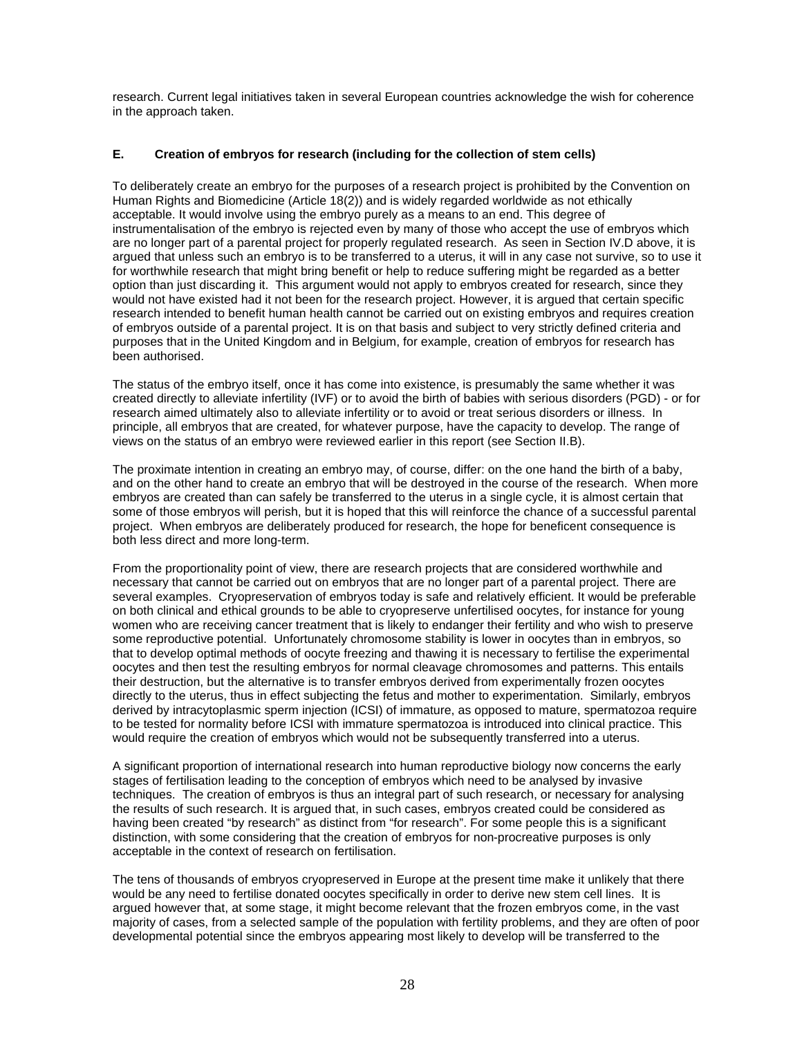research. Current legal initiatives taken in several European countries acknowledge the wish for coherence in the approach taken.

### E. Creation of embryos for research (including for the collection of stem cells)

To deliberately create an embryo for the purposes of a research project is prohibited by the Convention on Human Rights and Biomedicine (Article 18(2)) and is widely regarded worldwide as not ethically acceptable. It would involve using the embryo purely as a means to an end. This degree of instrumentalisation of the embryo is rejected even by many of those who accept the use of embryos which are no longer part of a parental project for properly regulated research. As seen in Section IV.D above, it is argued that unless such an embryo is to be transferred to a uterus, it will in any case not survive, so to use it for worthwhile research that might bring benefit or help to reduce suffering might be regarded as a better option than just discarding it. This argument would not apply to embryos created for research, since they would not have existed had it not been for the research project. However, it is argued that certain specific research intended to benefit human health cannot be carried out on existing embryos and requires creation of embryos outside of a parental project. It is on that basis and subject to very strictly defined criteria and purposes that in the United Kingdom and in Belgium, for example, creation of embryos for research has been authorised.

The status of the embryo itself, once it has come into existence, is presumably the same whether it was created directly to alleviate infertility (IVF) or to avoid the birth of babies with serious disorders (PGD) - or for research aimed ultimately also to alleviate infertility or to avoid or treat serious disorders or illness. In principle, all embryos that are created, for whatever purpose, have the capacity to develop. The range of views on the status of an embryo were reviewed earlier in this report (see Section II.B).

The proximate intention in creating an embryo may, of course, differ: on the one hand the birth of a baby, and on the other hand to create an embryo that will be destroyed in the course of the research. When more embryos are created than can safely be transferred to the uterus in a single cycle, it is almost certain that some of those embryos will perish, but it is hoped that this will reinforce the chance of a successful parental project. When embryos are deliberately produced for research, the hope for beneficent consequence is both less direct and more long-term.

From the proportionality point of view, there are research projects that are considered worthwhile and necessary that cannot be carried out on embryos that are no longer part of a parental project. There are several examples. Cryopreservation of embryos today is safe and relatively efficient. It would be preferable on both clinical and ethical grounds to be able to cryopreserve unfertilised oocytes, for instance for young women who are receiving cancer treatment that is likely to endanger their fertility and who wish to preserve some reproductive potential. Unfortunately chromosome stability is lower in oocytes than in embryos, so that to develop optimal methods of oocyte freezing and thawing it is necessary to fertilise the experimental oocytes and then test the resulting embryos for normal cleavage chromosomes and patterns. This entails their destruction, but the alternative is to transfer embryos derived from experimentally frozen oocytes directly to the uterus, thus in effect subjecting the fetus and mother to experimentation. Similarly, embryos derived by intracytoplasmic sperm injection (ICSI) of immature, as opposed to mature, spermatozoa require to be tested for normality before ICSI with immature spermatozoa is introduced into clinical practice. This would require the creation of embryos which would not be subsequently transferred into a uterus.

A significant proportion of international research into human reproductive biology now concerns the early stages of fertilisation leading to the conception of embryos which need to be analysed by invasive techniques. The creation of embryos is thus an integral part of such research, or necessary for analysing the results of such research. It is argued that, in such cases, embryos created could be considered as having been created "by research" as distinct from "for research". For some people this is a significant distinction, with some considering that the creation of embryos for non-procreative purposes is only acceptable in the context of research on fertilisation.

The tens of thousands of embryos cryopreserved in Europe at the present time make it unlikely that there would be any need to fertilise donated oocytes specifically in order to derive new stem cell lines. It is argued however that, at some stage, it might become relevant that the frozen embryos come, in the vast majority of cases, from a selected sample of the population with fertility problems, and they are often of poor developmental potential since the embryos appearing most likely to develop will be transferred to the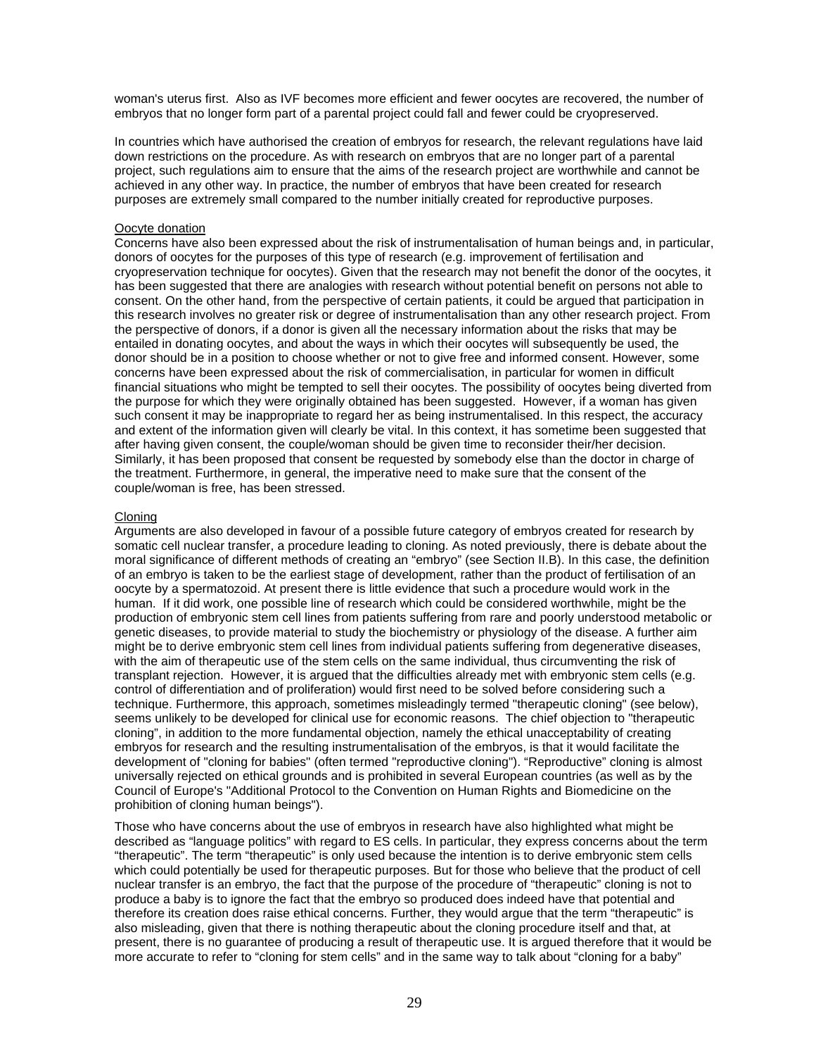woman's uterus first. Also as IVF becomes more efficient and fewer oocytes are recovered, the number of embryos that no longer form part of a parental project could fall and fewer could be cryopreserved.

In countries which have authorised the creation of embryos for research, the relevant regulations have laid down restrictions on the procedure. As with research on embryos that are no longer part of a parental project, such regulations aim to ensure that the aims of the research project are worthwhile and cannot be achieved in any other way. In practice, the number of embryos that have been created for research purposes are extremely small compared to the number initially created for reproductive purposes.

Oocyte donation

Concerns have also been expressed about the risk of instrumentalisation of human beings and, in particular, donors of oocytes for the purposes of this type of research (e.g. improvement of fertilisation and cryopreservation technique for oocytes). Given that the research may not benefit the donor of the oocytes, it has been suggested that there are analogies with research without potential benefit on persons not able to consent. On the other hand, from the perspective of certain patients, it could be argued that participation in this research involves no greater risk or degree of instrumentalisation than any other research project. From the perspective of donors, if a donor is given all the necessary information about the risks that may be entailed in donating oocytes, and about the ways in which their oocytes will subsequently be used, the donor should be in a position to choose whether or not to give free and informed consent. However, some concerns have been expressed about the risk of commercialisation, in particular for women in difficult financial situations who might be tempted to sell their oocytes. The possibility of oocytes being diverted from the purpose for which they were originally obtained has been suggested. However, if a woman has given such consent it may be inappropriate to regard her as being instrumentalised. In this respect, the accuracy and extent of the information given will clearly be vital. In this context, it has sometime been suggested that after having given consent, the couple/woman should be given time to reconsider their/her decision. Similarly, it has been proposed that consent be requested by somebody else than the doctor in charge of the treatment. Furthermore, in general, the imperative need to make sure that the consent of the couple/woman is free, has been stressed.

Cloning

Arguments are also developed in favour of a possible future category of embryos created for research by somatic cell nuclear transfer, a procedure leading to cloning. As noted previously, there is debate about the moral significance of different methods of creating an "embryo" (see Section II.B). In this case, the definition of an embryo is taken to be the earliest stage of development, rather than the product of fertilisation of an oocyte by a spermatozoid. At present there is little evidence that such a procedure would work in the human. If it did work, one possible line of research which could be considered worthwhile, might be the production of embryonic stem cell lines from patients suffering from rare and poorly understood metabolic or genetic diseases, to provide material to study the biochemistry or physiology of the disease. A further aim might be to derive embryonic stem cell lines from individual patients suffering from degenerative diseases, with the aim of therapeutic use of the stem cells on the same individual, thus circumventing the risk of transplant rejection. However, it is argued that the difficulties already met with embryonic stem cells (e.g. control of differentiation and of proliferation) would first need to be solved before considering such a technique. Furthermore, this approach, sometimes misleadingly termed "therapeutic cloning" (see below), seems unlikely to be developed for clinical use for economic reasons. The chief objection to "therapeutic cloning", in addition to the more fundamental objection, namely the ethical unacceptability of creating embryos for research and the resulting instrumentalisation of the embryos, is that it would facilitate the development of "cloning for babies" (often termed "reproductive cloning"). "Reproductive" cloning is almost universally rejected on ethical grounds and is prohibited in several European countries (as well as by the Council of Europe's "Additional Protocol to the Convention on Human Rights and Biomedicine on the prohibition of cloning human beings").

Those who have concerns about the use of embryos in research have also highlighted what might be described as "language politics" with regard to ES cells. In particular, they express concerns about the term "therapeutic". The term "therapeutic" is only used because the intention is to derive embryonic stem cells which could potentially be used for therapeutic purposes. But for those who believe that the product of cell nuclear transfer is an embryo, the fact that the purpose of the procedure of "therapeutic" cloning is not to produce a baby is to ignore the fact that the embryo so produced does indeed have that potential and therefore its creation does raise ethical concerns. Further, they would argue that the term "therapeutic" is also misleading, given that there is nothing therapeutic about the cloning procedure itself and that, at present, there is no guarantee of producing a result of therapeutic use. It is argued therefore that it would be more accurate to refer to "cloning for stem cells" and in the same way to talk about "cloning for a baby"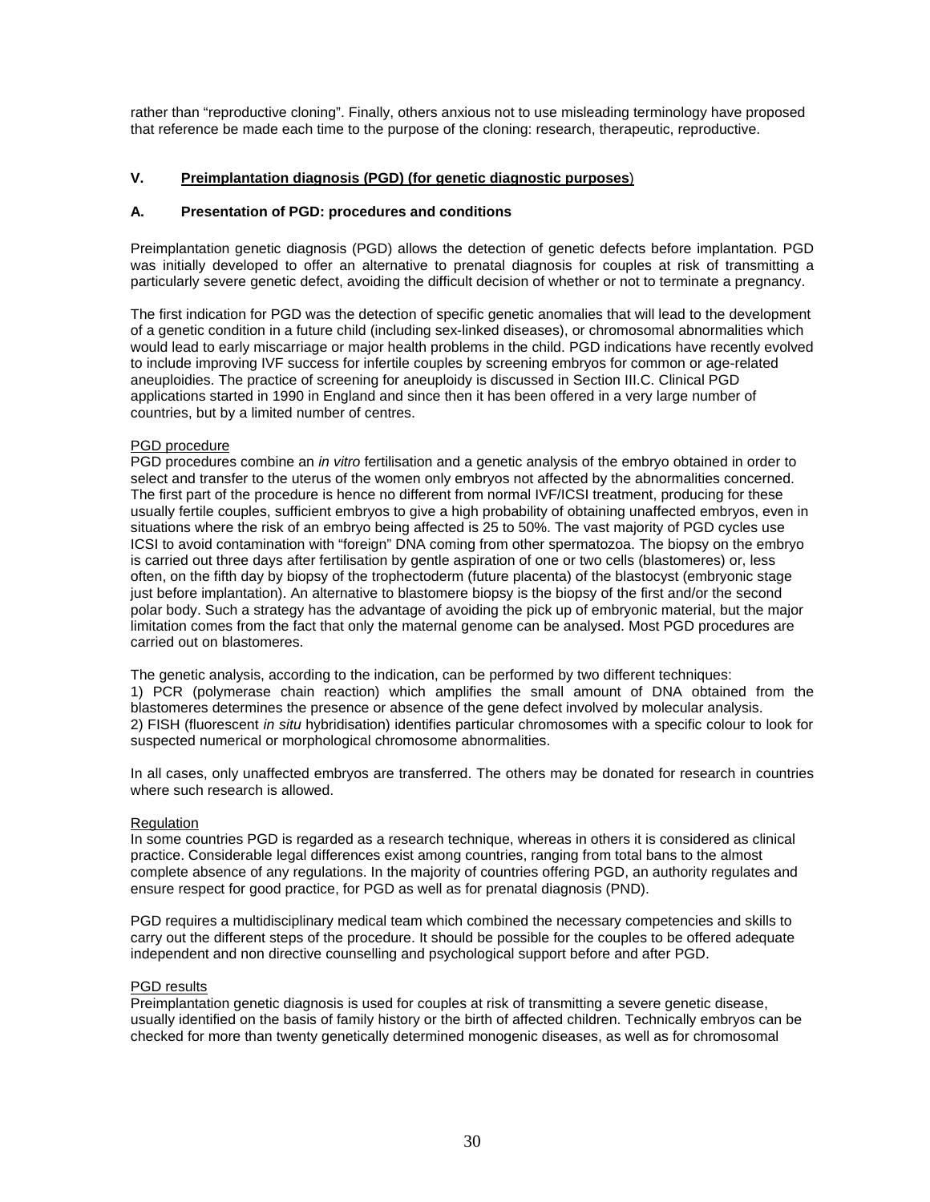rather than "reproductive cloning". Finally, others anxious not to use misleading terminology have proposed that reference be made each time to the purpose of the cloning: research, therapeutic, reproductive.

## V. Preimplantation diagnosis (PGD) (for genetic diagnostic purposes)

### A. Presentation of PGD: procedures and conditions

Preimplantation genetic diagnosis (PGD) allows the detection of genetic defects before implantation. PGD was initially developed to offer an alternative to prenatal diagnosis for couples at risk of transmitting a particularly severe genetic defect, avoiding the difficult decision of whether or not to terminate a pregnancy.

The first indication for PGD was the detection of specific genetic anomalies that will lead to the development of a genetic condition in a future child (including sex-linked diseases), or chromosomal abnormalities which would lead to early miscarriage or major health problems in the child. PGD indications have recently evolved to include improving IVF success for infertile couples by screening embryos for common or age-related aneuploidies. The practice of screening for aneuploidy is discussed in Section III.C. Clinical PGD applications started in 1990 in England and since then it has been offered in a very large number of countries, but by a limited number of centres.

PGD procedure

PGD procedures combine an *in vitro* fertilisation and a genetic analysis of the embryo obtained in order to select and transfer to the uterus of the women only embryos not affected by the abnormalities concerned. The first part of the procedure is hence no different from normal IVF/ICSI treatment, producing for these usually fertile couples, sufficient embryos to give a high probability of obtaining unaffected embryos, even in situations where the risk of an embryo being affected is 25 to 50%. The vast majority of PGD cycles use ICSI to avoid contamination with "foreign" DNA coming from other spermatozoa. The biopsy on the embryo is carried out three days after fertilisation by gentle aspiration of one or two cells (blastomeres) or, less often, on the fifth day by biopsy of the trophectoderm (future placenta) of the blastocyst (embryonic stage just before implantation). An alternative to blastomere biopsy is the biopsy of the first and/or the second polar body. Such a strategy has the advantage of avoiding the pick up of embryonic material, but the major limitation comes from the fact that only the maternal genome can be analysed. Most PGD procedures are carried out on blastomeres.

The genetic analysis, according to the indication, can be performed by two different techniques:

1) PCR (polymerase chain reaction) which amplifies the small amount of DNA obtained from the blastomeres determines the presence or absence of the gene defect involved by molecular analysis.
2) FISH (fluorescent *in situ* hybridisation) identifies particular chromosomes with a specific colour to look for suspected numerical or morphological chromosome abnormalities.

In all cases, only unaffected embryos are transferred. The others may be donated for research in countries where such research is allowed.

Regulation

In some countries PGD is regarded as a research technique, whereas in others it is considered as clinical practice. Considerable legal differences exist among countries, ranging from total bans to the almost complete absence of any regulations. In the majority of countries offering PGD, an authority regulates and ensure respect for good practice, for PGD as well as for prenatal diagnosis (PND).

PGD requires a multidisciplinary medical team which combined the necessary competencies and skills to carry out the different steps of the procedure. It should be possible for the couples to be offered adequate independent and non directive counselling and psychological support before and after PGD.

PGD results

Preimplantation genetic diagnosis is used for couples at risk of transmitting a severe genetic disease, usually identified on the basis of family history or the birth of affected children. Technically embryos can be checked for more than twenty genetically determined monogenic diseases, as well as for chromosomal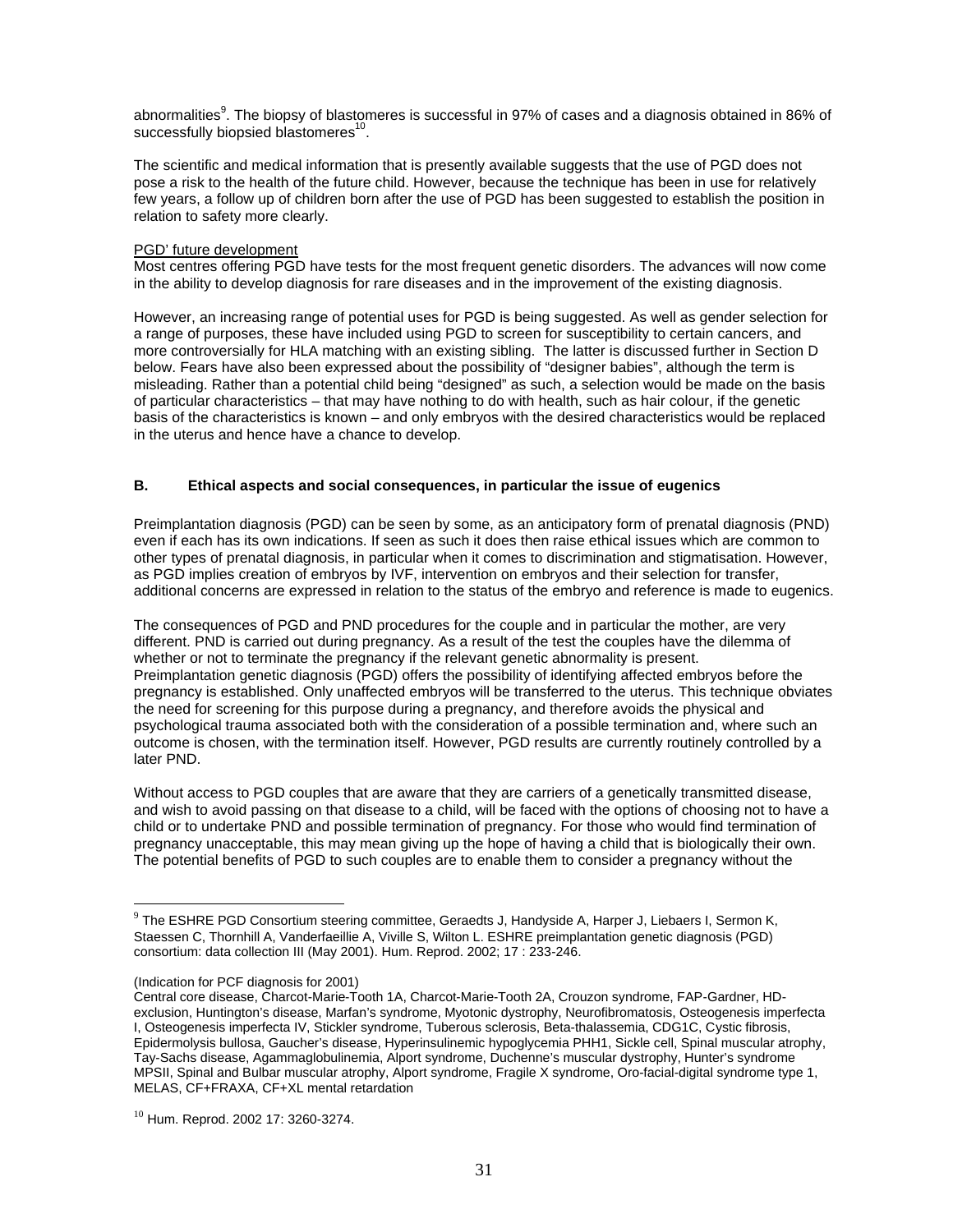abnormalities[9]. The biopsy of blastomeres is successful in 97% of cases and a diagnosis obtained in 86% of successfully biopsied blastomeres[10].

The scientific and medical information that is presently available suggests that the use of PGD does not pose a risk to the health of the future child. However, because the technique has been in use for relatively few years, a follow up of children born after the use of PGD has been suggested to establish the position in relation to safety more clearly.

PGD' future development

Most centres offering PGD have tests for the most frequent genetic disorders. The advances will now come in the ability to develop diagnosis for rare diseases and in the improvement of the existing diagnosis.

However, an increasing range of potential uses for PGD is being suggested. As well as gender selection for a range of purposes, these have included using PGD to screen for susceptibility to certain cancers, and more controversially for HLA matching with an existing sibling. The latter is discussed further in Section D below. Fears have also been expressed about the possibility of "designer babies", although the term is misleading. Rather than a potential child being "designed" as such, a selection would be made on the basis of particular characteristics – that may have nothing to do with health, such as hair colour, if the genetic basis of the characteristics is known – and only embryos with the desired characteristics would be replaced in the uterus and hence have a chance to develop.

## B. Ethical aspects and social consequences, in particular the issue of eugenics

Preimplantation diagnosis (PGD) can be seen by some, as an anticipatory form of prenatal diagnosis (PND) even if each has its own indications. If seen as such it does then raise ethical issues which are common to other types of prenatal diagnosis, in particular when it comes to discrimination and stigmatisation. However, as PGD implies creation of embryos by IVF, intervention on embryos and their selection for transfer, additional concerns are expressed in relation to the status of the embryo and reference is made to eugenics.

The consequences of PGD and PND procedures for the couple and in particular the mother, are very different. PND is carried out during pregnancy. As a result of the test the couples have the dilemma of whether or not to terminate the pregnancy if the relevant genetic abnormality is present. Preimplantation genetic diagnosis (PGD) offers the possibility of identifying affected embryos before the pregnancy is established. Only unaffected embryos will be transferred to the uterus. This technique obviates the need for screening for this purpose during a pregnancy, and therefore avoids the physical and psychological trauma associated both with the consideration of a possible termination and, where such an outcome is chosen, with the termination itself. However, PGD results are currently routinely controlled by a later PND.

Without access to PGD couples that are aware that they are carriers of a genetically transmitted disease, and wish to avoid passing on that disease to a child, will be faced with the options of choosing not to have a child or to undertake PND and possible termination of pregnancy. For those who would find termination of pregnancy unacceptable, this may mean giving up the hope of having a child that is biologically their own. The potential benefits of PGD to such couples are to enable them to consider a pregnancy without the

---

[9] The ESHRE PGD Consortium steering committee, Geraedts J, Handyside A, Harper J, Liebaers I, Sermon K, Staessen C, Thornhill A, Vanderfaeillie A, Viville S, Wilton L. ESHRE preimplantation genetic diagnosis (PGD) consortium: data collection III (May 2001). Hum. Reprod. 2002; 17 : 233-246.

(Indication for PCF diagnosis for 2001)

Central core disease, Charcot-Marie-Tooth 1A, Charcot-Marie-Tooth 2A, Crouzon syndrome, FAP-Gardner, HD-exclusion, Huntington's disease, Marfan's syndrome, Myotonic dystrophy, Neurofibromatosis, Osteogenesis imperfecta I, Osteogenesis imperfecta IV, Stickler syndrome, Tuberous sclerosis, Beta-thalassemia, CDG1C, Cystic fibrosis, Epidermolysis bullosa, Gaucher's disease, Hyperinsulinemic hypoglycemia PHH1, Sickle cell, Spinal muscular atrophy, Tay-Sachs disease, Agammaglobulinemia, Alport syndrome, Duchenne's muscular dystrophy, Hunter's syndrome MPSII, Spinal and Bulbar muscular atrophy, Alport syndrome, Fragile X syndrome, Oro-facial-digital syndrome type 1, MELAS, CF+FRAXA, CF+XL mental retardation

[10] Hum. Reprod. 2002 17: 3260-3274.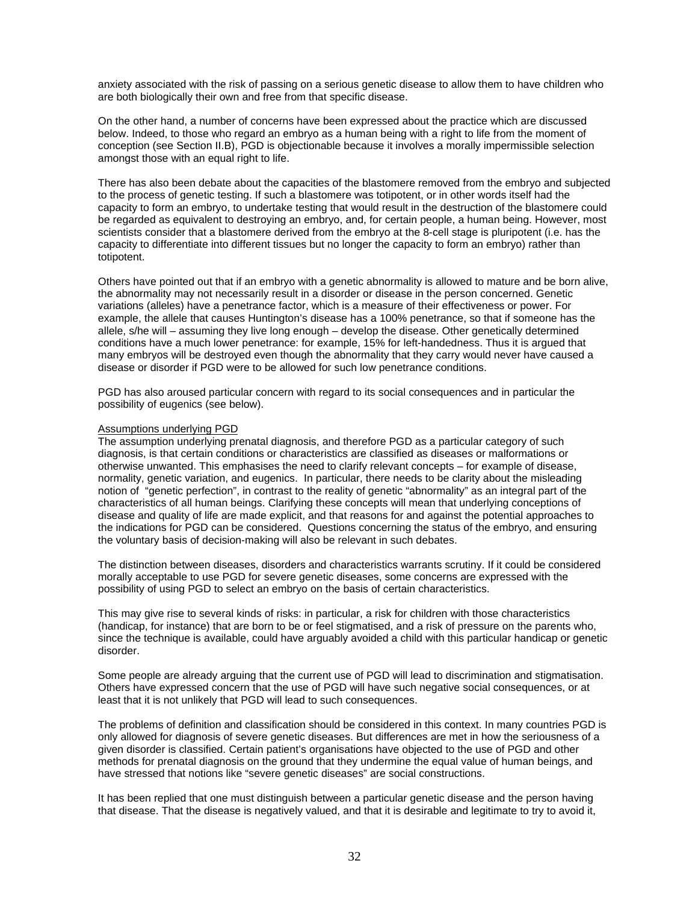anxiety associated with the risk of passing on a serious genetic disease to allow them to have children who are both biologically their own and free from that specific disease.

On the other hand, a number of concerns have been expressed about the practice which are discussed below. Indeed, to those who regard an embryo as a human being with a right to life from the moment of conception (see Section II.B), PGD is objectionable because it involves a morally impermissible selection amongst those with an equal right to life.

There has also been debate about the capacities of the blastomere removed from the embryo and subjected to the process of genetic testing. If such a blastomere was totipotent, or in other words itself had the capacity to form an embryo, to undertake testing that would result in the destruction of the blastomere could be regarded as equivalent to destroying an embryo, and, for certain people, a human being. However, most scientists consider that a blastomere derived from the embryo at the 8-cell stage is pluripotent (i.e. has the capacity to differentiate into different tissues but no longer the capacity to form an embryo) rather than totipotent.

Others have pointed out that if an embryo with a genetic abnormality is allowed to mature and be born alive, the abnormality may not necessarily result in a disorder or disease in the person concerned. Genetic variations (alleles) have a penetrance factor, which is a measure of their effectiveness or power. For example, the allele that causes Huntington's disease has a 100% penetrance, so that if someone has the allele, s/he will – assuming they live long enough – develop the disease. Other genetically determined conditions have a much lower penetrance: for example, 15% for left-handedness. Thus it is argued that many embryos will be destroyed even though the abnormality that they carry would never have caused a disease or disorder if PGD were to be allowed for such low penetrance conditions.

PGD has also aroused particular concern with regard to its social consequences and in particular the possibility of eugenics (see below).

<u>Assumptions underlying PGD</u>

The assumption underlying prenatal diagnosis, and therefore PGD as a particular category of such diagnosis, is that certain conditions or characteristics are classified as diseases or malformations or otherwise unwanted. This emphasises the need to clarify relevant concepts – for example of disease, normality, genetic variation, and eugenics. In particular, there needs to be clarity about the misleading notion of "genetic perfection", in contrast to the reality of genetic "abnormality" as an integral part of the characteristics of all human beings. Clarifying these concepts will mean that underlying conceptions of disease and quality of life are made explicit, and that reasons for and against the potential approaches to the indications for PGD can be considered. Questions concerning the status of the embryo, and ensuring the voluntary basis of decision-making will also be relevant in such debates.

The distinction between diseases, disorders and characteristics warrants scrutiny. If it could be considered morally acceptable to use PGD for severe genetic diseases, some concerns are expressed with the possibility of using PGD to select an embryo on the basis of certain characteristics.

This may give rise to several kinds of risks: in particular, a risk for children with those characteristics (handicap, for instance) that are born to be or feel stigmatised, and a risk of pressure on the parents who, since the technique is available, could have arguably avoided a child with this particular handicap or genetic disorder.

Some people are already arguing that the current use of PGD will lead to discrimination and stigmatisation. Others have expressed concern that the use of PGD will have such negative social consequences, or at least that it is not unlikely that PGD will lead to such consequences.

The problems of definition and classification should be considered in this context. In many countries PGD is only allowed for diagnosis of severe genetic diseases. But differences are met in how the seriousness of a given disorder is classified. Certain patient's organisations have objected to the use of PGD and other methods for prenatal diagnosis on the ground that they undermine the equal value of human beings, and have stressed that notions like "severe genetic diseases" are social constructions.

It has been replied that one must distinguish between a particular genetic disease and the person having that disease. That the disease is negatively valued, and that it is desirable and legitimate to try to avoid it,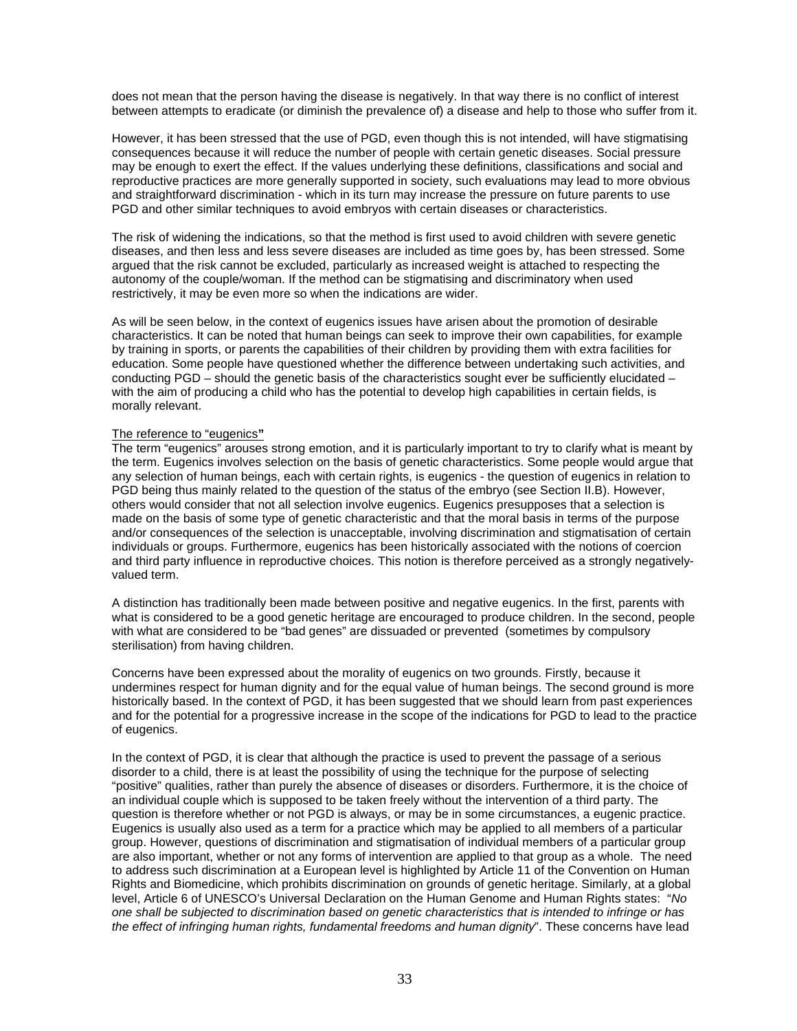does not mean that the person having the disease is negatively. In that way there is no conflict of interest between attempts to eradicate (or diminish the prevalence of) a disease and help to those who suffer from it.

However, it has been stressed that the use of PGD, even though this is not intended, will have stigmatising consequences because it will reduce the number of people with certain genetic diseases. Social pressure may be enough to exert the effect. If the values underlying these definitions, classifications and social and reproductive practices are more generally supported in society, such evaluations may lead to more obvious and straightforward discrimination - which in its turn may increase the pressure on future parents to use PGD and other similar techniques to avoid embryos with certain diseases or characteristics.

The risk of widening the indications, so that the method is first used to avoid children with severe genetic diseases, and then less and less severe diseases are included as time goes by, has been stressed. Some argued that the risk cannot be excluded, particularly as increased weight is attached to respecting the autonomy of the couple/woman. If the method can be stigmatising and discriminatory when used restrictively, it may be even more so when the indications are wider.

As will be seen below, in the context of eugenics issues have arisen about the promotion of desirable characteristics. It can be noted that human beings can seek to improve their own capabilities, for example by training in sports, or parents the capabilities of their children by providing them with extra facilities for education. Some people have questioned whether the difference between undertaking such activities, and conducting PGD – should the genetic basis of the characteristics sought ever be sufficiently elucidated – with the aim of producing a child who has the potential to develop high capabilities in certain fields, is morally relevant.

The reference to "eugenics"

The term "eugenics" arouses strong emotion, and it is particularly important to try to clarify what is meant by the term. Eugenics involves selection on the basis of genetic characteristics. Some people would argue that any selection of human beings, each with certain rights, is eugenics - the question of eugenics in relation to PGD being thus mainly related to the question of the status of the embryo (see Section II.B). However, others would consider that not all selection involve eugenics. Eugenics presupposes that a selection is made on the basis of some type of genetic characteristic and that the moral basis in terms of the purpose and/or consequences of the selection is unacceptable, involving discrimination and stigmatisation of certain individuals or groups. Furthermore, eugenics has been historically associated with the notions of coercion and third party influence in reproductive choices. This notion is therefore perceived as a strongly negatively-valued term.

A distinction has traditionally been made between positive and negative eugenics. In the first, parents with what is considered to be a good genetic heritage are encouraged to produce children. In the second, people with what are considered to be "bad genes" are dissuaded or prevented (sometimes by compulsory sterilisation) from having children.

Concerns have been expressed about the morality of eugenics on two grounds. Firstly, because it undermines respect for human dignity and for the equal value of human beings. The second ground is more historically based. In the context of PGD, it has been suggested that we should learn from past experiences and for the potential for a progressive increase in the scope of the indications for PGD to lead to the practice of eugenics.

In the context of PGD, it is clear that although the practice is used to prevent the passage of a serious disorder to a child, there is at least the possibility of using the technique for the purpose of selecting "positive" qualities, rather than purely the absence of diseases or disorders. Furthermore, it is the choice of an individual couple which is supposed to be taken freely without the intervention of a third party. The question is therefore whether or not PGD is always, or may be in some circumstances, a eugenic practice. Eugenics is usually also used as a term for a practice which may be applied to all members of a particular group. However, questions of discrimination and stigmatisation of individual members of a particular group are also important, whether or not any forms of intervention are applied to that group as a whole. The need to address such discrimination at a European level is highlighted by Article 11 of the Convention on Human Rights and Biomedicine, which prohibits discrimination on grounds of genetic heritage. Similarly, at a global level, Article 6 of UNESCO's Universal Declaration on the Human Genome and Human Rights states: "*No one shall be subjected to discrimination based on genetic characteristics that is intended to infringe or has the effect of infringing human rights, fundamental freedoms and human dignity*". These concerns have lead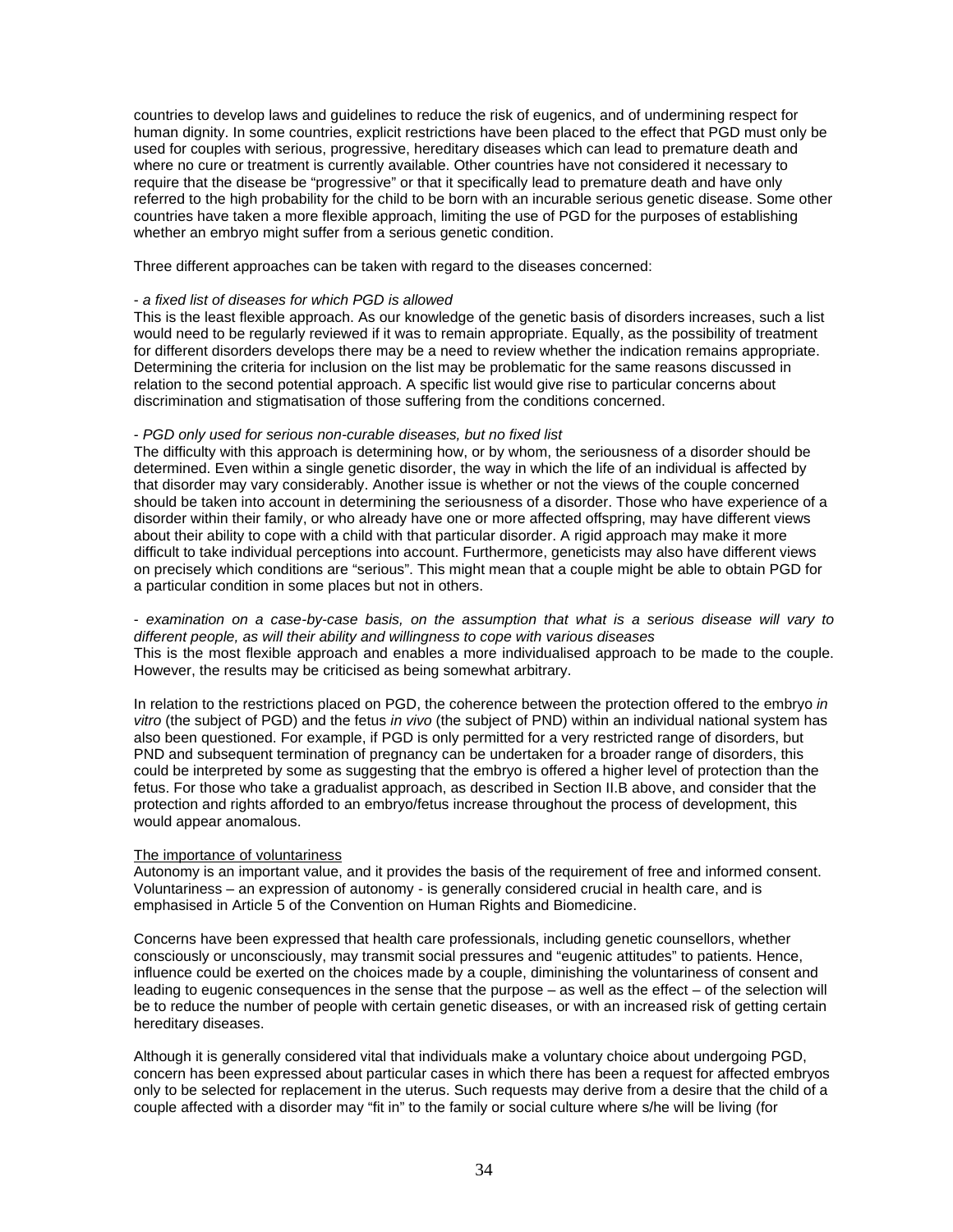countries to develop laws and guidelines to reduce the risk of eugenics, and of undermining respect for human dignity. In some countries, explicit restrictions have been placed to the effect that PGD must only be used for couples with serious, progressive, hereditary diseases which can lead to premature death and where no cure or treatment is currently available. Other countries have not considered it necessary to require that the disease be "progressive" or that it specifically lead to premature death and have only referred to the high probability for the child to be born with an incurable serious genetic disease. Some other countries have taken a more flexible approach, limiting the use of PGD for the purposes of establishing whether an embryo might suffer from a serious genetic condition.

Three different approaches can be taken with regard to the diseases concerned:

*- a fixed list of diseases for which PGD is allowed*
This is the least flexible approach. As our knowledge of the genetic basis of disorders increases, such a list would need to be regularly reviewed if it was to remain appropriate. Equally, as the possibility of treatment for different disorders develops there may be a need to review whether the indication remains appropriate. Determining the criteria for inclusion on the list may be problematic for the same reasons discussed in relation to the second potential approach. A specific list would give rise to particular concerns about discrimination and stigmatisation of those suffering from the conditions concerned.

*- PGD only used for serious non-curable diseases, but no fixed list*
The difficulty with this approach is determining how, or by whom, the seriousness of a disorder should be determined. Even within a single genetic disorder, the way in which the life of an individual is affected by that disorder may vary considerably. Another issue is whether or not the views of the couple concerned should be taken into account in determining the seriousness of a disorder. Those who have experience of a disorder within their family, or who already have one or more affected offspring, may have different views about their ability to cope with a child with that particular disorder. A rigid approach may make it more difficult to take individual perceptions into account. Furthermore, geneticists may also have different views on precisely which conditions are "serious". This might mean that a couple might be able to obtain PGD for a particular condition in some places but not in others.

*- examination on a case-by-case basis, on the assumption that what is a serious disease will vary to different people, as will their ability and willingness to cope with various diseases*
This is the most flexible approach and enables a more individualised approach to be made to the couple. However, the results may be criticised as being somewhat arbitrary.

In relation to the restrictions placed on PGD, the coherence between the protection offered to the embryo *in vitro* (the subject of PGD) and the fetus *in vivo* (the subject of PND) within an individual national system has also been questioned. For example, if PGD is only permitted for a very restricted range of disorders, but PND and subsequent termination of pregnancy can be undertaken for a broader range of disorders, this could be interpreted by some as suggesting that the embryo is offered a higher level of protection than the fetus. For those who take a gradualist approach, as described in Section II.B above, and consider that the protection and rights afforded to an embryo/fetus increase throughout the process of development, this would appear anomalous.

<u>The importance of voluntariness</u>
Autonomy is an important value, and it provides the basis of the requirement of free and informed consent. Voluntariness – an expression of autonomy - is generally considered crucial in health care, and is emphasised in Article 5 of the Convention on Human Rights and Biomedicine.

Concerns have been expressed that health care professionals, including genetic counsellors, whether consciously or unconsciously, may transmit social pressures and "eugenic attitudes" to patients. Hence, influence could be exerted on the choices made by a couple, diminishing the voluntariness of consent and leading to eugenic consequences in the sense that the purpose – as well as the effect – of the selection will be to reduce the number of people with certain genetic diseases, or with an increased risk of getting certain hereditary diseases.

Although it is generally considered vital that individuals make a voluntary choice about undergoing PGD, concern has been expressed about particular cases in which there has been a request for affected embryos only to be selected for replacement in the uterus. Such requests may derive from a desire that the child of a couple affected with a disorder may "fit in" to the family or social culture where s/he will be living (for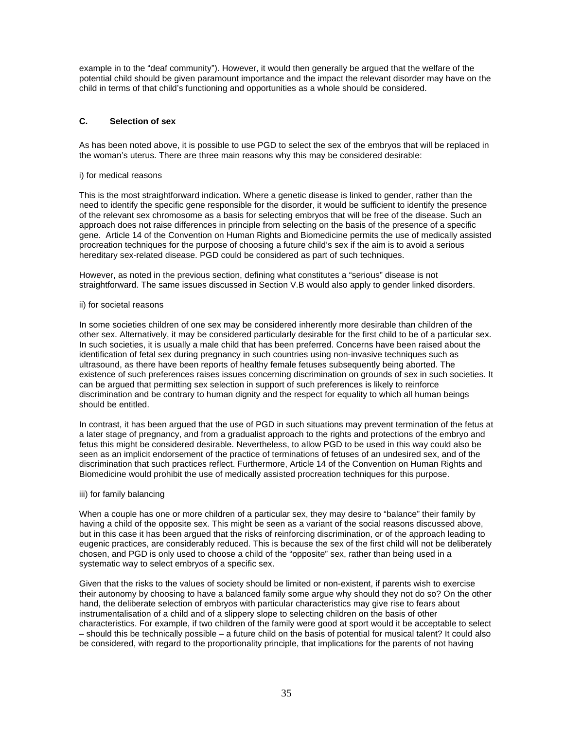example in to the "deaf community"). However, it would then generally be argued that the welfare of the potential child should be given paramount importance and the impact the relevant disorder may have on the child in terms of that child's functioning and opportunities as a whole should be considered.

### C. Selection of sex

As has been noted above, it is possible to use PGD to select the sex of the embryos that will be replaced in the woman's uterus. There are three main reasons why this may be considered desirable:

i) for medical reasons

This is the most straightforward indication. Where a genetic disease is linked to gender, rather than the need to identify the specific gene responsible for the disorder, it would be sufficient to identify the presence of the relevant sex chromosome as a basis for selecting embryos that will be free of the disease. Such an approach does not raise differences in principle from selecting on the basis of the presence of a specific gene. Article 14 of the Convention on Human Rights and Biomedicine permits the use of medically assisted procreation techniques for the purpose of choosing a future child's sex if the aim is to avoid a serious hereditary sex-related disease. PGD could be considered as part of such techniques.

However, as noted in the previous section, defining what constitutes a "serious" disease is not straightforward. The same issues discussed in Section V.B would also apply to gender linked disorders.

ii) for societal reasons

In some societies children of one sex may be considered inherently more desirable than children of the other sex. Alternatively, it may be considered particularly desirable for the first child to be of a particular sex. In such societies, it is usually a male child that has been preferred. Concerns have been raised about the identification of fetal sex during pregnancy in such countries using non-invasive techniques such as ultrasound, as there have been reports of healthy female fetuses subsequently being aborted. The existence of such preferences raises issues concerning discrimination on grounds of sex in such societies. It can be argued that permitting sex selection in support of such preferences is likely to reinforce discrimination and be contrary to human dignity and the respect for equality to which all human beings should be entitled.

In contrast, it has been argued that the use of PGD in such situations may prevent termination of the fetus at a later stage of pregnancy, and from a gradualist approach to the rights and protections of the embryo and fetus this might be considered desirable. Nevertheless, to allow PGD to be used in this way could also be seen as an implicit endorsement of the practice of terminations of fetuses of an undesired sex, and of the discrimination that such practices reflect. Furthermore, Article 14 of the Convention on Human Rights and Biomedicine would prohibit the use of medically assisted procreation techniques for this purpose.

iii) for family balancing

When a couple has one or more children of a particular sex, they may desire to "balance" their family by having a child of the opposite sex. This might be seen as a variant of the social reasons discussed above, but in this case it has been argued that the risks of reinforcing discrimination, or of the approach leading to eugenic practices, are considerably reduced. This is because the sex of the first child will not be deliberately chosen, and PGD is only used to choose a child of the "opposite" sex, rather than being used in a systematic way to select embryos of a specific sex.

Given that the risks to the values of society should be limited or non-existent, if parents wish to exercise their autonomy by choosing to have a balanced family some argue why should they not do so? On the other hand, the deliberate selection of embryos with particular characteristics may give rise to fears about instrumentalisation of a child and of a slippery slope to selecting children on the basis of other characteristics. For example, if two children of the family were good at sport would it be acceptable to select – should this be technically possible – a future child on the basis of potential for musical talent? It could also be considered, with regard to the proportionality principle, that implications for the parents of not having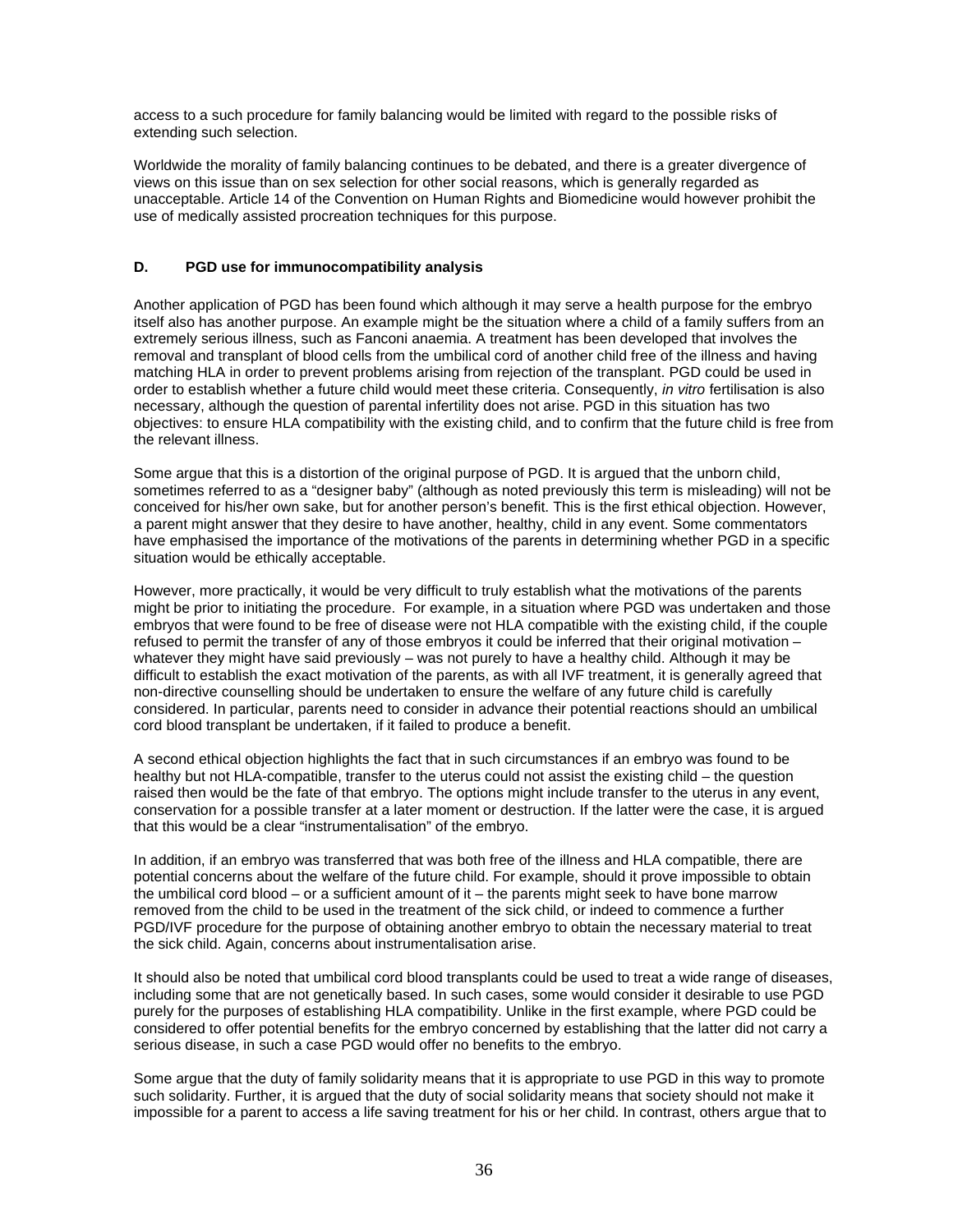access to a such procedure for family balancing would be limited with regard to the possible risks of extending such selection.

Worldwide the morality of family balancing continues to be debated, and there is a greater divergence of views on this issue than on sex selection for other social reasons, which is generally regarded as unacceptable. Article 14 of the Convention on Human Rights and Biomedicine would however prohibit the use of medically assisted procreation techniques for this purpose.

### D. PGD use for immunocompatibility analysis

Another application of PGD has been found which although it may serve a health purpose for the embryo itself also has another purpose. An example might be the situation where a child of a family suffers from an extremely serious illness, such as Fanconi anaemia. A treatment has been developed that involves the removal and transplant of blood cells from the umbilical cord of another child free of the illness and having matching HLA in order to prevent problems arising from rejection of the transplant. PGD could be used in order to establish whether a future child would meet these criteria. Consequently, *in vitro* fertilisation is also necessary, although the question of parental infertility does not arise. PGD in this situation has two objectives: to ensure HLA compatibility with the existing child, and to confirm that the future child is free from the relevant illness.

Some argue that this is a distortion of the original purpose of PGD. It is argued that the unborn child, sometimes referred to as a "designer baby" (although as noted previously this term is misleading) will not be conceived for his/her own sake, but for another person's benefit. This is the first ethical objection. However, a parent might answer that they desire to have another, healthy, child in any event. Some commentators have emphasised the importance of the motivations of the parents in determining whether PGD in a specific situation would be ethically acceptable.

However, more practically, it would be very difficult to truly establish what the motivations of the parents might be prior to initiating the procedure. For example, in a situation where PGD was undertaken and those embryos that were found to be free of disease were not HLA compatible with the existing child, if the couple refused to permit the transfer of any of those embryos it could be inferred that their original motivation – whatever they might have said previously – was not purely to have a healthy child. Although it may be difficult to establish the exact motivation of the parents, as with all IVF treatment, it is generally agreed that non-directive counselling should be undertaken to ensure the welfare of any future child is carefully considered. In particular, parents need to consider in advance their potential reactions should an umbilical cord blood transplant be undertaken, if it failed to produce a benefit.

A second ethical objection highlights the fact that in such circumstances if an embryo was found to be healthy but not HLA-compatible, transfer to the uterus could not assist the existing child – the question raised then would be the fate of that embryo. The options might include transfer to the uterus in any event, conservation for a possible transfer at a later moment or destruction. If the latter were the case, it is argued that this would be a clear "instrumentalisation" of the embryo.

In addition, if an embryo was transferred that was both free of the illness and HLA compatible, there are potential concerns about the welfare of the future child. For example, should it prove impossible to obtain the umbilical cord blood – or a sufficient amount of it – the parents might seek to have bone marrow removed from the child to be used in the treatment of the sick child, or indeed to commence a further PGD/IVF procedure for the purpose of obtaining another embryo to obtain the necessary material to treat the sick child. Again, concerns about instrumentalisation arise.

It should also be noted that umbilical cord blood transplants could be used to treat a wide range of diseases, including some that are not genetically based. In such cases, some would consider it desirable to use PGD purely for the purposes of establishing HLA compatibility. Unlike in the first example, where PGD could be considered to offer potential benefits for the embryo concerned by establishing that the latter did not carry a serious disease, in such a case PGD would offer no benefits to the embryo.

Some argue that the duty of family solidarity means that it is appropriate to use PGD in this way to promote such solidarity. Further, it is argued that the duty of social solidarity means that society should not make it impossible for a parent to access a life saving treatment for his or her child. In contrast, others argue that to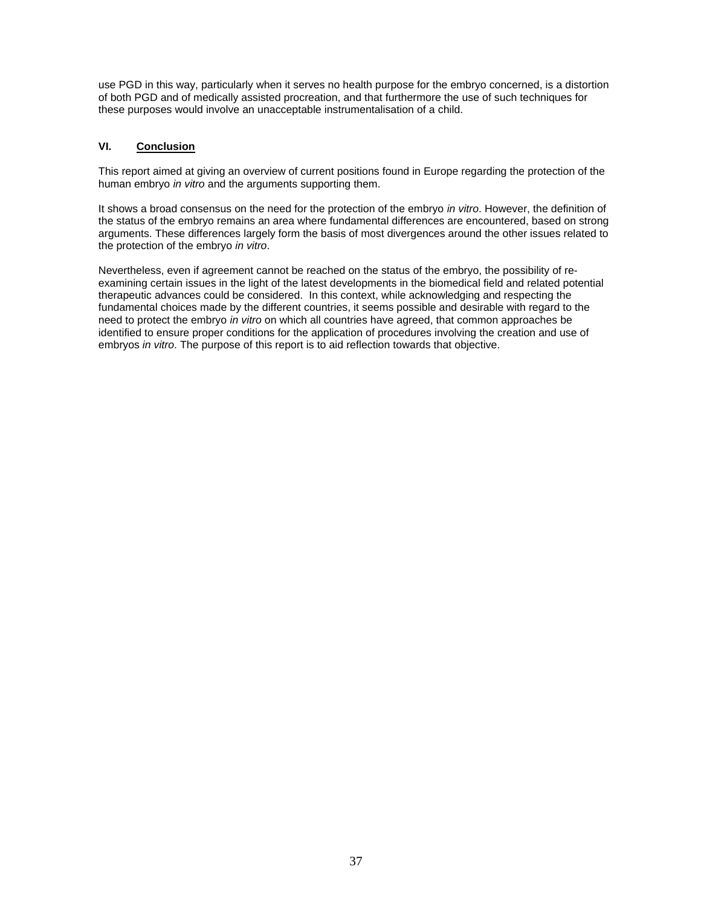use PGD in this way, particularly when it serves no health purpose for the embryo concerned, is a distortion of both PGD and of medically assisted procreation, and that furthermore the use of such techniques for these purposes would involve an unacceptable instrumentalisation of a child.

## VI. **Conclusion**

This report aimed at giving an overview of current positions found in Europe regarding the protection of the human embryo *in vitro* and the arguments supporting them.

It shows a broad consensus on the need for the protection of the embryo *in vitro*. However, the definition of the status of the embryo remains an area where fundamental differences are encountered, based on strong arguments. These differences largely form the basis of most divergences around the other issues related to the protection of the embryo *in vitro*.

Nevertheless, even if agreement cannot be reached on the status of the embryo, the possibility of re-examining certain issues in the light of the latest developments in the biomedical field and related potential therapeutic advances could be considered. In this context, while acknowledging and respecting the fundamental choices made by the different countries, it seems possible and desirable with regard to the need to protect the embryo *in vitro* on which all countries have agreed, that common approaches be identified to ensure proper conditions for the application of procedures involving the creation and use of embryos *in vitro*. The purpose of this report is to aid reflection towards that objective.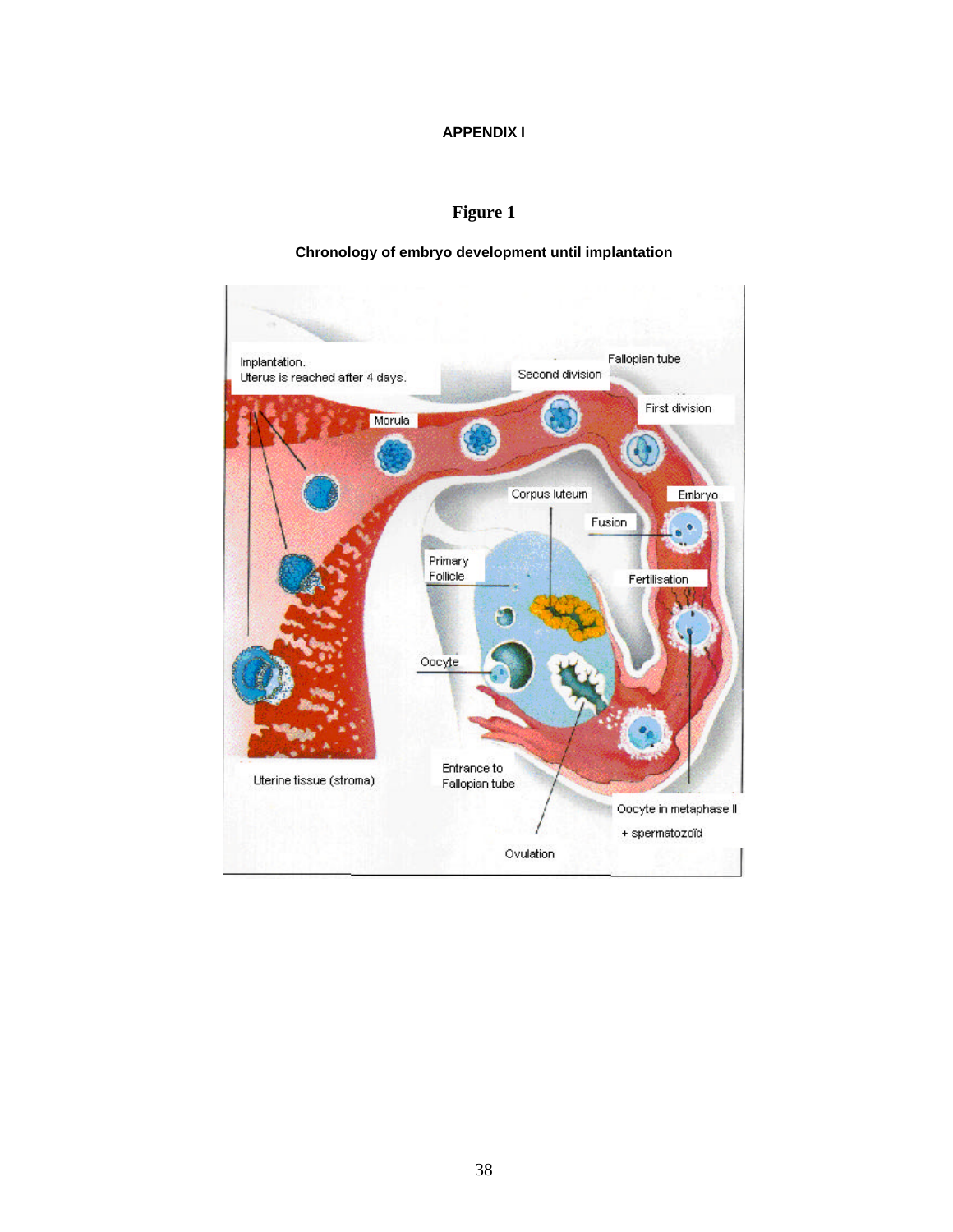**APPENDIX I**

**Figure 1**

**Chronology of embryo development until implantation**

Implantation.
Uterus is reached after 4 days.

Fallopian tube

Second division

First division

Morula

Corpus luteum

Embryo

Fusion

Primary Follicle

Fertilisation

Oocyte

Entrance to Fallopian tube

Uterine tissue (stroma)

Oocyte in metaphase II

+ spermatozoïd

Ovulation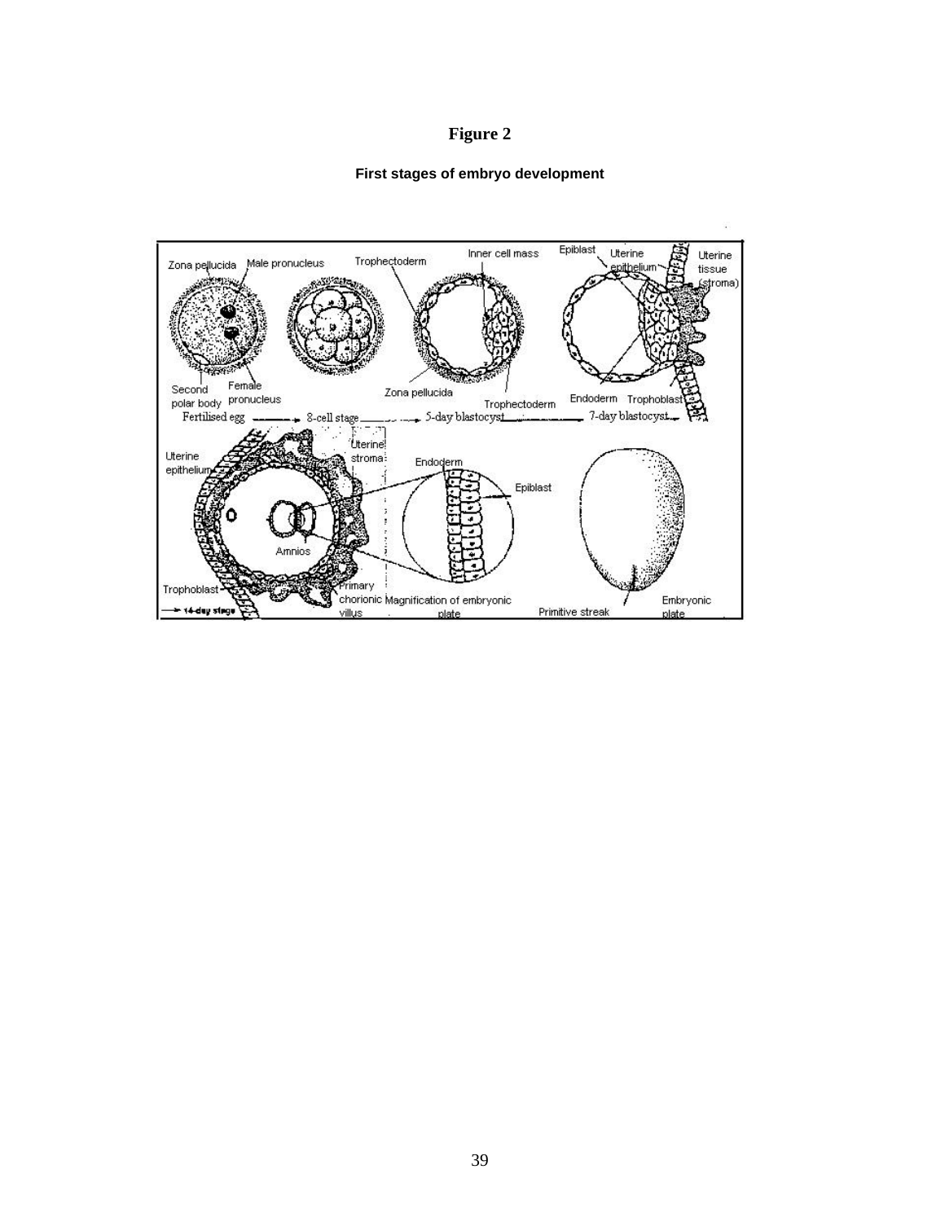# Figure 2

**First stages of embryo development**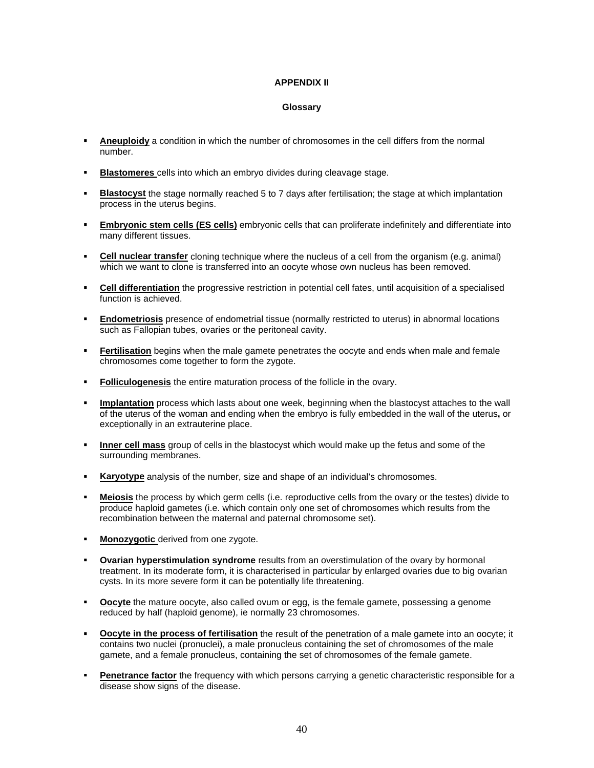**APPENDIX II**

**Glossary**

- **Aneuploidy** a condition in which the number of chromosomes in the cell differs from the normal number.

- **Blastomeres** cells into which an embryo divides during cleavage stage.

- **Blastocyst** the stage normally reached 5 to 7 days after fertilisation; the stage at which implantation process in the uterus begins.

- **Embryonic stem cells (ES cells)** embryonic cells that can proliferate indefinitely and differentiate into many different tissues.

- **Cell nuclear transfer** cloning technique where the nucleus of a cell from the organism (e.g. animal) which we want to clone is transferred into an oocyte whose own nucleus has been removed.

- **Cell differentiation** the progressive restriction in potential cell fates, until acquisition of a specialised function is achieved.

- **Endometriosis** presence of endometrial tissue (normally restricted to uterus) in abnormal locations such as Fallopian tubes, ovaries or the peritoneal cavity.

- **Fertilisation** begins when the male gamete penetrates the oocyte and ends when male and female chromosomes come together to form the zygote.

- **Folliculogenesis** the entire maturation process of the follicle in the ovary.

- **Implantation** process which lasts about one week, beginning when the blastocyst attaches to the wall of the uterus of the woman and ending when the embryo is fully embedded in the wall of the uterus**,** or exceptionally in an extrauterine place.

- **Inner cell mass** group of cells in the blastocyst which would make up the fetus and some of the surrounding membranes.

- **Karyotype** analysis of the number, size and shape of an individual's chromosomes.

- **Meiosis** the process by which germ cells (i.e. reproductive cells from the ovary or the testes) divide to produce haploid gametes (i.e. which contain only one set of chromosomes which results from the recombination between the maternal and paternal chromosome set).

- **Monozygotic** derived from one zygote.

- **Ovarian hyperstimulation syndrome** results from an overstimulation of the ovary by hormonal treatment. In its moderate form, it is characterised in particular by enlarged ovaries due to big ovarian cysts. In its more severe form it can be potentially life threatening.

- **Oocyte** the mature oocyte, also called ovum or egg, is the female gamete, possessing a genome reduced by half (haploid genome), ie normally 23 chromosomes.

- **Oocyte in the process of fertilisation** the result of the penetration of a male gamete into an oocyte; it contains two nuclei (pronuclei), a male pronucleus containing the set of chromosomes of the male gamete, and a female pronucleus, containing the set of chromosomes of the female gamete.

- **Penetrance factor** the frequency with which persons carrying a genetic characteristic responsible for a disease show signs of the disease.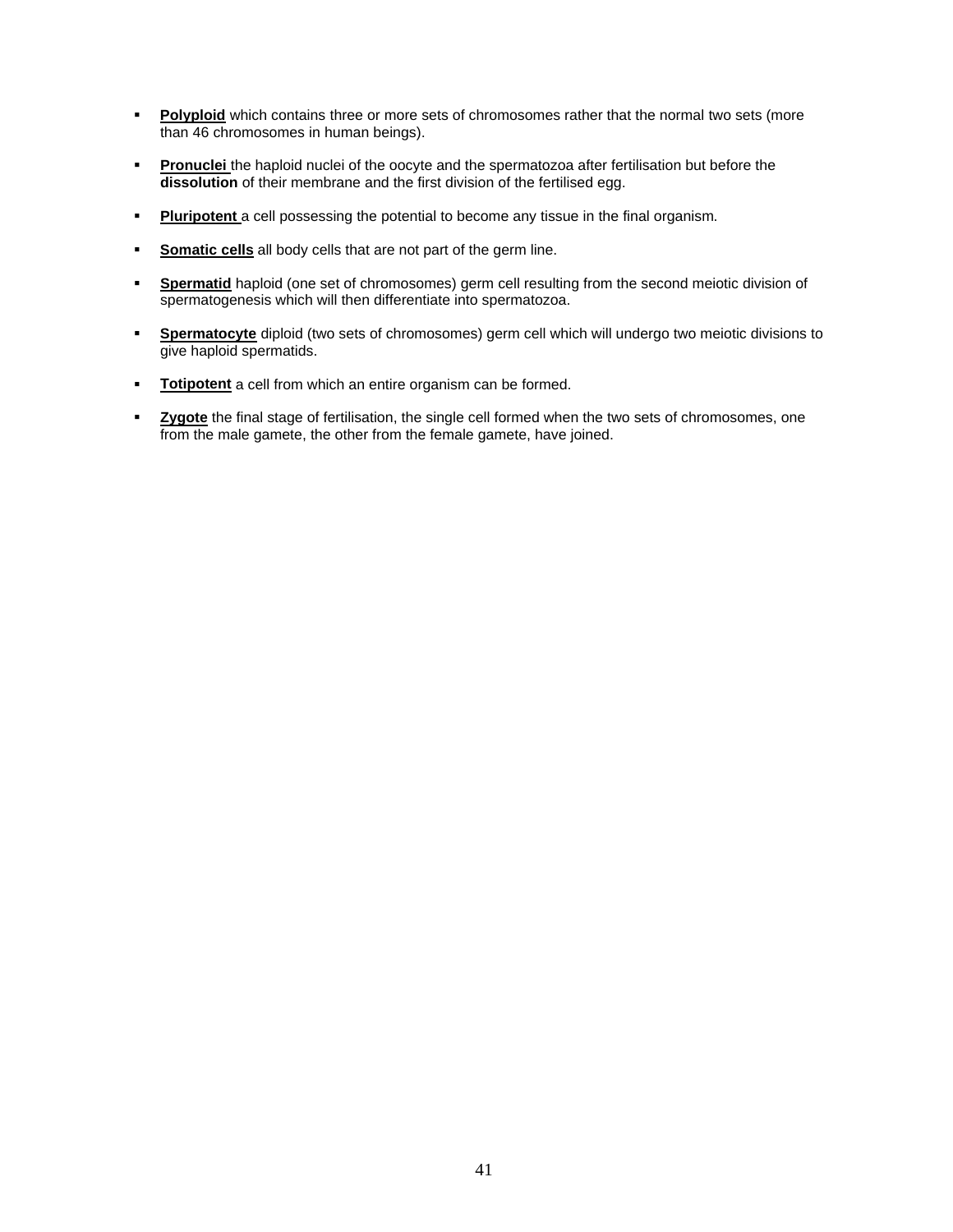- **Polyploid** which contains three or more sets of chromosomes rather that the normal two sets (more than 46 chromosomes in human beings).

- **Pronuclei** the haploid nuclei of the oocyte and the spermatozoa after fertilisation but before the **dissolution** of their membrane and the first division of the fertilised egg.

- **Pluripotent** a cell possessing the potential to become any tissue in the final organism.

- **Somatic cells** all body cells that are not part of the germ line.

- **Spermatid** haploid (one set of chromosomes) germ cell resulting from the second meiotic division of spermatogenesis which will then differentiate into spermatozoa.

- **Spermatocyte** diploid (two sets of chromosomes) germ cell which will undergo two meiotic divisions to give haploid spermatids.

- **Totipotent** a cell from which an entire organism can be formed.

- **Zygote** the final stage of fertilisation, the single cell formed when the two sets of chromosomes, one from the male gamete, the other from the female gamete, have joined.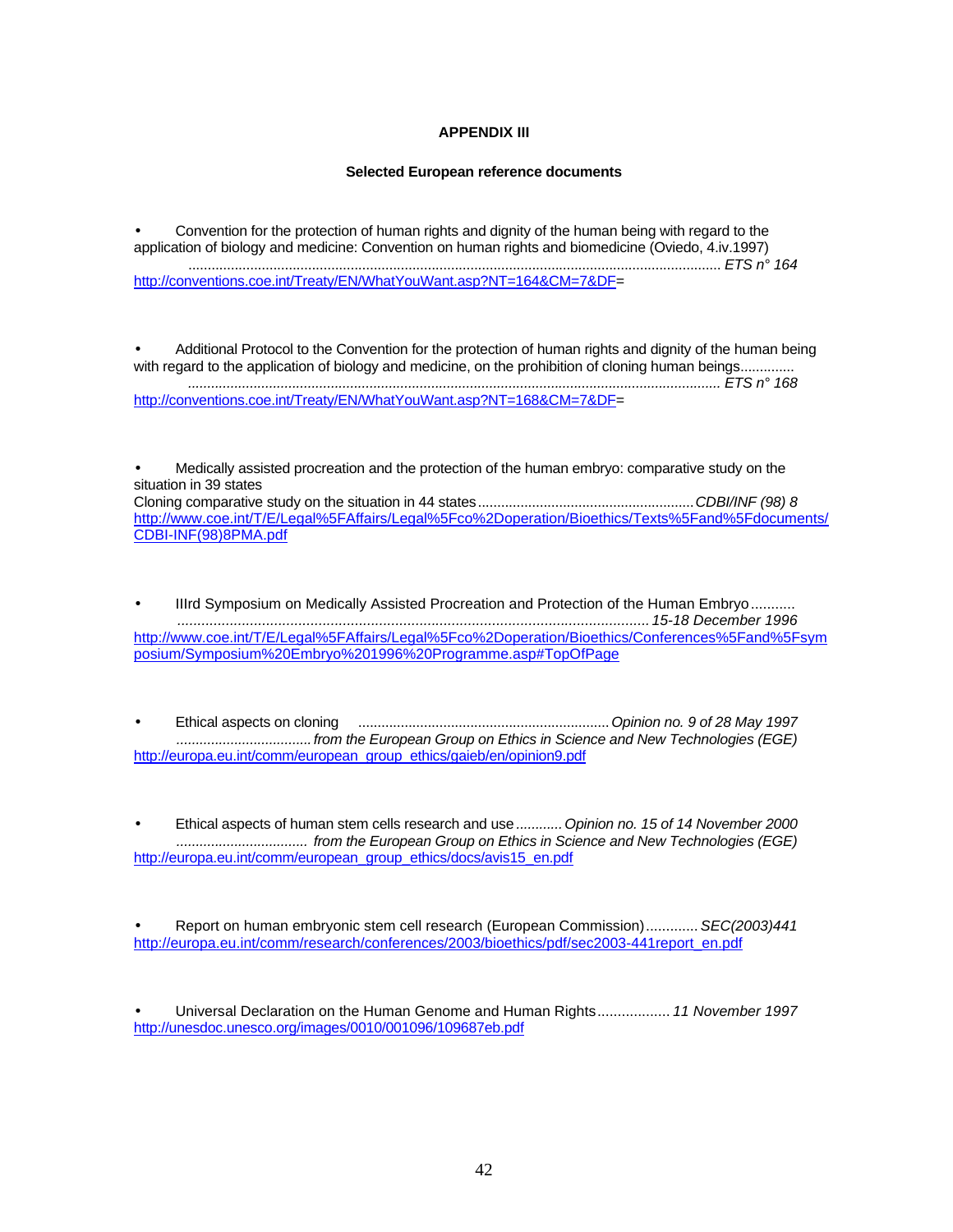# APPENDIX III

## Selected European reference documents

- Convention for the protection of human rights and dignity of the human being with regard to the application of biology and medicine: Convention on human rights and biomedicine (Oviedo, 4.iv.1997) ........................................................................................................................................ *ETS n° 164*
http://conventions.coe.int/Treaty/EN/WhatYouWant.asp?NT=164&CM=7&DF=

- Additional Protocol to the Convention for the protection of human rights and dignity of the human being with regard to the application of biology and medicine, on the prohibition of cloning human beings............. ........................................................................................................................................ *ETS n° 168*
http://conventions.coe.int/Treaty/EN/WhatYouWant.asp?NT=168&CM=7&DF=

- Medically assisted procreation and the protection of the human embryo: comparative study on the situation in 39 states
Cloning comparative study on the situation in 44 states....................................................... *CDBI/INF (98) 8*
http://www.coe.int/T/E/Legal%5FAffairs/Legal%5Fco%2Doperation/Bioethics/Texts%5Fand%5Fdocuments/CDBI-INF(98)8PMA.pdf

- IIIrd Symposium on Medically Assisted Procreation and Protection of the Human Embryo........... ..................................................................................................................... *15-18 December 1996*
http://www.coe.int/T/E/Legal%5FAffairs/Legal%5Fco%2Doperation/Bioethics/Conferences%5Fand%5Fsymposium/Symposium%20Embryo%201996%20Programme.asp#TopOfPage

- Ethical aspects on cloning ................................................................ *Opinion no. 9 of 28 May 1997* .................................. *from the European Group on Ethics in Science and New Technologies (EGE)*
http://europa.eu.int/comm/european_group_ethics/gaieb/en/opinion9.pdf

- Ethical aspects of human stem cells research and use........... *Opinion no. 15 of 14 November 2000* ................................. *from the European Group on Ethics in Science and New Technologies (EGE)*
http://europa.eu.int/comm/european_group_ethics/docs/avis15_en.pdf

- Report on human embryonic stem cell research (European Commission)............. *SEC(2003)441*
http://europa.eu.int/comm/research/conferences/2003/bioethics/pdf/sec2003-441report_en.pdf

- Universal Declaration on the Human Genome and Human Rights.................. *11 November 1997*
http://unesdoc.unesco.org/images/0010/001096/109687eb.pdf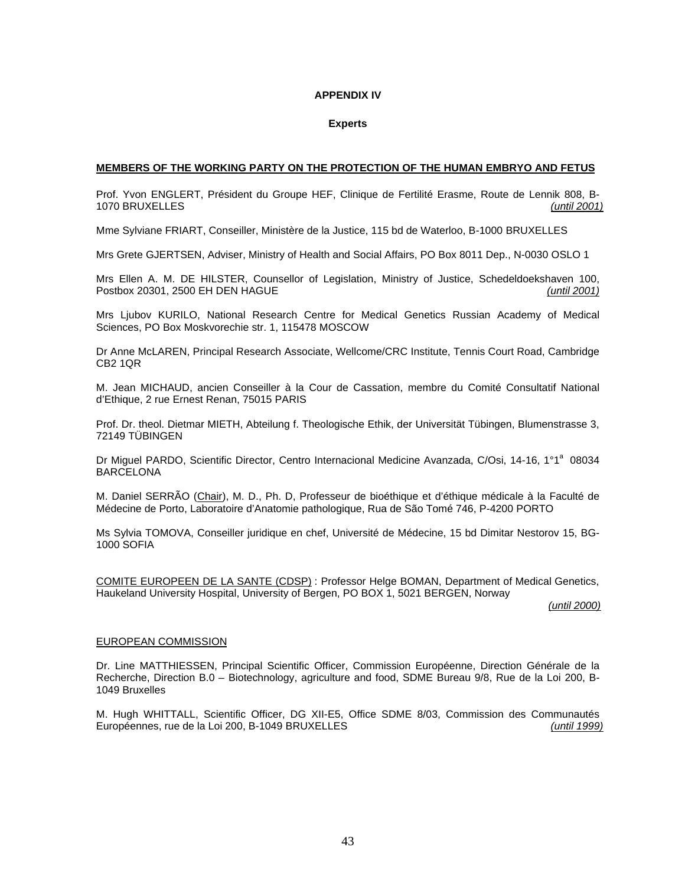**APPENDIX IV**

**Experts**

**MEMBERS OF THE WORKING PARTY ON THE PROTECTION OF THE HUMAN EMBRYO AND FETUS**

Prof. Yvon ENGLERT, Président du Groupe HEF, Clinique de Fertilité Erasme, Route de Lennik 808, B-1070 BRUXELLES *(until 2001)*

Mme Sylviane FRIART, Conseiller, Ministère de la Justice, 115 bd de Waterloo, B-1000 BRUXELLES

Mrs Grete GJERTSEN, Adviser, Ministry of Health and Social Affairs, PO Box 8011 Dep., N-0030 OSLO 1

Mrs Ellen A. M. DE HILSTER, Counsellor of Legislation, Ministry of Justice, Schedeldoekshaven 100, Postbox 20301, 2500 EH DEN HAGUE *(until 2001)*

Mrs Ljubov KURILO, National Research Centre for Medical Genetics Russian Academy of Medical Sciences, PO Box Moskvorechie str. 1, 115478 MOSCOW

Dr Anne McLAREN, Principal Research Associate, Wellcome/CRC Institute, Tennis Court Road, Cambridge CB2 1QR

M. Jean MICHAUD, ancien Conseiller à la Cour de Cassation, membre du Comité Consultatif National d'Ethique, 2 rue Ernest Renan, 75015 PARIS

Prof. Dr. theol. Dietmar MIETH, Abteilung f. Theologische Ethik, der Universität Tübingen, Blumenstrasse 3, 72149 TÜBINGEN

Dr Miguel PARDO, Scientific Director, Centro Internacional Medicine Avanzada, C/Osi, 14-16, 1°1[a] 08034 BARCELONA

M. Daniel SERRÃO (Chair), M. D., Ph. D, Professeur de bioéthique et d'éthique médicale à la Faculté de Médecine de Porto, Laboratoire d'Anatomie pathologique, Rua de São Tomé 746, P-4200 PORTO

Ms Sylvia TOMOVA, Conseiller juridique en chef, Université de Médecine, 15 bd Dimitar Nestorov 15, BG-1000 SOFIA

COMITE EUROPEEN DE LA SANTE (CDSP) : Professor Helge BOMAN, Department of Medical Genetics, Haukeland University Hospital, University of Bergen, PO BOX 1, 5021 BERGEN, Norway *(until 2000)*

EUROPEAN COMMISSION

Dr. Line MATTHIESSEN, Principal Scientific Officer, Commission Européenne, Direction Générale de la Recherche, Direction B.0 – Biotechnology, agriculture and food, SDME Bureau 9/8, Rue de la Loi 200, B-1049 Bruxelles

M. Hugh WHITTALL, Scientific Officer, DG XII-E5, Office SDME 8/03, Commission des Communautés Européennes, rue de la Loi 200, B-1049 BRUXELLES *(until 1999)*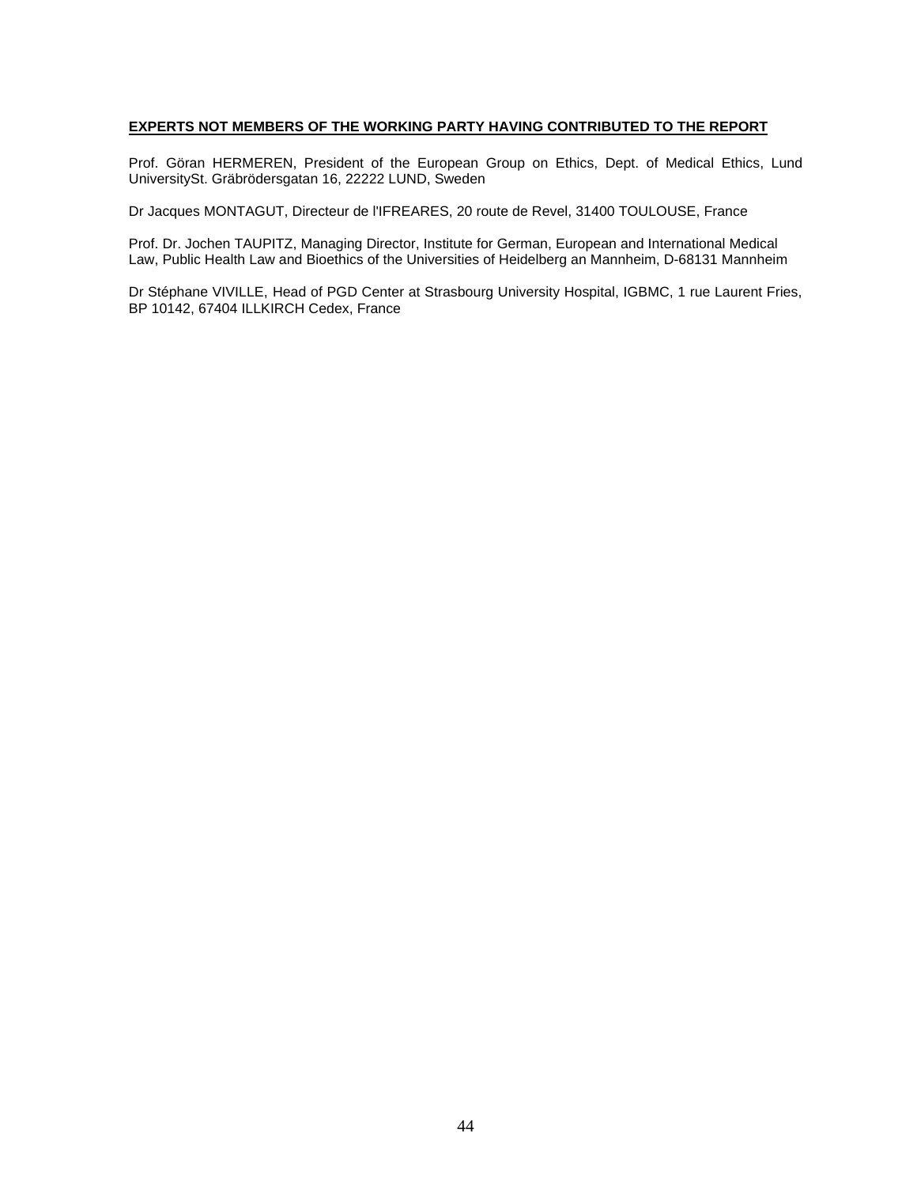**EXPERTS NOT MEMBERS OF THE WORKING PARTY HAVING CONTRIBUTED TO THE REPORT**

Prof. Göran HERMEREN, President of the European Group on Ethics, Dept. of Medical Ethics, Lund UniversitySt. Gräbrödersgatan 16, 22222 LUND, Sweden

Dr Jacques MONTAGUT, Directeur de l'IFREARES, 20 route de Revel, 31400 TOULOUSE, France

Prof. Dr. Jochen TAUPITZ, Managing Director, Institute for German, European and International Medical Law, Public Health Law and Bioethics of the Universities of Heidelberg an Mannheim, D-68131 Mannheim

Dr Stéphane VIVILLE, Head of PGD Center at Strasbourg University Hospital, IGBMC, 1 rue Laurent Fries, BP 10142, 67404 ILLKIRCH Cedex, France